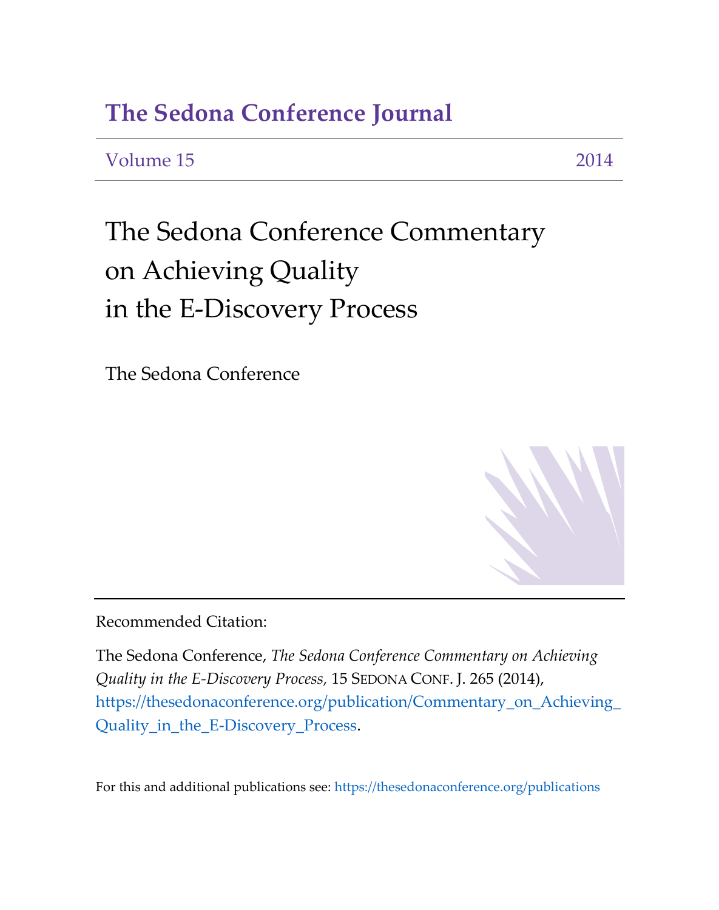## The Sedona Conference Journal

Volume 15 | 2014

# The Sedona Conference Commentary on Achieving Quality in the E-Discovery Process

The Sedona Conference

Recommended Citation:

The Sedona Conference, *The Sedona Conference Commentary on Achieving Quality in the E-Discovery Process*, 15 SEDONA CONF. J. 265 (2014), https://thesedonaconference.org/publication/Commentary_on_Achieving_Quality_in_the_E-Discovery_Process.

For this and additional publications see: https://thesedonaconference.org/publications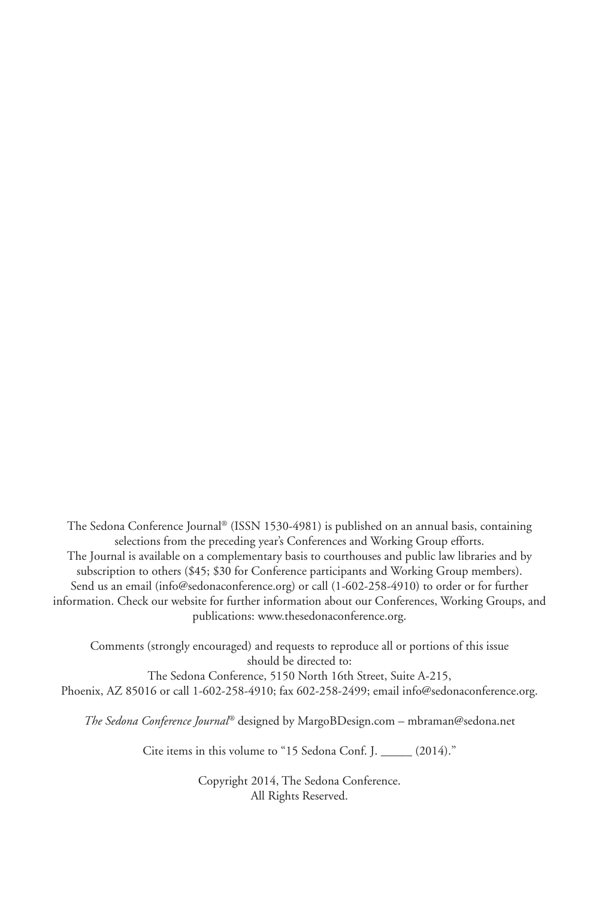The Sedona Conference Journal® (ISSN 1530-4981) is published on an annual basis, containing selections from the preceding year's Conferences and Working Group efforts.
The Journal is available on a complementary basis to courthouses and public law libraries and by subscription to others ($45; $30 for Conference participants and Working Group members).
Send us an email (info@sedonaconference.org) or call (1-602-258-4910) to order or for further information. Check our website for further information about our Conferences, Working Groups, and publications: www.thesedonaconference.org.

Comments (strongly encouraged) and requests to reproduce all or portions of this issue should be directed to:
The Sedona Conference, 5150 North 16th Street, Suite A-215,
Phoenix, AZ 85016 or call 1-602-258-4910; fax 602-258-2499; email info@sedonaconference.org.

*The Sedona Conference Journal*® designed by MargoBDesign.com – mbraman@sedona.net

Cite items in this volume to "15 Sedona Conf. J. _____ (2014)."

Copyright 2014, The Sedona Conference.
All Rights Reserved.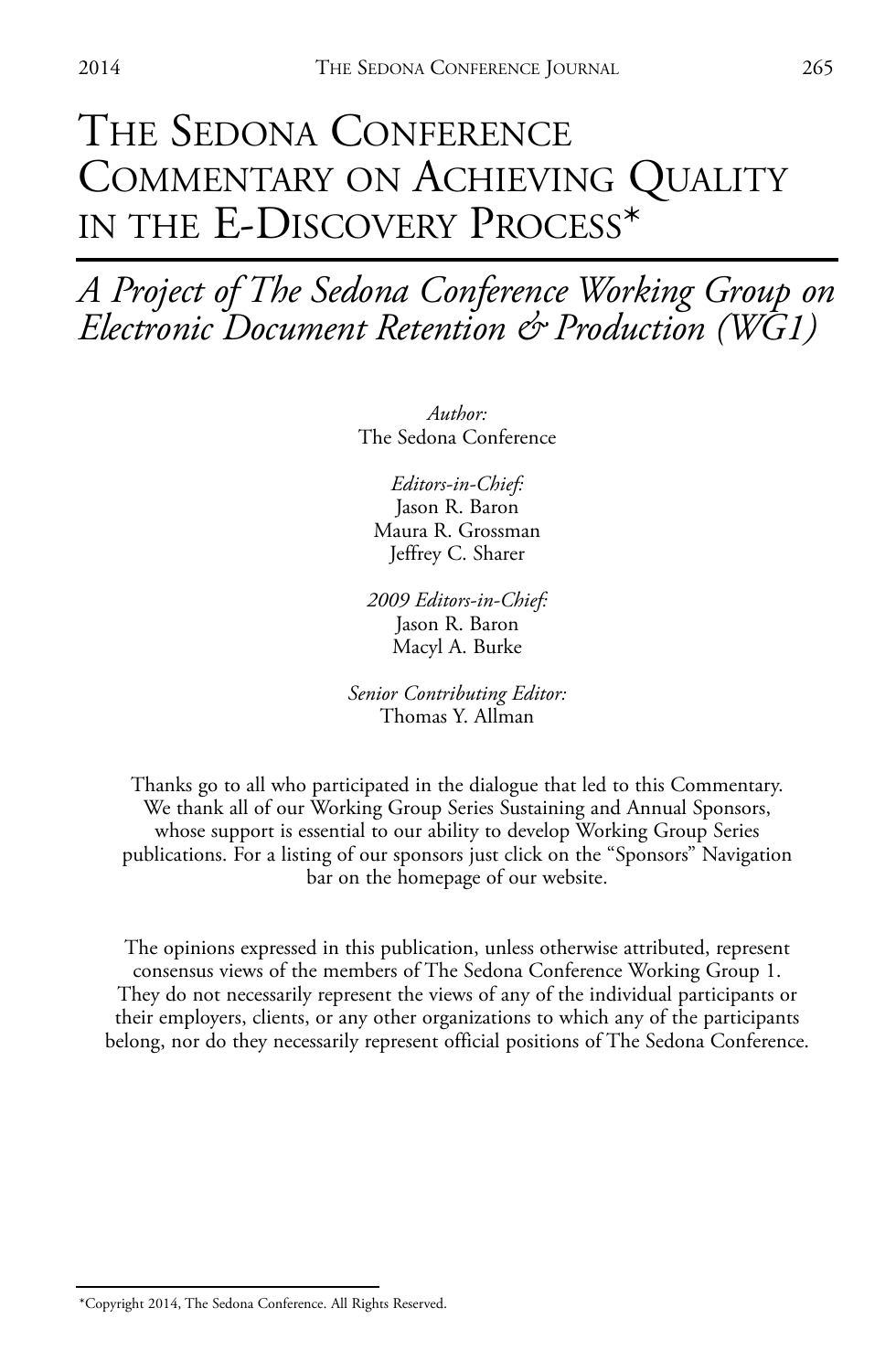# The Sedona Conference Commentary on Achieving Quality in the E-Discovery Process*

## *A Project of The Sedona Conference Working Group on Electronic Document Retention & Production (WG1)*

*Author:*
The Sedona Conference

*Editors-in-Chief:*
Jason R. Baron
Maura R. Grossman
Jeffrey C. Sharer

*2009 Editors-in-Chief:*
Jason R. Baron
Macyl A. Burke

*Senior Contributing Editor:*
Thomas Y. Allman

Thanks go to all who participated in the dialogue that led to this Commentary. We thank all of our Working Group Series Sustaining and Annual Sponsors, whose support is essential to our ability to develop Working Group Series publications. For a listing of our sponsors just click on the "Sponsors" Navigation bar on the homepage of our website.

The opinions expressed in this publication, unless otherwise attributed, represent consensus views of the members of The Sedona Conference Working Group 1. They do not necessarily represent the views of any of the individual participants or their employers, clients, or any other organizations to which any of the participants belong, nor do they necessarily represent official positions of The Sedona Conference.

---

*Copyright 2014, The Sedona Conference. All Rights Reserved.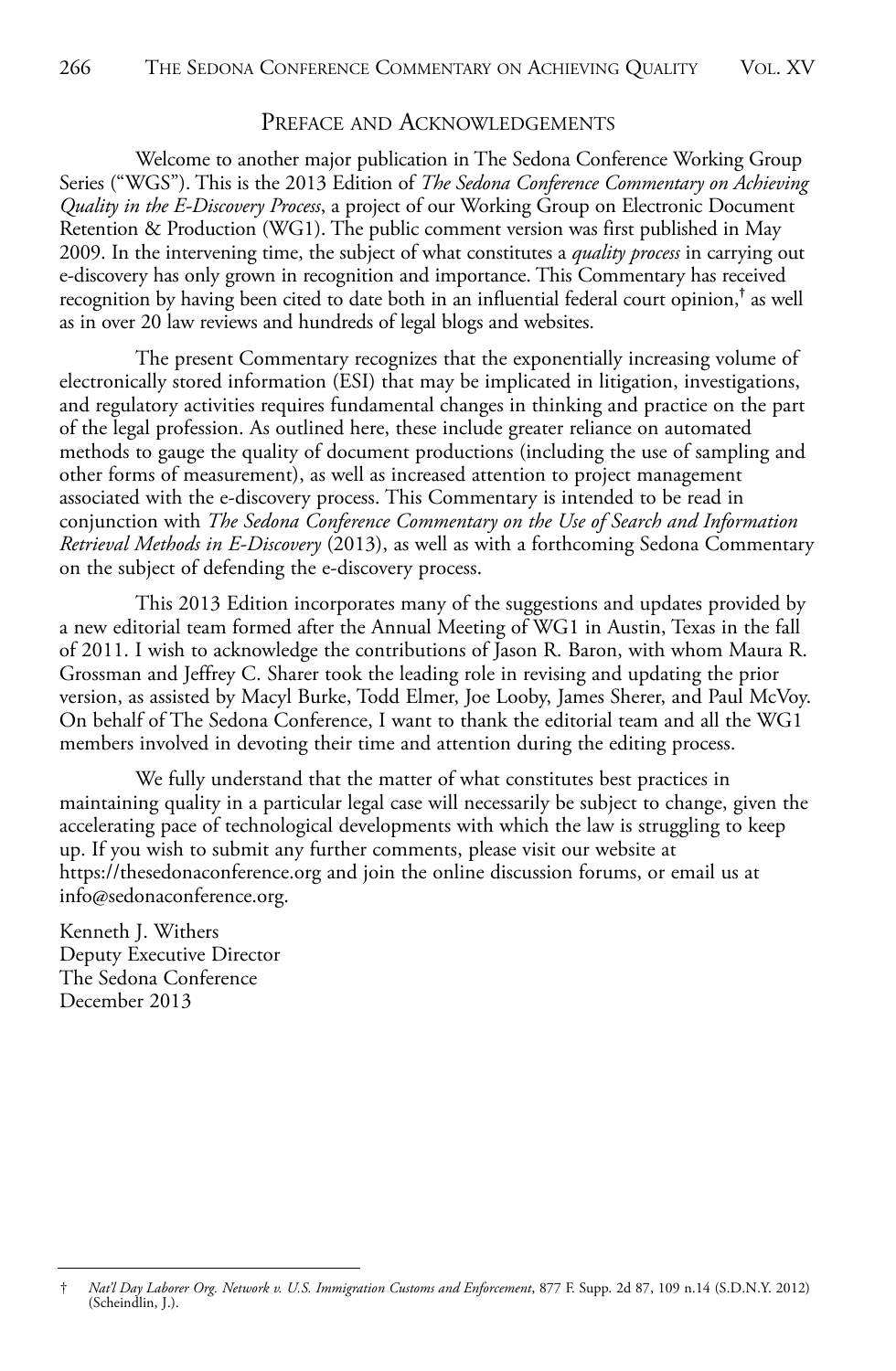## Preface and Acknowledgements

Welcome to another major publication in The Sedona Conference Working Group Series ("WGS"). This is the 2013 Edition of *The Sedona Conference Commentary on Achieving Quality in the E-Discovery Process*, a project of our Working Group on Electronic Document Retention & Production (WG1). The public comment version was first published in May 2009. In the intervening time, the subject of what constitutes a *quality process* in carrying out e-discovery has only grown in recognition and importance. This Commentary has received recognition by having been cited to date both in an influential federal court opinion,[†] as well as in over 20 law reviews and hundreds of legal blogs and websites.

The present Commentary recognizes that the exponentially increasing volume of electronically stored information (ESI) that may be implicated in litigation, investigations, and regulatory activities requires fundamental changes in thinking and practice on the part of the legal profession. As outlined here, these include greater reliance on automated methods to gauge the quality of document productions (including the use of sampling and other forms of measurement), as well as increased attention to project management associated with the e-discovery process. This Commentary is intended to be read in conjunction with *The Sedona Conference Commentary on the Use of Search and Information Retrieval Methods in E-Discovery* (2013), as well as with a forthcoming Sedona Commentary on the subject of defending the e-discovery process.

This 2013 Edition incorporates many of the suggestions and updates provided by a new editorial team formed after the Annual Meeting of WG1 in Austin, Texas in the fall of 2011. I wish to acknowledge the contributions of Jason R. Baron, with whom Maura R. Grossman and Jeffrey C. Sharer took the leading role in revising and updating the prior version, as assisted by Macyl Burke, Todd Elmer, Joe Looby, James Sherer, and Paul McVoy. On behalf of The Sedona Conference, I want to thank the editorial team and all the WG1 members involved in devoting their time and attention during the editing process.

We fully understand that the matter of what constitutes best practices in maintaining quality in a particular legal case will necessarily be subject to change, given the accelerating pace of technological developments with which the law is struggling to keep up. If you wish to submit any further comments, please visit our website at https://thesedonaconference.org and join the online discussion forums, or email us at info@sedonaconference.org.

Kenneth J. Withers  
Deputy Executive Director  
The Sedona Conference  
December 2013

---

† *Nat'l Day Laborer Org. Network v. U.S. Immigration Customs and Enforcement*, 877 F. Supp. 2d 87, 109 n.14 (S.D.N.Y. 2012) (Scheindlin, J.).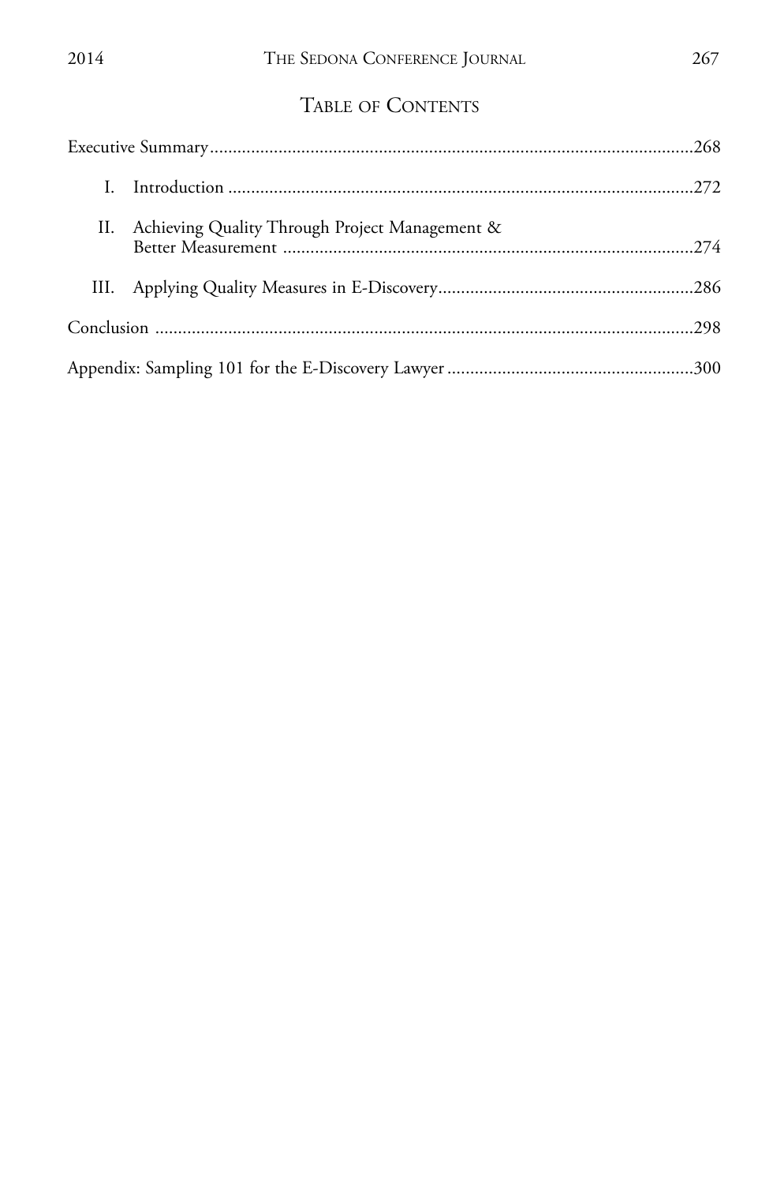# Table of Contents

Executive Summary ........................................................................................................268

I. Introduction ..........................................................................................................272

II. Achieving Quality Through Project Management & Better Measurement ..........................................................................................274

III. Applying Quality Measures in E-Discovery..........................................................286

Conclusion ......................................................................................................................298

Appendix: Sampling 101 for the E-Discovery Lawyer ......................................................300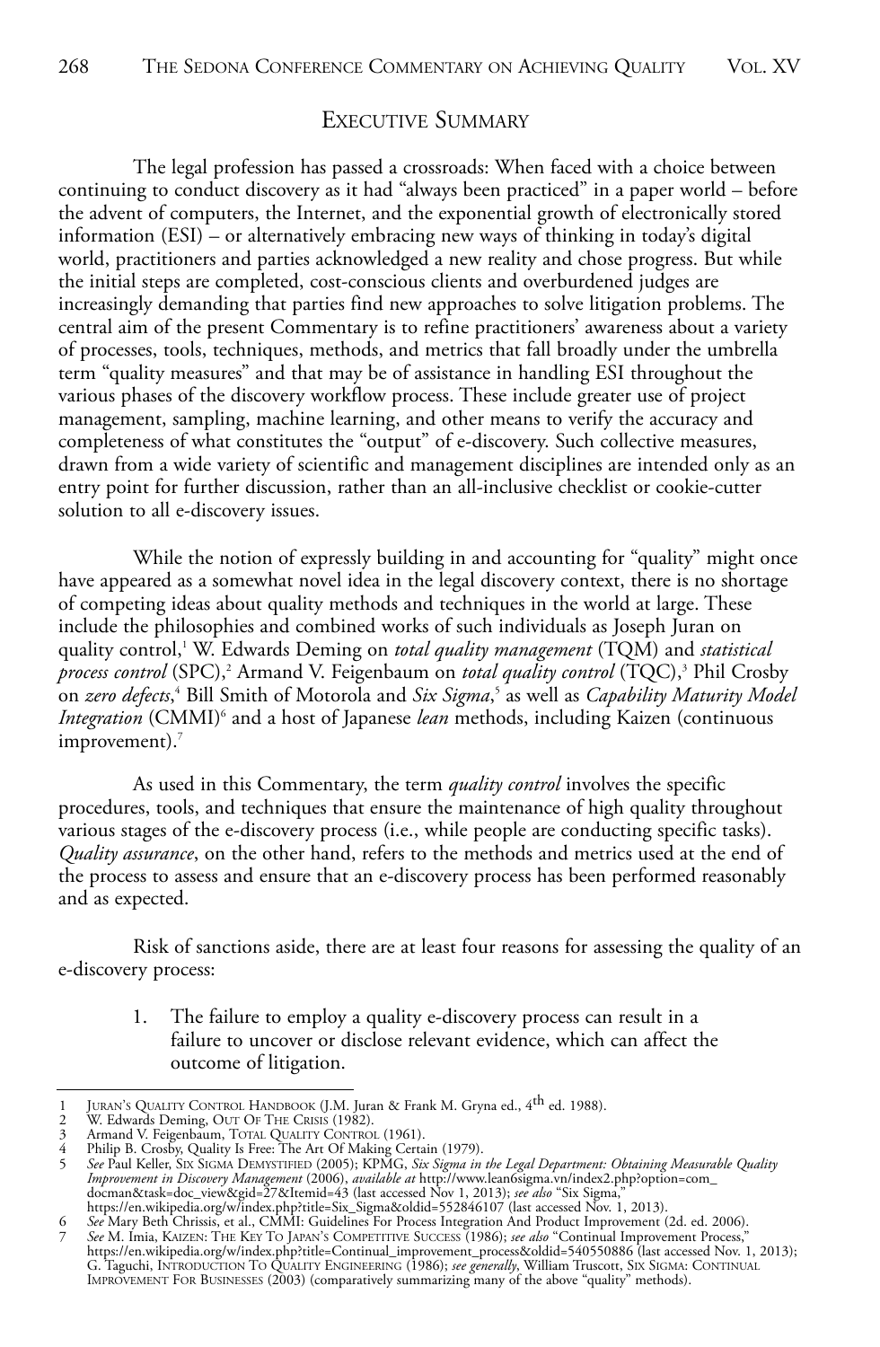## Executive Summary

The legal profession has passed a crossroads: When faced with a choice between continuing to conduct discovery as it had "always been practiced" in a paper world – before the advent of computers, the Internet, and the exponential growth of electronically stored information (ESI) – or alternatively embracing new ways of thinking in today's digital world, practitioners and parties acknowledged a new reality and chose progress. But while the initial steps are completed, cost-conscious clients and overburdened judges are increasingly demanding that parties find new approaches to solve litigation problems. The central aim of the present Commentary is to refine practitioners' awareness about a variety of processes, tools, techniques, methods, and metrics that fall broadly under the umbrella term "quality measures" and that may be of assistance in handling ESI throughout the various phases of the discovery workflow process. These include greater use of project management, sampling, machine learning, and other means to verify the accuracy and completeness of what constitutes the "output" of e-discovery. Such collective measures, drawn from a wide variety of scientific and management disciplines are intended only as an entry point for further discussion, rather than an all-inclusive checklist or cookie-cutter solution to all e-discovery issues.

While the notion of expressly building in and accounting for "quality" might once have appeared as a somewhat novel idea in the legal discovery context, there is no shortage of competing ideas about quality methods and techniques in the world at large. These include the philosophies and combined works of such individuals as Joseph Juran on quality control,[1] W. Edwards Deming on *total quality management* (TQM) and *statistical process control* (SPC),[2] Armand V. Feigenbaum on *total quality control* (TQC),[3] Phil Crosby on *zero defects*,[4] Bill Smith of Motorola and *Six Sigma*,[5] as well as *Capability Maturity Model Integration* (CMMI)[6] and a host of Japanese *lean* methods, including Kaizen (continuous improvement).[7]

As used in this Commentary, the term *quality control* involves the specific procedures, tools, and techniques that ensure the maintenance of high quality throughout various stages of the e-discovery process (i.e., while people are conducting specific tasks). *Quality assurance*, on the other hand, refers to the methods and metrics used at the end of the process to assess and ensure that an e-discovery process has been performed reasonably and as expected.

Risk of sanctions aside, there are at least four reasons for assessing the quality of an e-discovery process:

1. The failure to employ a quality e-discovery process can result in a failure to uncover or disclose relevant evidence, which can affect the outcome of litigation.

---

1 Juran's Quality Control Handbook (J.M. Juran & Frank M. Gryna ed., 4th ed. 1988).

2 W. Edwards Deming, Out Of The Crisis (1982).

3 Armand V. Feigenbaum, Total Quality Control (1961).

4 Philip B. Crosby, Quality Is Free: The Art Of Making Certain (1979).

5 *See* Paul Keller, Six Sigma Demystified (2005); KPMG, *Six Sigma in the Legal Department: Obtaining Measurable Quality Improvement in Discovery Management* (2006), *available at* http://www.lean6sigma.vn/index2.php?option=com_docman&task=doc_view&gid=27&Itemid=43 (last accessed Nov 1, 2013); *see also* "Six Sigma," https://en.wikipedia.org/w/index.php?title=Six_Sigma&oldid=552846107 (last accessed Nov. 1, 2013).

6 *See* Mary Beth Chrissis, et al., CMMI: Guidelines For Process Integration And Product Improvement (2d. ed. 2006).

7 *See* M. Imia, Kaizen: The Key To Japan's Competitive Success (1986); *see also* "Continual Improvement Process," https://en.wikipedia.org/w/index.php?title=Continual_improvement_process&oldid=540550886 (last accessed Nov. 1, 2013); G. Taguchi, Introduction To Quality Engineering (1986); *see generally*, William Truscott, Six Sigma: Continual Improvement For Businesses (2003) (comparatively summarizing many of the above "quality" methods).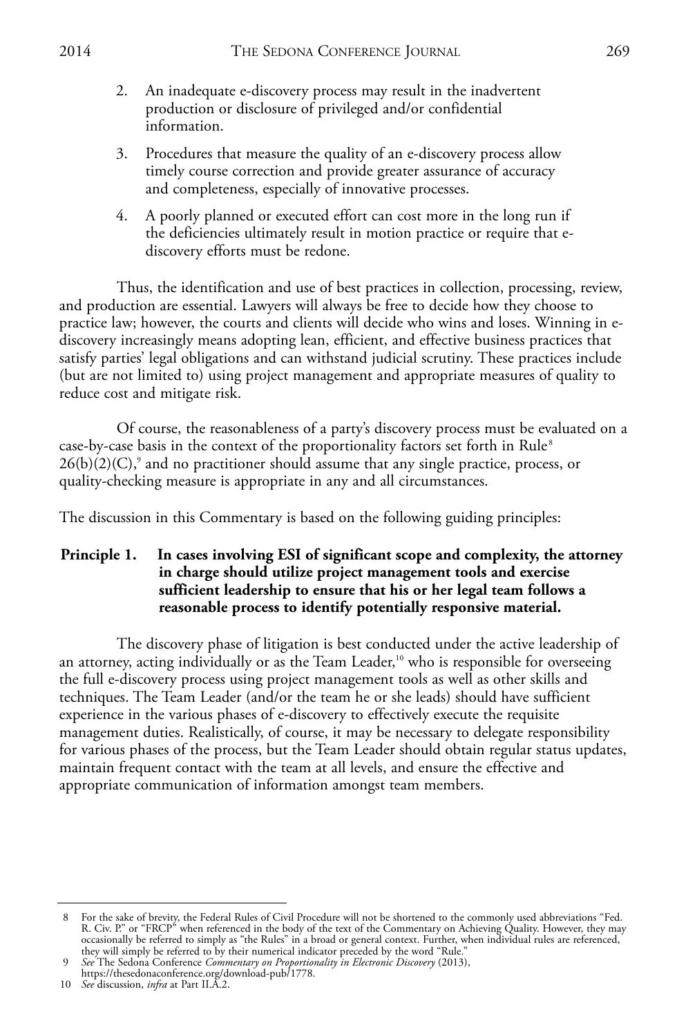2. An inadequate e-discovery process may result in the inadvertent production or disclosure of privileged and/or confidential information.

3. Procedures that measure the quality of an e-discovery process allow timely course correction and provide greater assurance of accuracy and completeness, especially of innovative processes.

4. A poorly planned or executed effort can cost more in the long run if the deficiencies ultimately result in motion practice or require that e-discovery efforts must be redone.

Thus, the identification and use of best practices in collection, processing, review, and production are essential. Lawyers will always be free to decide how they choose to practice law; however, the courts and clients will decide who wins and loses. Winning in e-discovery increasingly means adopting lean, efficient, and effective business practices that satisfy parties' legal obligations and can withstand judicial scrutiny. These practices include (but are not limited to) using project management and appropriate measures of quality to reduce cost and mitigate risk.

Of course, the reasonableness of a party's discovery process must be evaluated on a case-by-case basis in the context of the proportionality factors set forth in Rule[8] 26(b)(2)(C),[9] and no practitioner should assume that any single practice, process, or quality-checking measure is appropriate in any and all circumstances.

The discussion in this Commentary is based on the following guiding principles:

**Principle 1. In cases involving ESI of significant scope and complexity, the attorney in charge should utilize project management tools and exercise sufficient leadership to ensure that his or her legal team follows a reasonable process to identify potentially responsive material.**

The discovery phase of litigation is best conducted under the active leadership of an attorney, acting individually or as the Team Leader,[10] who is responsible for overseeing the full e-discovery process using project management tools as well as other skills and techniques. The Team Leader (and/or the team he or she leads) should have sufficient experience in the various phases of e-discovery to effectively execute the requisite management duties. Realistically, of course, it may be necessary to delegate responsibility for various phases of the process, but the Team Leader should obtain regular status updates, maintain frequent contact with the team at all levels, and ensure the effective and appropriate communication of information amongst team members.

---

8 For the sake of brevity, the Federal Rules of Civil Procedure will not be shortened to the commonly used abbreviations "Fed. R. Civ. P." or "FRCP" when referenced in the body of the text of the Commentary on Achieving Quality. However, they may occasionally be referred to simply as "the Rules" in a broad or general context. Further, when individual rules are referenced, they will simply be referred to by their numerical indicator preceded by the word "Rule."

9 *See* The Sedona Conference *Commentary on Proportionality in Electronic Discovery* (2013), https://thesedonaconference.org/download-pub/1778.

10 *See* discussion, *infra* at Part II.A.2.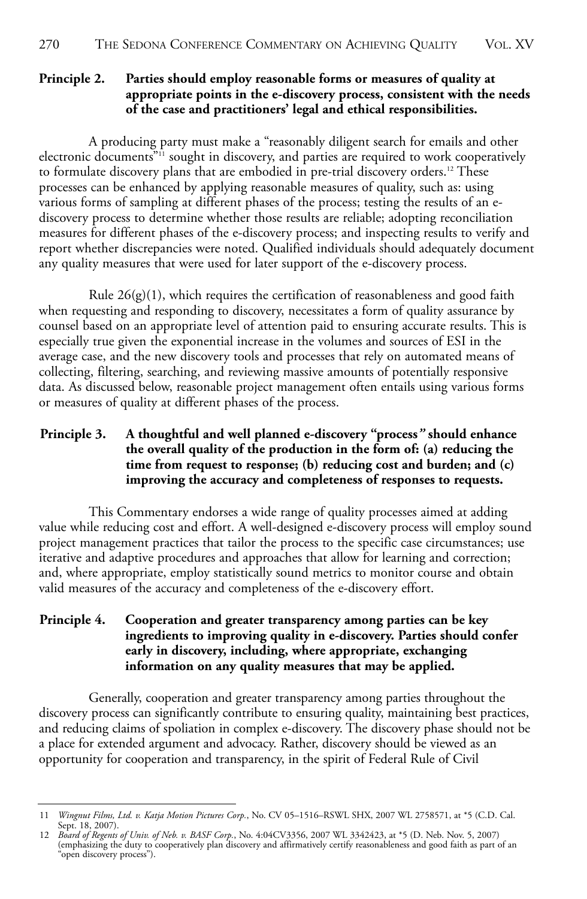**Principle 2. Parties should employ reasonable forms or measures of quality at appropriate points in the e-discovery process, consistent with the needs of the case and practitioners' legal and ethical responsibilities.**

A producing party must make a "reasonably diligent search for emails and other electronic documents"[11] sought in discovery, and parties are required to work cooperatively to formulate discovery plans that are embodied in pre-trial discovery orders.[12] These processes can be enhanced by applying reasonable measures of quality, such as: using various forms of sampling at different phases of the process; testing the results of an e-discovery process to determine whether those results are reliable; adopting reconciliation measures for different phases of the e-discovery process; and inspecting results to verify and report whether discrepancies were noted. Qualified individuals should adequately document any quality measures that were used for later support of the e-discovery process.

Rule 26(g)(1), which requires the certification of reasonableness and good faith when requesting and responding to discovery, necessitates a form of quality assurance by counsel based on an appropriate level of attention paid to ensuring accurate results. This is especially true given the exponential increase in the volumes and sources of ESI in the average case, and the new discovery tools and processes that rely on automated means of collecting, filtering, searching, and reviewing massive amounts of potentially responsive data. As discussed below, reasonable project management often entails using various forms or measures of quality at different phases of the process.

**Principle 3. A thoughtful and well planned e-discovery "process" should enhance the overall quality of the production in the form of: (a) reducing the time from request to response; (b) reducing cost and burden; and (c) improving the accuracy and completeness of responses to requests.**

This Commentary endorses a wide range of quality processes aimed at adding value while reducing cost and effort. A well-designed e-discovery process will employ sound project management practices that tailor the process to the specific case circumstances; use iterative and adaptive procedures and approaches that allow for learning and correction; and, where appropriate, employ statistically sound metrics to monitor course and obtain valid measures of the accuracy and completeness of the e-discovery effort.

**Principle 4. Cooperation and greater transparency among parties can be key ingredients to improving quality in e-discovery. Parties should confer early in discovery, including, where appropriate, exchanging information on any quality measures that may be applied.**

Generally, cooperation and greater transparency among parties throughout the discovery process can significantly contribute to ensuring quality, maintaining best practices, and reducing claims of spoliation in complex e-discovery. The discovery phase should not be a place for extended argument and advocacy. Rather, discovery should be viewed as an opportunity for cooperation and transparency, in the spirit of Federal Rule of Civil

---

11 *Wingnut Films, Ltd. v. Katja Motion Pictures Corp.*, No. CV 05–1516–RSWL SHX, 2007 WL 2758571, at *5 (C.D. Cal. Sept. 18, 2007).

12 *Board of Regents of Univ. of Neb. v. BASF Corp.*, No. 4:04CV3356, 2007 WL 3342423, at *5 (D. Neb. Nov. 5, 2007) (emphasizing the duty to cooperatively plan discovery and affirmatively certify reasonableness and good faith as part of an "open discovery process").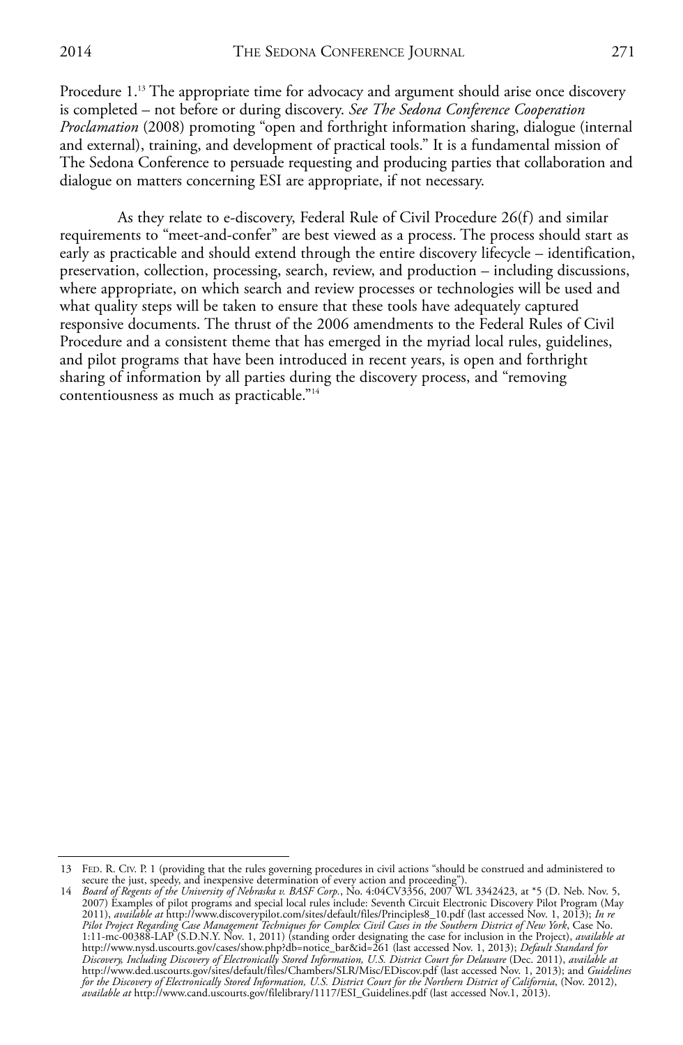Procedure 1.[13] The appropriate time for advocacy and argument should arise once discovery is completed – not before or during discovery. *See The Sedona Conference Cooperation Proclamation* (2008) promoting "open and forthright information sharing, dialogue (internal and external), training, and development of practical tools." It is a fundamental mission of The Sedona Conference to persuade requesting and producing parties that collaboration and dialogue on matters concerning ESI are appropriate, if not necessary.

As they relate to e-discovery, Federal Rule of Civil Procedure 26(f) and similar requirements to "meet-and-confer" are best viewed as a process. The process should start as early as practicable and should extend through the entire discovery lifecycle – identification, preservation, collection, processing, search, review, and production – including discussions, where appropriate, on which search and review processes or technologies will be used and what quality steps will be taken to ensure that these tools have adequately captured responsive documents. The thrust of the 2006 amendments to the Federal Rules of Civil Procedure and a consistent theme that has emerged in the myriad local rules, guidelines, and pilot programs that have been introduced in recent years, is open and forthright sharing of information by all parties during the discovery process, and "removing contentiousness as much as practicable."[14]

---

13 Fed. R. Civ. P. 1 (providing that the rules governing procedures in civil actions "should be construed and administered to secure the just, speedy, and inexpensive determination of every action and proceeding").

14 *Board of Regents of the University of Nebraska v. BASF Corp.*, No. 4:04CV3356, 2007 WL 3342423, at *5 (D. Neb. Nov. 5, 2007) Examples of pilot programs and special local rules include: Seventh Circuit Electronic Discovery Pilot Program (May 2011), *available at* http://www.discoverypilot.com/sites/default/files/Principles8_10.pdf (last accessed Nov. 1, 2013); *In re Pilot Project Regarding Case Management Techniques for Complex Civil Cases in the Southern District of New York*, Case No. 1:11-mc-00388-LAP (S.D.N.Y. Nov. 1, 2011) (standing order designating the case for inclusion in the Project), *available at* http://www.nysd.uscourts.gov/cases/show.php?db=notice_bar&id=261 (last accessed Nov. 1, 2013); *Default Standard for Discovery, Including Discovery of Electronically Stored Information, U.S. District Court for Delaware* (Dec. 2011), *available at* http://www.ded.uscourts.gov/sites/default/files/Chambers/SLR/Misc/EDiscov.pdf (last accessed Nov. 1, 2013); and *Guidelines for the Discovery of Electronically Stored Information, U.S. District Court for the Northern District of California*, (Nov. 2012), *available at* http://www.cand.uscourts.gov/filelibrary/1117/ESI_Guidelines.pdf (last accessed Nov.1, 2013).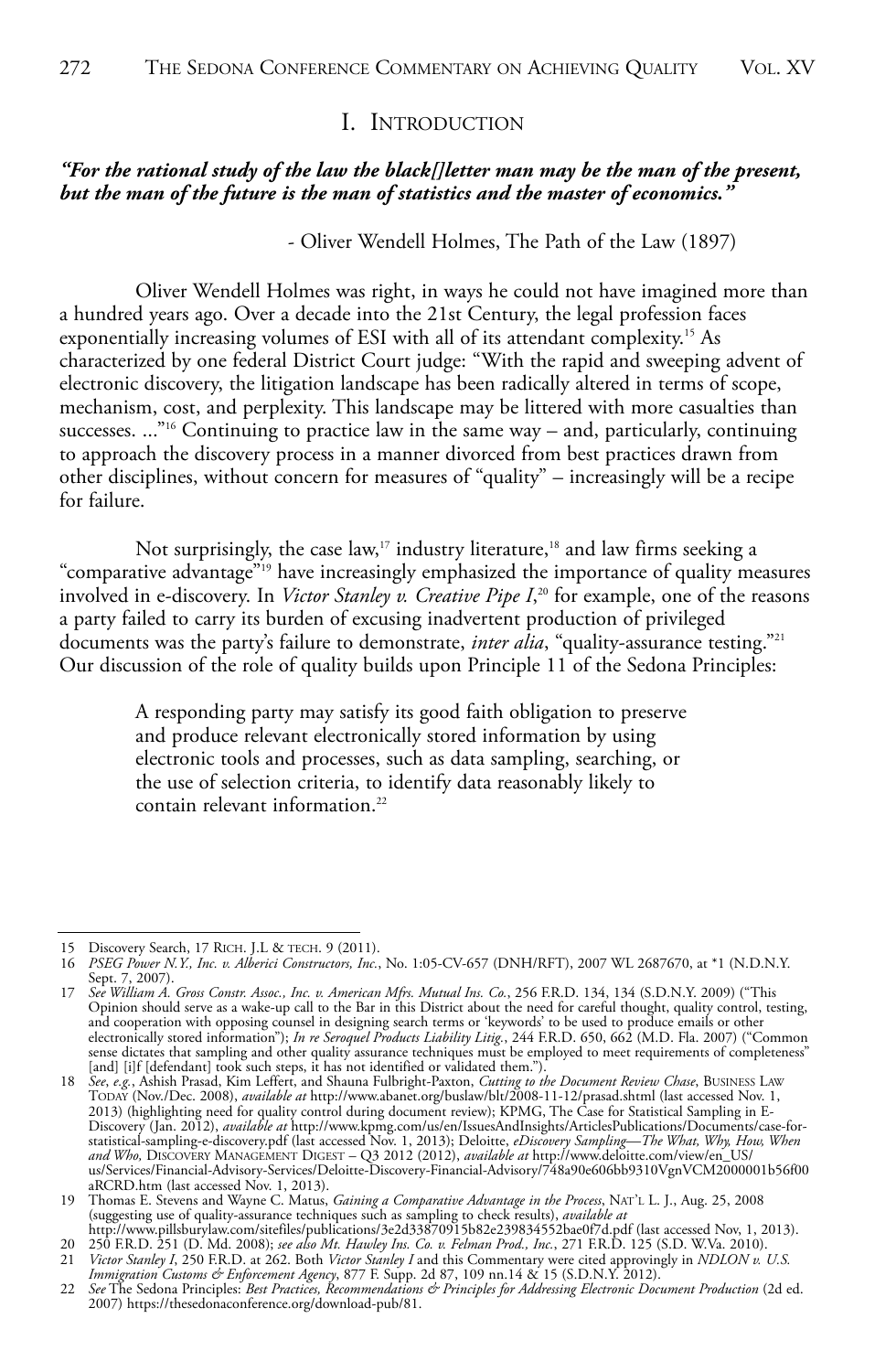# I. Introduction

***"For the rational study of the law the black[]letter man may be the man of the present, but the man of the future is the man of statistics and the master of economics."***

- Oliver Wendell Holmes, The Path of the Law (1897)

Oliver Wendell Holmes was right, in ways he could not have imagined more than a hundred years ago. Over a decade into the 21st Century, the legal profession faces exponentially increasing volumes of ESI with all of its attendant complexity.[15] As characterized by one federal District Court judge: "With the rapid and sweeping advent of electronic discovery, the litigation landscape has been radically altered in terms of scope, mechanism, cost, and perplexity. This landscape may be littered with more casualties than successes. ..."[16] Continuing to practice law in the same way – and, particularly, continuing to approach the discovery process in a manner divorced from best practices drawn from other disciplines, without concern for measures of "quality" – increasingly will be a recipe for failure.

Not surprisingly, the case law,[17] industry literature,[18] and law firms seeking a "comparative advantage"[19] have increasingly emphasized the importance of quality measures involved in e-discovery. In *Victor Stanley v. Creative Pipe I*,[20] for example, one of the reasons a party failed to carry its burden of excusing inadvertent production of privileged documents was the party's failure to demonstrate, *inter alia*, "quality-assurance testing."[21] Our discussion of the role of quality builds upon Principle 11 of the Sedona Principles:

> A responding party may satisfy its good faith obligation to preserve and produce relevant electronically stored information by using electronic tools and processes, such as data sampling, searching, or the use of selection criteria, to identify data reasonably likely to contain relevant information.[22]

---

15 Discovery Search, 17 Rich. J.L & Tech. 9 (2011).

16 *PSEG Power N.Y., Inc. v. Alberici Constructors, Inc.*, No. 1:05-CV-657 (DNH/RFT), 2007 WL 2687670, at *1 (N.D.N.Y. Sept. 7, 2007).

17 *See William A. Gross Constr. Assoc., Inc. v. American Mfrs. Mutual Ins. Co.*, 256 F.R.D. 134, 134 (S.D.N.Y. 2009) ("This Opinion should serve as a wake-up call to the Bar in this District about the need for careful thought, quality control, testing, and cooperation with opposing counsel in designing search terms or 'keywords' to be used to produce emails or other electronically stored information"); *In re Seroquel Products Liability Litig.*, 244 F.R.D. 650, 662 (M.D. Fla. 2007) ("Common sense dictates that sampling and other quality assurance techniques must be employed to meet requirements of completeness" [and] [i]f [defendant] took such steps, it has not identified or validated them.").

18 *See, e.g.*, Ashish Prasad, Kim Leffert, and Shauna Fulbright-Paxton, *Cutting to the Document Review Chase*, Business Law Today (Nov./Dec. 2008), *available at* http://www.abanet.org/buslaw/blt/2008-11-12/prasad.shtml (last accessed Nov. 1, 2013) (highlighting need for quality control during document review); KPMG, The Case for Statistical Sampling in E-Discovery (Jan. 2012), *available at* http://www.kpmg.com/us/en/IssuesAndInsights/ArticlesPublications/Documents/case-for-statistical-sampling-e-discovery.pdf (last accessed Nov. 1, 2013); Deloitte, *eDiscovery Sampling—The What, Why, How, When and Who,* Discovery Management Digest – Q3 2012 (2012), *available at* http://www.deloitte.com/view/en_US/us/Services/Financial-Advisory-Services/Deloitte-Discovery-Financial-Advisory/748a90e606bb9310VgnVCM2000001b56f00aRCRD.htm (last accessed Nov. 1, 2013).

19 Thomas E. Stevens and Wayne C. Matus, *Gaining a Comparative Advantage in the Process*, Nat'l L. J., Aug. 25, 2008 (suggesting use of quality-assurance techniques such as sampling to check results), *available at* http://www.pillsburylaw.com/sitefiles/publications/3e2d33870915b82e239834552bae0f7d.pdf (last accessed Nov, 1, 2013).

20 250 F.R.D. 251 (D. Md. 2008); *see also Mt. Hawley Ins. Co. v. Felman Prod., Inc.*, 271 F.R.D. 125 (S.D. W.Va. 2010).

21 *Victor Stanley I*, 250 F.R.D. at 262. Both *Victor Stanley I* and this Commentary were cited approvingly in *NDLON v. U.S. Immigration Customs & Enforcement Agency*, 877 F. Supp. 2d 87, 109 nn.14 & 15 (S.D.N.Y. 2012).

22 *See* The Sedona Principles: *Best Practices, Recommendations & Principles for Addressing Electronic Document Production* (2d ed. 2007) https://thesedonaconference.org/download-pub/81.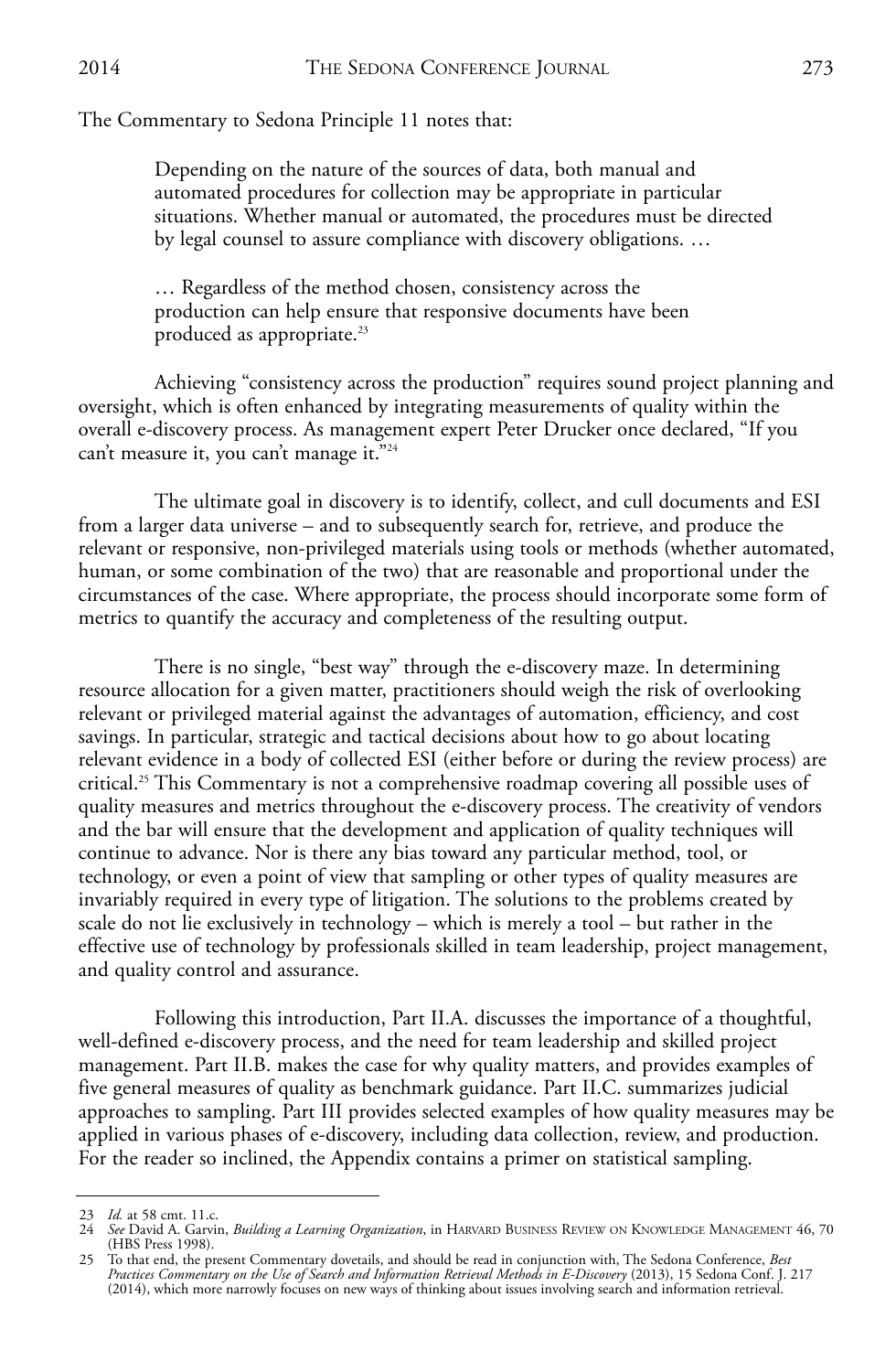The Commentary to Sedona Principle 11 notes that:

> Depending on the nature of the sources of data, both manual and automated procedures for collection may be appropriate in particular situations. Whether manual or automated, the procedures must be directed by legal counsel to assure compliance with discovery obligations. …
>
> … Regardless of the method chosen, consistency across the production can help ensure that responsive documents have been produced as appropriate.[23]

Achieving "consistency across the production" requires sound project planning and oversight, which is often enhanced by integrating measurements of quality within the overall e-discovery process. As management expert Peter Drucker once declared, "If you can't measure it, you can't manage it."[24]

The ultimate goal in discovery is to identify, collect, and cull documents and ESI from a larger data universe – and to subsequently search for, retrieve, and produce the relevant or responsive, non-privileged materials using tools or methods (whether automated, human, or some combination of the two) that are reasonable and proportional under the circumstances of the case. Where appropriate, the process should incorporate some form of metrics to quantify the accuracy and completeness of the resulting output.

There is no single, "best way" through the e-discovery maze. In determining resource allocation for a given matter, practitioners should weigh the risk of overlooking relevant or privileged material against the advantages of automation, efficiency, and cost savings. In particular, strategic and tactical decisions about how to go about locating relevant evidence in a body of collected ESI (either before or during the review process) are critical.[25] This Commentary is not a comprehensive roadmap covering all possible uses of quality measures and metrics throughout the e-discovery process. The creativity of vendors and the bar will ensure that the development and application of quality techniques will continue to advance. Nor is there any bias toward any particular method, tool, or technology, or even a point of view that sampling or other types of quality measures are invariably required in every type of litigation. The solutions to the problems created by scale do not lie exclusively in technology – which is merely a tool – but rather in the effective use of technology by professionals skilled in team leadership, project management, and quality control and assurance.

Following this introduction, Part II.A. discusses the importance of a thoughtful, well-defined e-discovery process, and the need for team leadership and skilled project management. Part II.B. makes the case for why quality matters, and provides examples of five general measures of quality as benchmark guidance. Part II.C. summarizes judicial approaches to sampling. Part III provides selected examples of how quality measures may be applied in various phases of e-discovery, including data collection, review, and production. For the reader so inclined, the Appendix contains a primer on statistical sampling.

---

23 *Id.* at 58 cmt. 11.c.

24 *See* David A. Garvin, *Building a Learning Organization*, in Harvard Business Review on Knowledge Management 46, 70 (HBS Press 1998).

25 To that end, the present Commentary dovetails, and should be read in conjunction with, The Sedona Conference, *Best Practices Commentary on the Use of Search and Information Retrieval Methods in E-Discovery* (2013), 15 Sedona Conf. J. 217 (2014), which more narrowly focuses on new ways of thinking about issues involving search and information retrieval.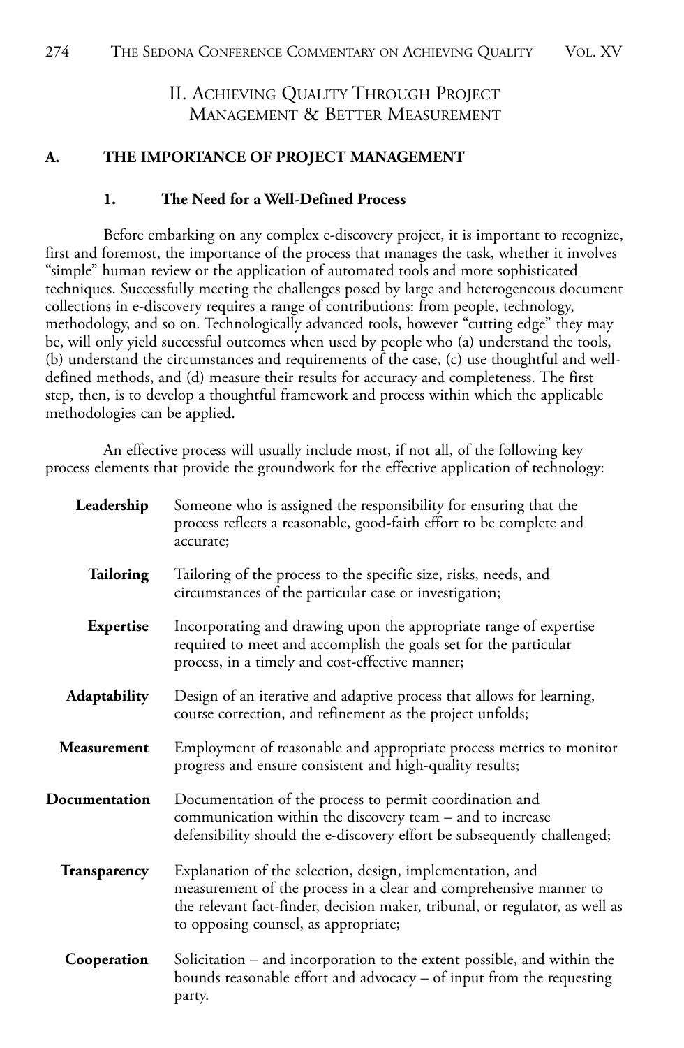## II. Achieving Quality Through Project Management & Better Measurement

### A. THE IMPORTANCE OF PROJECT MANAGEMENT

#### 1. The Need for a Well-Defined Process

Before embarking on any complex e-discovery project, it is important to recognize, first and foremost, the importance of the process that manages the task, whether it involves "simple" human review or the application of automated tools and more sophisticated techniques. Successfully meeting the challenges posed by large and heterogeneous document collections in e-discovery requires a range of contributions: from people, technology, methodology, and so on. Technologically advanced tools, however "cutting edge" they may be, will only yield successful outcomes when used by people who (a) understand the tools, (b) understand the circumstances and requirements of the case, (c) use thoughtful and well-defined methods, and (d) measure their results for accuracy and completeness. The first step, then, is to develop a thoughtful framework and process within which the applicable methodologies can be applied.

An effective process will usually include most, if not all, of the following key process elements that provide the groundwork for the effective application of technology:

**Leadership** Someone who is assigned the responsibility for ensuring that the process reflects a reasonable, good-faith effort to be complete and accurate;

**Tailoring** Tailoring of the process to the specific size, risks, needs, and circumstances of the particular case or investigation;

**Expertise** Incorporating and drawing upon the appropriate range of expertise required to meet and accomplish the goals set for the particular process, in a timely and cost-effective manner;

**Adaptability** Design of an iterative and adaptive process that allows for learning, course correction, and refinement as the project unfolds;

**Measurement** Employment of reasonable and appropriate process metrics to monitor progress and ensure consistent and high-quality results;

**Documentation** Documentation of the process to permit coordination and communication within the discovery team – and to increase defensibility should the e-discovery effort be subsequently challenged;

**Transparency** Explanation of the selection, design, implementation, and measurement of the process in a clear and comprehensive manner to the relevant fact-finder, decision maker, tribunal, or regulator, as well as to opposing counsel, as appropriate;

**Cooperation** Solicitation – and incorporation to the extent possible, and within the bounds reasonable effort and advocacy – of input from the requesting party.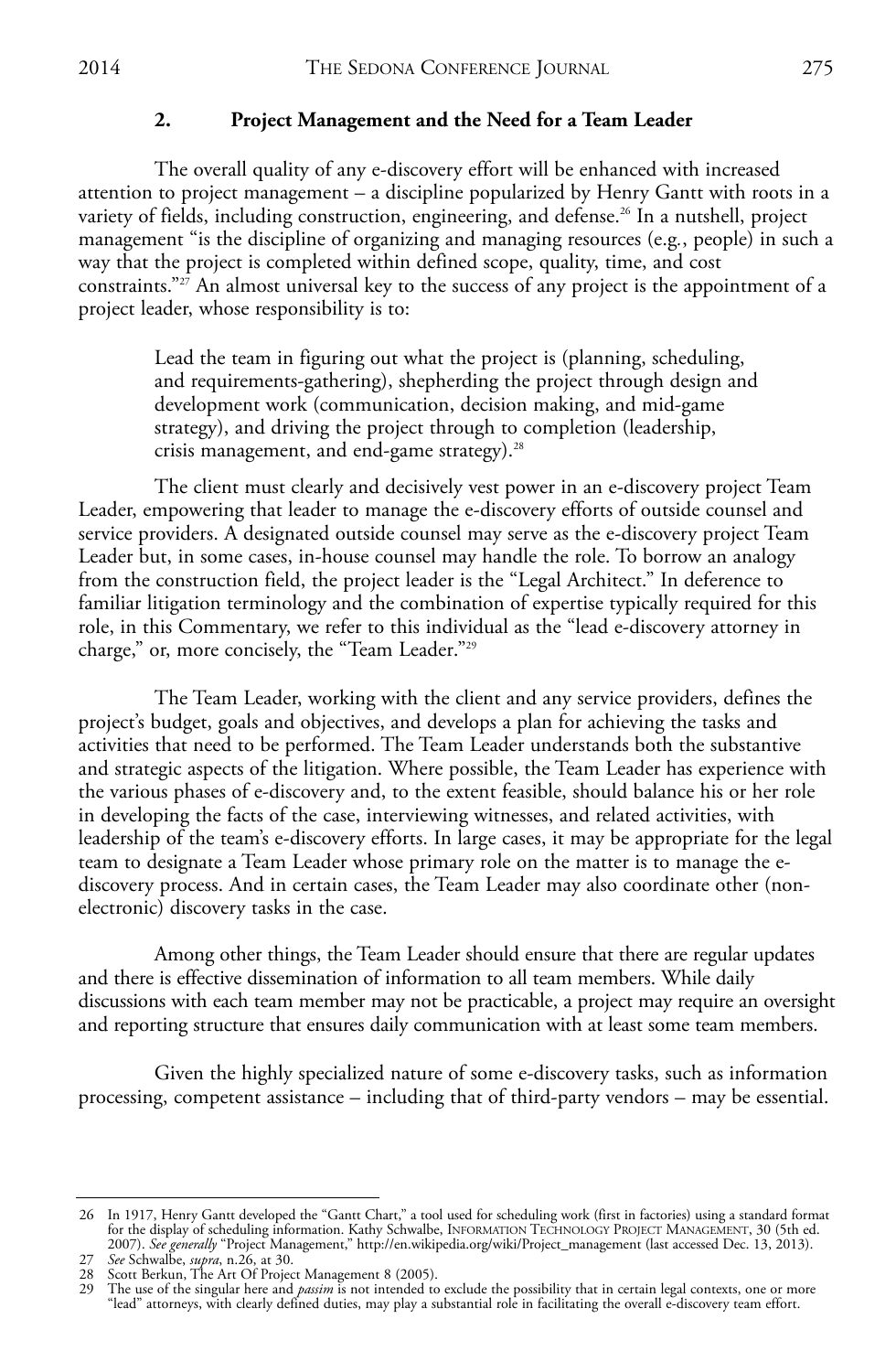### 2. Project Management and the Need for a Team Leader

The overall quality of any e-discovery effort will be enhanced with increased attention to project management – a discipline popularized by Henry Gantt with roots in a variety of fields, including construction, engineering, and defense.[26] In a nutshell, project management "is the discipline of organizing and managing resources (e.g., people) in such a way that the project is completed within defined scope, quality, time, and cost constraints."[27] An almost universal key to the success of any project is the appointment of a project leader, whose responsibility is to:

> Lead the team in figuring out what the project is (planning, scheduling, and requirements-gathering), shepherding the project through design and development work (communication, decision making, and mid-game strategy), and driving the project through to completion (leadership, crisis management, and end-game strategy).[28]

The client must clearly and decisively vest power in an e-discovery project Team Leader, empowering that leader to manage the e-discovery efforts of outside counsel and service providers. A designated outside counsel may serve as the e-discovery project Team Leader but, in some cases, in-house counsel may handle the role. To borrow an analogy from the construction field, the project leader is the "Legal Architect." In deference to familiar litigation terminology and the combination of expertise typically required for this role, in this Commentary, we refer to this individual as the "lead e-discovery attorney in charge," or, more concisely, the "Team Leader."[29]

The Team Leader, working with the client and any service providers, defines the project's budget, goals and objectives, and develops a plan for achieving the tasks and activities that need to be performed. The Team Leader understands both the substantive and strategic aspects of the litigation. Where possible, the Team Leader has experience with the various phases of e-discovery and, to the extent feasible, should balance his or her role in developing the facts of the case, interviewing witnesses, and related activities, with leadership of the team's e-discovery efforts. In large cases, it may be appropriate for the legal team to designate a Team Leader whose primary role on the matter is to manage the e-discovery process. And in certain cases, the Team Leader may also coordinate other (non-electronic) discovery tasks in the case.

Among other things, the Team Leader should ensure that there are regular updates and there is effective dissemination of information to all team members. While daily discussions with each team member may not be practicable, a project may require an oversight and reporting structure that ensures daily communication with at least some team members.

Given the highly specialized nature of some e-discovery tasks, such as information processing, competent assistance – including that of third-party vendors – may be essential.

---

26 In 1917, Henry Gantt developed the "Gantt Chart," a tool used for scheduling work (first in factories) using a standard format for the display of scheduling information. Kathy Schwalbe, Information Technology Project Management, 30 (5th ed. 2007). *See generally* "Project Management," http://en.wikipedia.org/wiki/Project_management (last accessed Dec. 13, 2013).

27 *See* Schwalbe, *supra*, n.26, at 30.

28 Scott Berkun, The Art Of Project Management 8 (2005).

29 The use of the singular here and *passim* is not intended to exclude the possibility that in certain legal contexts, one or more "lead" attorneys, with clearly defined duties, may play a substantial role in facilitating the overall e-discovery team effort.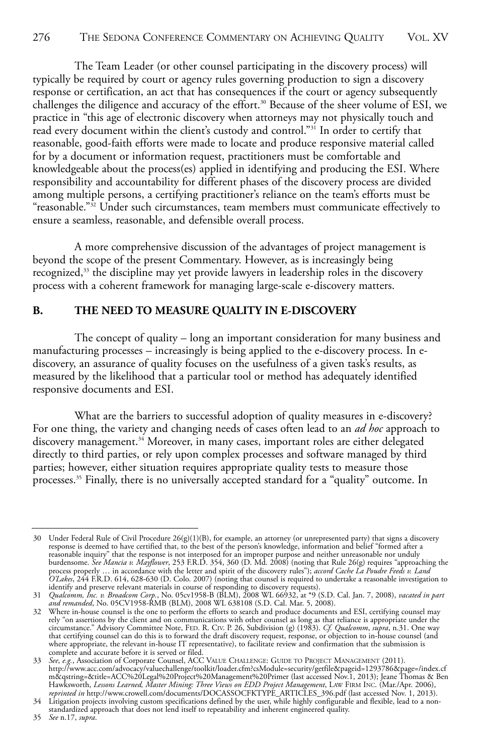The Team Leader (or other counsel participating in the discovery process) will typically be required by court or agency rules governing production to sign a discovery response or certification, an act that has consequences if the court or agency subsequently challenges the diligence and accuracy of the effort.[30] Because of the sheer volume of ESI, we practice in "this age of electronic discovery when attorneys may not physically touch and read every document within the client's custody and control."[31] In order to certify that reasonable, good-faith efforts were made to locate and produce responsive material called for by a document or information request, practitioners must be comfortable and knowledgeable about the process(es) applied in identifying and producing the ESI. Where responsibility and accountability for different phases of the discovery process are divided among multiple persons, a certifying practitioner's reliance on the team's efforts must be "reasonable."[32] Under such circumstances, team members must communicate effectively to ensure a seamless, reasonable, and defensible overall process.

A more comprehensive discussion of the advantages of project management is beyond the scope of the present Commentary. However, as is increasingly being recognized,[33] the discipline may yet provide lawyers in leadership roles in the discovery process with a coherent framework for managing large-scale e-discovery matters.

## B. THE NEED TO MEASURE QUALITY IN E-DISCOVERY

The concept of quality – long an important consideration for many business and manufacturing processes – increasingly is being applied to the e-discovery process. In e-discovery, an assurance of quality focuses on the usefulness of a given task's results, as measured by the likelihood that a particular tool or method has adequately identified responsive documents and ESI.

What are the barriers to successful adoption of quality measures in e-discovery? For one thing, the variety and changing needs of cases often lead to an *ad hoc* approach to discovery management.[34] Moreover, in many cases, important roles are either delegated directly to third parties, or rely upon complex processes and software managed by third parties; however, either situation requires appropriate quality tests to measure those processes.[35] Finally, there is no universally accepted standard for a "quality" outcome. In

---

30 Under Federal Rule of Civil Procedure 26(g)(1)(B), for example, an attorney (or unrepresented party) that signs a discovery response is deemed to have certified that, to the best of the person's knowledge, information and belief "formed after a reasonable inquiry" that the response is not interposed for an improper purpose and neither unreasonable nor unduly burdensome. *See Mancia v. Mayflower*, 253 F.R.D. 354, 360 (D. Md. 2008) (noting that Rule 26(g) requires "approaching the process properly … in accordance with the letter and spirit of the discovery rules"); *accord Cache La Poudre Feeds v. Land O'Lakes*, 244 F.R.D. 614, 628-630 (D. Colo. 2007) (noting that counsel is required to undertake a reasonable investigation to identify and preserve relevant materials in course of responding to discovery requests).

31 *Qualcomm, Inc. v. Broadcom Corp.*, No. 05cv1958-B (BLM), 2008 WL 66932, at *9 (S.D. Cal. Jan. 7, 2008), *vacated in part and remanded*, No. 05CV1958-RMB (BLM), 2008 WL 638108 (S.D. Cal. Mar. 5, 2008).

32 Where in-house counsel is the one to perform the efforts to search and produce documents and ESI, certifying counsel may rely "on assertions by the client and on communications with other counsel as long as that reliance is appropriate under the circumstance." Advisory Committee Note, Fed. R. Civ. P. 26, Subdivision (g) (1983). *Cf. Qualcomm*, *supra*, n.31. One way that certifying counsel can do this is to forward the draft discovery request, response, or objection to in-house counsel (and where appropriate, the relevant in-house IT representative), to facilitate review and confirmation that the submission is complete and accurate before it is served or filed.

33 *See, e.g.*, Association of Corporate Counsel, ACC Value Challenge: Guide to Project Management (2011). http://www.acc.com/advocacy/valuechallenge/toolkit/loader.cfm?csModule=security/getfile&pageid=1293786&page=/index.cfm&qstring=&title=ACC%20Legal%20Project%20Management%20Primer (last accessed Nov.1, 2013); Jeane Thomas & Ben Hawksworth, *Lessons Learned, Master Mining: Three Views on EDD Project Management*, Law Firm Inc. (Mar./Apr. 2006), *reprinted in* http://www.crowell.com/documents/DOCASSOCFKTYPE_ARTICLES_396.pdf (last accessed Nov. 1, 2013).

34 Litigation projects involving custom specifications defined by the user, while highly configurable and flexible, lead to a non-standardized approach that does not lend itself to repeatability and inherent engineered quality.

35 *See* n.17, *supra*.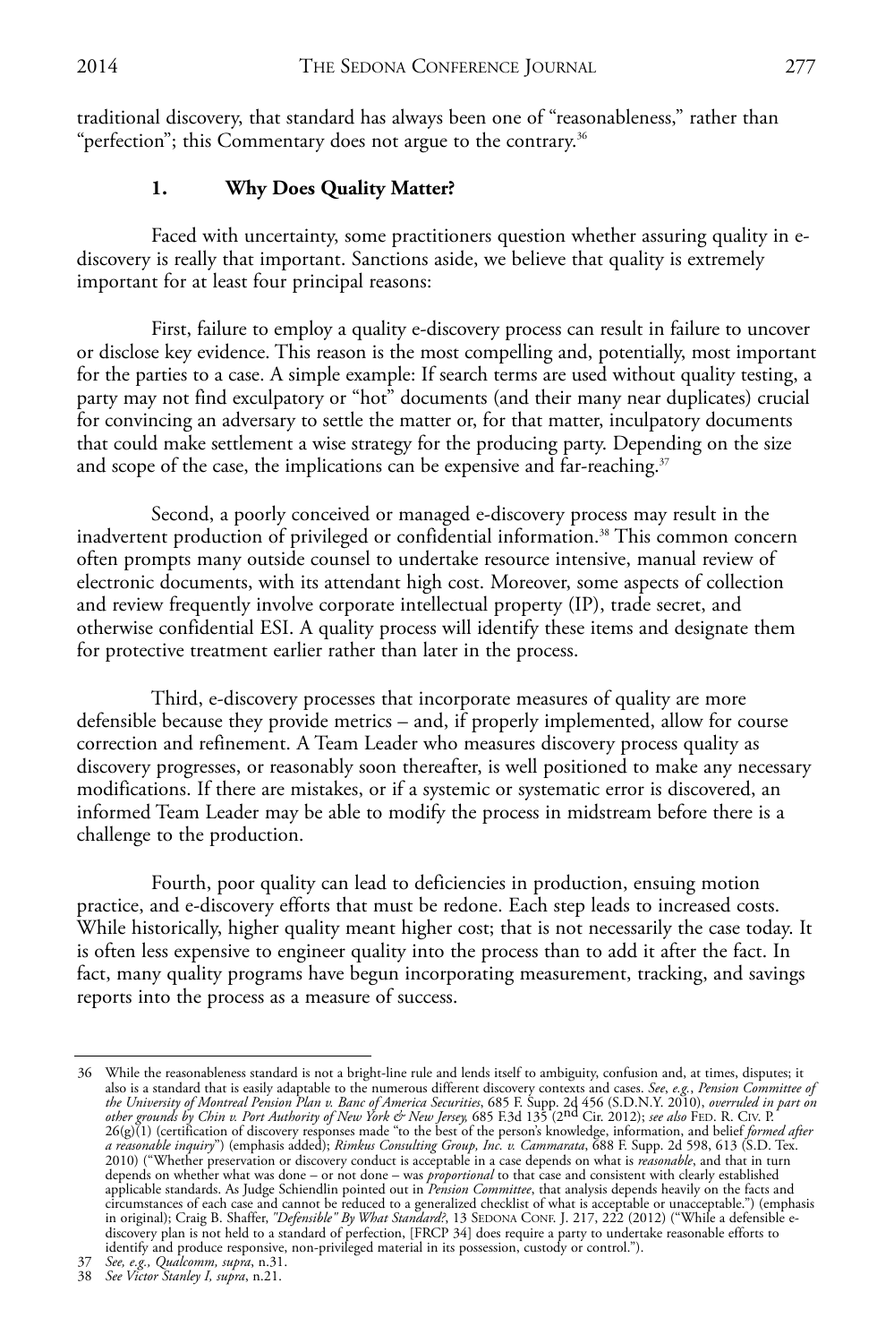traditional discovery, that standard has always been one of "reasonableness," rather than "perfection"; this Commentary does not argue to the contrary.[36]

### 1. Why Does Quality Matter?

Faced with uncertainty, some practitioners question whether assuring quality in e-discovery is really that important. Sanctions aside, we believe that quality is extremely important for at least four principal reasons:

First, failure to employ a quality e-discovery process can result in failure to uncover or disclose key evidence. This reason is the most compelling and, potentially, most important for the parties to a case. A simple example: If search terms are used without quality testing, a party may not find exculpatory or "hot" documents (and their many near duplicates) crucial for convincing an adversary to settle the matter or, for that matter, inculpatory documents that could make settlement a wise strategy for the producing party. Depending on the size and scope of the case, the implications can be expensive and far-reaching.[37]

Second, a poorly conceived or managed e-discovery process may result in the inadvertent production of privileged or confidential information.[38] This common concern often prompts many outside counsel to undertake resource intensive, manual review of electronic documents, with its attendant high cost. Moreover, some aspects of collection and review frequently involve corporate intellectual property (IP), trade secret, and otherwise confidential ESI. A quality process will identify these items and designate them for protective treatment earlier rather than later in the process.

Third, e-discovery processes that incorporate measures of quality are more defensible because they provide metrics – and, if properly implemented, allow for course correction and refinement. A Team Leader who measures discovery process quality as discovery progresses, or reasonably soon thereafter, is well positioned to make any necessary modifications. If there are mistakes, or if a systemic or systematic error is discovered, an informed Team Leader may be able to modify the process in midstream before there is a challenge to the production.

Fourth, poor quality can lead to deficiencies in production, ensuing motion practice, and e-discovery efforts that must be redone. Each step leads to increased costs. While historically, higher quality meant higher cost; that is not necessarily the case today. It is often less expensive to engineer quality into the process than to add it after the fact. In fact, many quality programs have begun incorporating measurement, tracking, and savings reports into the process as a measure of success.

---

36 While the reasonableness standard is not a bright-line rule and lends itself to ambiguity, confusion and, at times, disputes; it also is a standard that is easily adaptable to the numerous different discovery contexts and cases. *See*, *e.g.*, *Pension Committee of the University of Montreal Pension Plan v. Banc of America Securities*, 685 F. Supp. 2d 456 (S.D.N.Y. 2010), *overruled in part on other grounds by Chin v. Port Authority of New York & New Jersey,* 685 F.3d 135 (2nd Cir. 2012); *see also* Fed. R. Civ. P. 26(g)(1) (certification of discovery responses made "to the best of the person's knowledge, information, and belief *formed after a reasonable inquiry*") (emphasis added); *Rimkus Consulting Group, Inc. v. Cammarata*, 688 F. Supp. 2d 598, 613 (S.D. Tex. 2010) ("Whether preservation or discovery conduct is acceptable in a case depends on what is *reasonable*, and that in turn depends on whether what was done – or not done – was *proportional* to that case and consistent with clearly established applicable standards. As Judge Schiendlin pointed out in *Pension Committee*, that analysis depends heavily on the facts and circumstances of each case and cannot be reduced to a generalized checklist of what is acceptable or unacceptable.") (emphasis in original); Craig B. Shaffer, *"Defensible" By What Standard?*, 13 Sedona Conf. J. 217, 222 (2012) ("While a defensible e-discovery plan is not held to a standard of perfection, [FRCP 34] does require a party to undertake reasonable efforts to identify and produce responsive, non-privileged material in its possession, custody or control.").

37 *See, e.g., Qualcomm, supra*, n.31.

38 *See Victor Stanley I, supra*, n.21.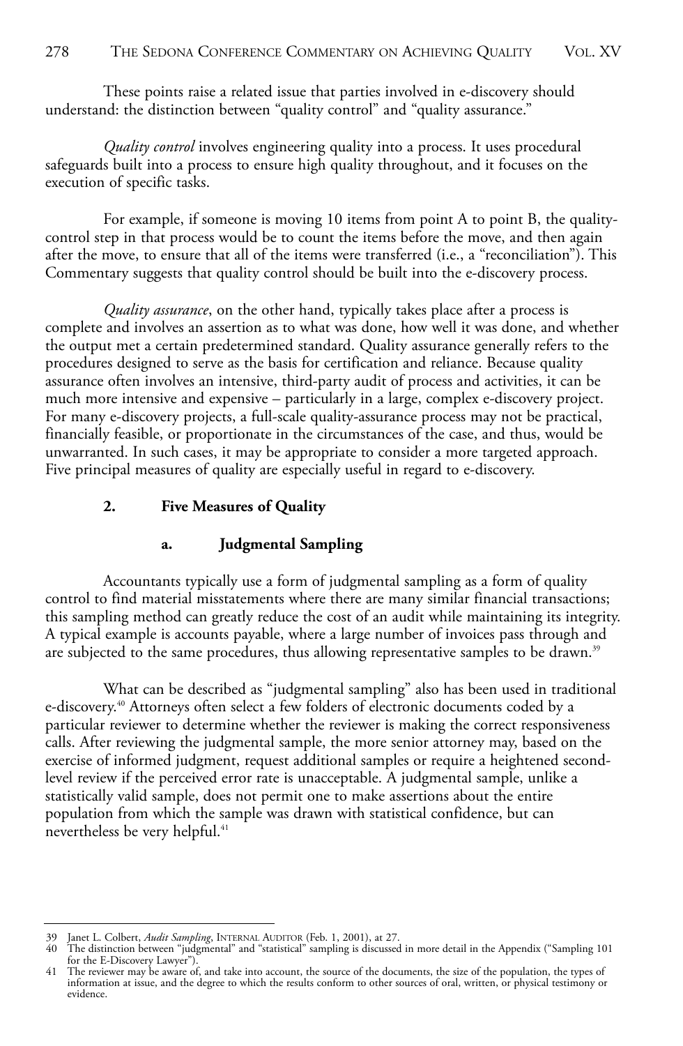These points raise a related issue that parties involved in e-discovery should understand: the distinction between "quality control" and "quality assurance."

*Quality control* involves engineering quality into a process. It uses procedural safeguards built into a process to ensure high quality throughout, and it focuses on the execution of specific tasks.

For example, if someone is moving 10 items from point A to point B, the quality-control step in that process would be to count the items before the move, and then again after the move, to ensure that all of the items were transferred (i.e., a "reconciliation"). This Commentary suggests that quality control should be built into the e-discovery process.

*Quality assurance*, on the other hand, typically takes place after a process is complete and involves an assertion as to what was done, how well it was done, and whether the output met a certain predetermined standard. Quality assurance generally refers to the procedures designed to serve as the basis for certification and reliance. Because quality assurance often involves an intensive, third-party audit of process and activities, it can be much more intensive and expensive – particularly in a large, complex e-discovery project. For many e-discovery projects, a full-scale quality-assurance process may not be practical, financially feasible, or proportionate in the circumstances of the case, and thus, would be unwarranted. In such cases, it may be appropriate to consider a more targeted approach. Five principal measures of quality are especially useful in regard to e-discovery.

### 2. Five Measures of Quality

#### a. Judgmental Sampling

Accountants typically use a form of judgmental sampling as a form of quality control to find material misstatements where there are many similar financial transactions; this sampling method can greatly reduce the cost of an audit while maintaining its integrity. A typical example is accounts payable, where a large number of invoices pass through and are subjected to the same procedures, thus allowing representative samples to be drawn.[39]

What can be described as "judgmental sampling" also has been used in traditional e-discovery.[40] Attorneys often select a few folders of electronic documents coded by a particular reviewer to determine whether the reviewer is making the correct responsiveness calls. After reviewing the judgmental sample, the more senior attorney may, based on the exercise of informed judgment, request additional samples or require a heightened second-level review if the perceived error rate is unacceptable. A judgmental sample, unlike a statistically valid sample, does not permit one to make assertions about the entire population from which the sample was drawn with statistical confidence, but can nevertheless be very helpful.[41]

---

39 Janet L. Colbert, *Audit Sampling*, INTERNAL AUDITOR (Feb. 1, 2001), at 27.

40 The distinction between "judgmental" and "statistical" sampling is discussed in more detail in the Appendix ("Sampling 101 for the E-Discovery Lawyer").

41 The reviewer may be aware of, and take into account, the source of the documents, the size of the population, the types of information at issue, and the degree to which the results conform to other sources of oral, written, or physical testimony or evidence.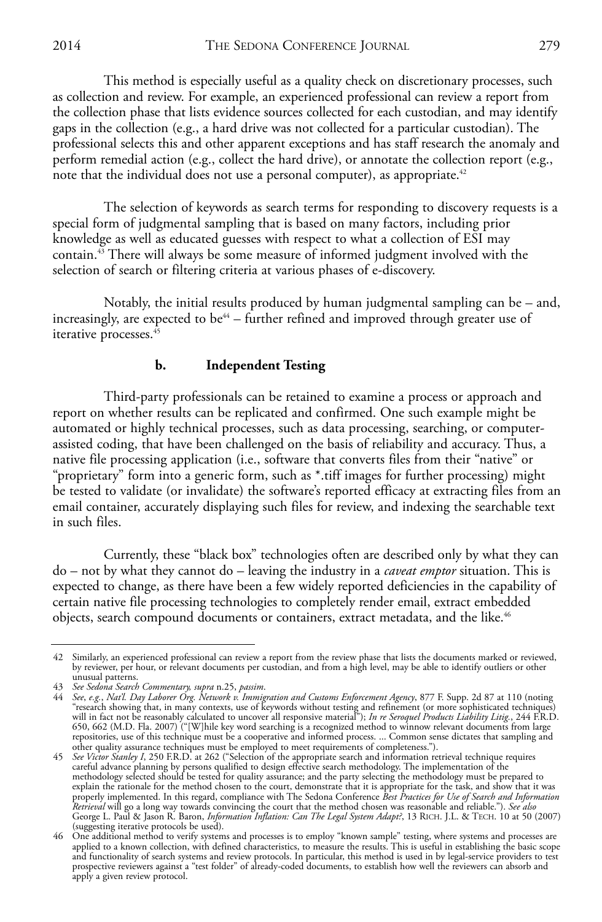This method is especially useful as a quality check on discretionary processes, such as collection and review. For example, an experienced professional can review a report from the collection phase that lists evidence sources collected for each custodian, and may identify gaps in the collection (e.g., a hard drive was not collected for a particular custodian). The professional selects this and other apparent exceptions and has staff research the anomaly and perform remedial action (e.g., collect the hard drive), or annotate the collection report (e.g., note that the individual does not use a personal computer), as appropriate.[42]

The selection of keywords as search terms for responding to discovery requests is a special form of judgmental sampling that is based on many factors, including prior knowledge as well as educated guesses with respect to what a collection of ESI may contain.[43] There will always be some measure of informed judgment involved with the selection of search or filtering criteria at various phases of e-discovery.

Notably, the initial results produced by human judgmental sampling can be – and, increasingly, are expected to be[44] – further refined and improved through greater use of iterative processes.[45]

#### b. Independent Testing

Third-party professionals can be retained to examine a process or approach and report on whether results can be replicated and confirmed. One such example might be automated or highly technical processes, such as data processing, searching, or computer-assisted coding, that have been challenged on the basis of reliability and accuracy. Thus, a native file processing application (i.e., software that converts files from their "native" or "proprietary" form into a generic form, such as *.tiff images for further processing) might be tested to validate (or invalidate) the software's reported efficacy at extracting files from an email container, accurately displaying such files for review, and indexing the searchable text in such files.

Currently, these "black box" technologies often are described only by what they can do – not by what they cannot do – leaving the industry in a *caveat emptor* situation. This is expected to change, as there have been a few widely reported deficiencies in the capability of certain native file processing technologies to completely render email, extract embedded objects, search compound documents or containers, extract metadata, and the like.[46]

---

42 Similarly, an experienced professional can review a report from the review phase that lists the documents marked or reviewed, by reviewer, per hour, or relevant documents per custodian, and from a high level, may be able to identify outliers or other unusual patterns.

43 *See Sedona Search Commentary, supra* n.25, *passim*.

44 *See, e.g.*, *Nat'l. Day Laborer Org. Network v. Immigration and Customs Enforcement Agency*, 877 F. Supp. 2d 87 at 110 (noting "research showing that, in many contexts, use of keywords without testing and refinement (or more sophisticated techniques) will in fact not be reasonably calculated to uncover all responsive material"); *In re Seroquel Products Liability Litig.*, 244 F.R.D. 650, 662 (M.D. Fla. 2007) ("[W]hile key word searching is a recognized method to winnow relevant documents from large repositories, use of this technique must be a cooperative and informed process. ... Common sense dictates that sampling and other quality assurance techniques must be employed to meet requirements of completeness.").

45 *See Victor Stanley I*, 250 F.R.D. at 262 ("Selection of the appropriate search and information retrieval technique requires careful advance planning by persons qualified to design effective search methodology. The implementation of the methodology selected should be tested for quality assurance; and the party selecting the methodology must be prepared to explain the rationale for the method chosen to the court, demonstrate that it is appropriate for the task, and show that it was properly implemented. In this regard, compliance with The Sedona Conference *Best Practices for Use of Search and Information Retrieval* will go a long way towards convincing the court that the method chosen was reasonable and reliable."). *See also* George L. Paul & Jason R. Baron, *Information Inflation: Can The Legal System Adapt?*, 13 RICH. J.L. & TECH. 10 at 50 (2007) (suggesting iterative protocols be used).

46 One additional method to verify systems and processes is to employ "known sample" testing, where systems and processes are applied to a known collection, with defined characteristics, to measure the results. This is useful in establishing the basic scope and functionality of search systems and review protocols. In particular, this method is used in by legal-service providers to test prospective reviewers against a "test folder" of already-coded documents, to establish how well the reviewers can absorb and apply a given review protocol.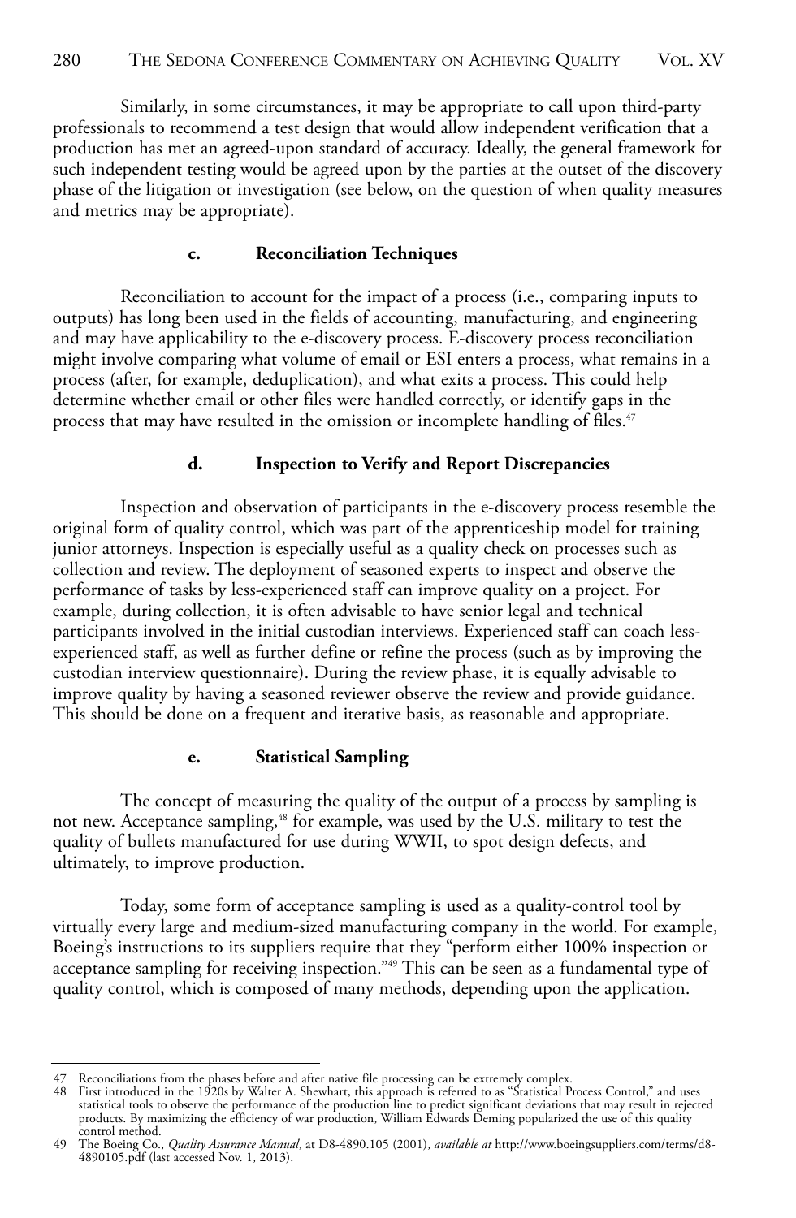Similarly, in some circumstances, it may be appropriate to call upon third-party professionals to recommend a test design that would allow independent verification that a production has met an agreed-upon standard of accuracy. Ideally, the general framework for such independent testing would be agreed upon by the parties at the outset of the discovery phase of the litigation or investigation (see below, on the question of when quality measures and metrics may be appropriate).

#### c. Reconciliation Techniques

Reconciliation to account for the impact of a process (i.e., comparing inputs to outputs) has long been used in the fields of accounting, manufacturing, and engineering and may have applicability to the e-discovery process. E-discovery process reconciliation might involve comparing what volume of email or ESI enters a process, what remains in a process (after, for example, deduplication), and what exits a process. This could help determine whether email or other files were handled correctly, or identify gaps in the process that may have resulted in the omission or incomplete handling of files.[47]

#### d. Inspection to Verify and Report Discrepancies

Inspection and observation of participants in the e-discovery process resemble the original form of quality control, which was part of the apprenticeship model for training junior attorneys. Inspection is especially useful as a quality check on processes such as collection and review. The deployment of seasoned experts to inspect and observe the performance of tasks by less-experienced staff can improve quality on a project. For example, during collection, it is often advisable to have senior legal and technical participants involved in the initial custodian interviews. Experienced staff can coach less-experienced staff, as well as further define or refine the process (such as by improving the custodian interview questionnaire). During the review phase, it is equally advisable to improve quality by having a seasoned reviewer observe the review and provide guidance. This should be done on a frequent and iterative basis, as reasonable and appropriate.

#### e. Statistical Sampling

The concept of measuring the quality of the output of a process by sampling is not new. Acceptance sampling,[48] for example, was used by the U.S. military to test the quality of bullets manufactured for use during WWII, to spot design defects, and ultimately, to improve production.

Today, some form of acceptance sampling is used as a quality-control tool by virtually every large and medium-sized manufacturing company in the world. For example, Boeing's instructions to its suppliers require that they "perform either 100% inspection or acceptance sampling for receiving inspection."[49] This can be seen as a fundamental type of quality control, which is composed of many methods, depending upon the application.

---

47 Reconciliations from the phases before and after native file processing can be extremely complex.

48 First introduced in the 1920s by Walter A. Shewhart, this approach is referred to as "Statistical Process Control," and uses statistical tools to observe the performance of the production line to predict significant deviations that may result in rejected products. By maximizing the efficiency of war production, William Edwards Deming popularized the use of this quality control method.

49 The Boeing Co., *Quality Assurance Manual*, at D8-4890.105 (2001), *available at* http://www.boeingsuppliers.com/terms/d8-4890105.pdf (last accessed Nov. 1, 2013).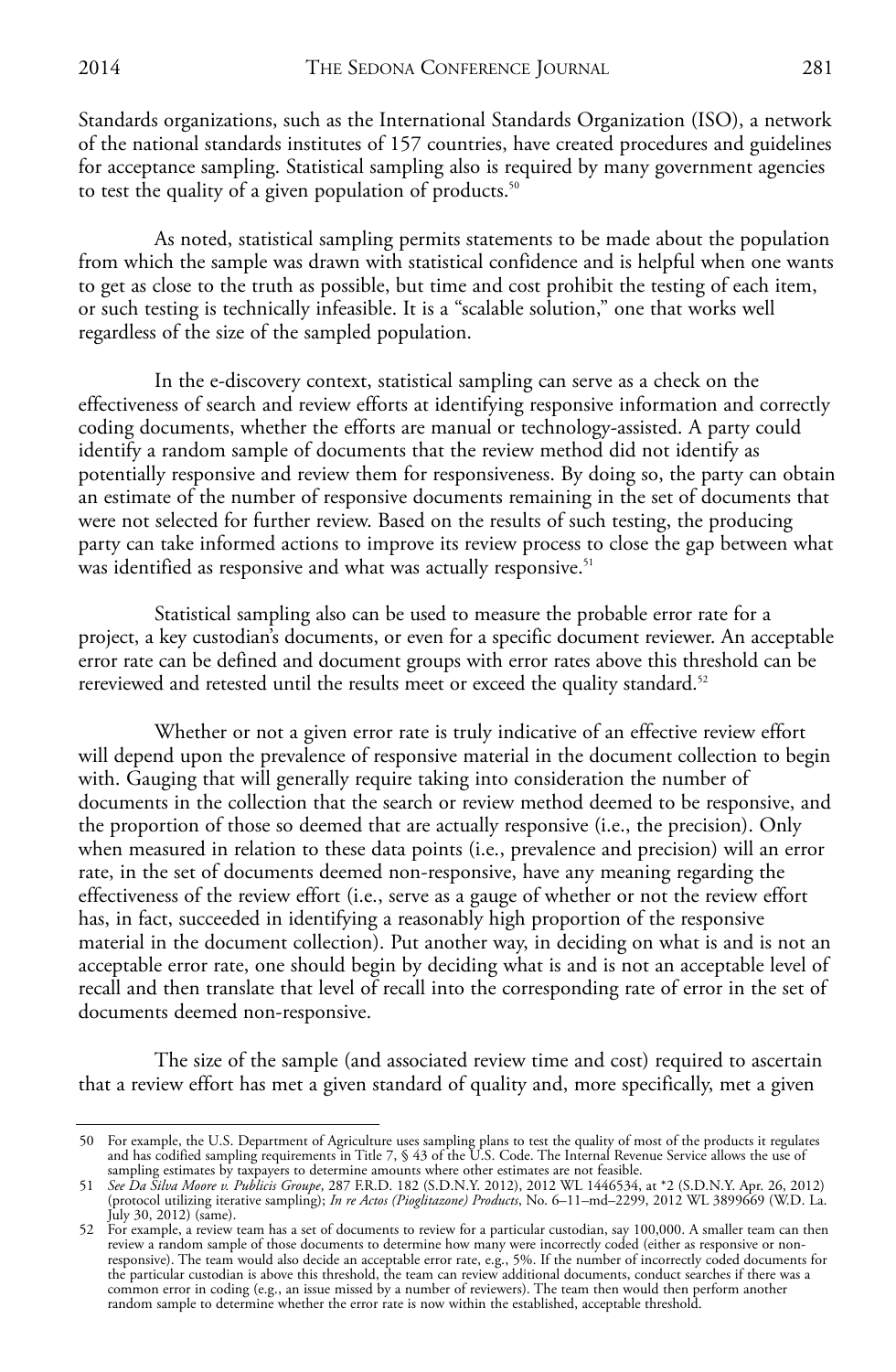Standards organizations, such as the International Standards Organization (ISO), a network of the national standards institutes of 157 countries, have created procedures and guidelines for acceptance sampling. Statistical sampling also is required by many government agencies to test the quality of a given population of products.[50]

As noted, statistical sampling permits statements to be made about the population from which the sample was drawn with statistical confidence and is helpful when one wants to get as close to the truth as possible, but time and cost prohibit the testing of each item, or such testing is technically infeasible. It is a "scalable solution," one that works well regardless of the size of the sampled population.

In the e-discovery context, statistical sampling can serve as a check on the effectiveness of search and review efforts at identifying responsive information and correctly coding documents, whether the efforts are manual or technology-assisted. A party could identify a random sample of documents that the review method did not identify as potentially responsive and review them for responsiveness. By doing so, the party can obtain an estimate of the number of responsive documents remaining in the set of documents that were not selected for further review. Based on the results of such testing, the producing party can take informed actions to improve its review process to close the gap between what was identified as responsive and what was actually responsive.[51]

Statistical sampling also can be used to measure the probable error rate for a project, a key custodian's documents, or even for a specific document reviewer. An acceptable error rate can be defined and document groups with error rates above this threshold can be rereviewed and retested until the results meet or exceed the quality standard.[52]

Whether or not a given error rate is truly indicative of an effective review effort will depend upon the prevalence of responsive material in the document collection to begin with. Gauging that will generally require taking into consideration the number of documents in the collection that the search or review method deemed to be responsive, and the proportion of those so deemed that are actually responsive (i.e., the precision). Only when measured in relation to these data points (i.e., prevalence and precision) will an error rate, in the set of documents deemed non-responsive, have any meaning regarding the effectiveness of the review effort (i.e., serve as a gauge of whether or not the review effort has, in fact, succeeded in identifying a reasonably high proportion of the responsive material in the document collection). Put another way, in deciding on what is and is not an acceptable error rate, one should begin by deciding what is and is not an acceptable level of recall and then translate that level of recall into the corresponding rate of error in the set of documents deemed non-responsive.

The size of the sample (and associated review time and cost) required to ascertain that a review effort has met a given standard of quality and, more specifically, met a given

---

50 For example, the U.S. Department of Agriculture uses sampling plans to test the quality of most of the products it regulates and has codified sampling requirements in Title 7, § 43 of the U.S. Code. The Internal Revenue Service allows the use of sampling estimates by taxpayers to determine amounts where other estimates are not feasible.

51 *See Da Silva Moore v. Publicis Groupe*, 287 F.R.D. 182 (S.D.N.Y. 2012), 2012 WL 1446534, at *2 (S.D.N.Y. Apr. 26, 2012) (protocol utilizing iterative sampling); *In re Actos (Pioglitazone) Products*, No. 6–11–md–2299, 2012 WL 3899669 (W.D. La. July 30, 2012) (same).

52 For example, a review team has a set of documents to review for a particular custodian, say 100,000. A smaller team can then review a random sample of those documents to determine how many were incorrectly coded (either as responsive or non-responsive). The team would also decide an acceptable error rate, e.g., 5%. If the number of incorrectly coded documents for the particular custodian is above this threshold, the team can review additional documents, conduct searches if there was a common error in coding (e.g., an issue missed by a number of reviewers). The team then would then perform another random sample to determine whether the error rate is now within the established, acceptable threshold.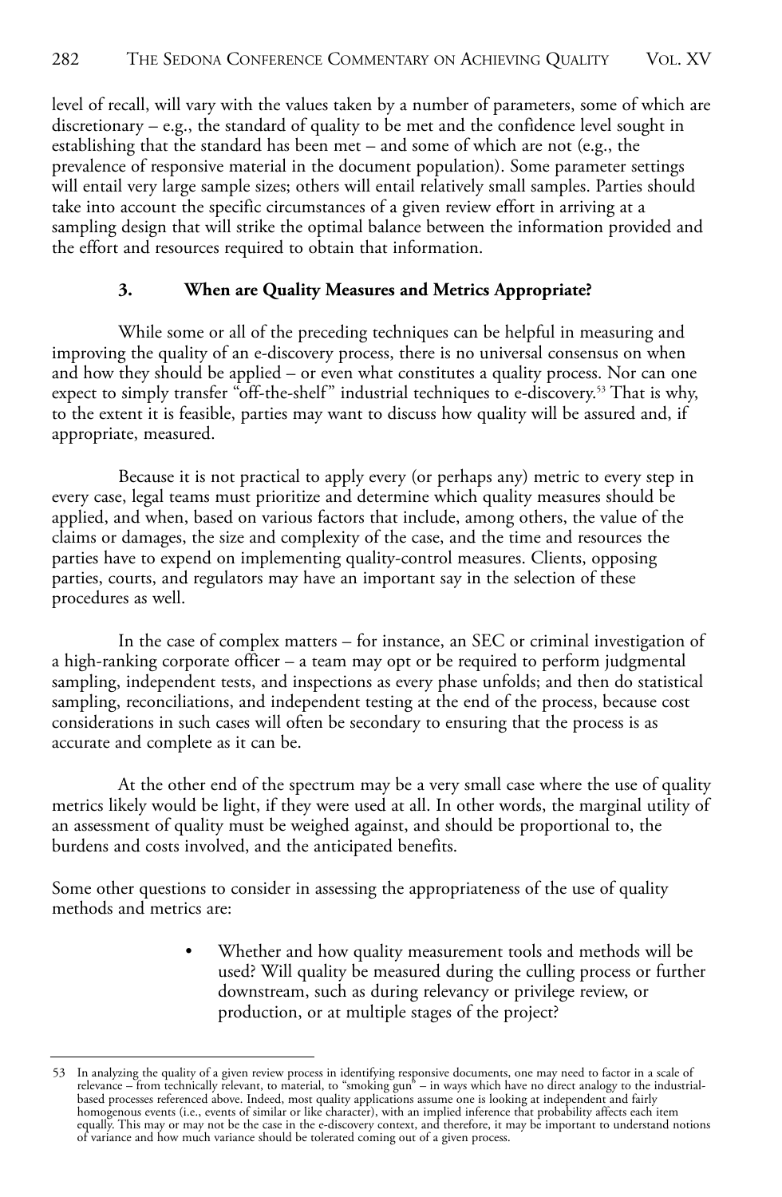level of recall, will vary with the values taken by a number of parameters, some of which are discretionary – e.g., the standard of quality to be met and the confidence level sought in establishing that the standard has been met – and some of which are not (e.g., the prevalence of responsive material in the document population). Some parameter settings will entail very large sample sizes; others will entail relatively small samples. Parties should take into account the specific circumstances of a given review effort in arriving at a sampling design that will strike the optimal balance between the information provided and the effort and resources required to obtain that information.

### 3. When are Quality Measures and Metrics Appropriate?

While some or all of the preceding techniques can be helpful in measuring and improving the quality of an e-discovery process, there is no universal consensus on when and how they should be applied – or even what constitutes a quality process. Nor can one expect to simply transfer "off-the-shelf" industrial techniques to e-discovery.[53] That is why, to the extent it is feasible, parties may want to discuss how quality will be assured and, if appropriate, measured.

Because it is not practical to apply every (or perhaps any) metric to every step in every case, legal teams must prioritize and determine which quality measures should be applied, and when, based on various factors that include, among others, the value of the claims or damages, the size and complexity of the case, and the time and resources the parties have to expend on implementing quality-control measures. Clients, opposing parties, courts, and regulators may have an important say in the selection of these procedures as well.

In the case of complex matters – for instance, an SEC or criminal investigation of a high-ranking corporate officer – a team may opt or be required to perform judgmental sampling, independent tests, and inspections as every phase unfolds; and then do statistical sampling, reconciliations, and independent testing at the end of the process, because cost considerations in such cases will often be secondary to ensuring that the process is as accurate and complete as it can be.

At the other end of the spectrum may be a very small case where the use of quality metrics likely would be light, if they were used at all. In other words, the marginal utility of an assessment of quality must be weighed against, and should be proportional to, the burdens and costs involved, and the anticipated benefits.

Some other questions to consider in assessing the appropriateness of the use of quality methods and metrics are:

- Whether and how quality measurement tools and methods will be used? Will quality be measured during the culling process or further downstream, such as during relevancy or privilege review, or production, or at multiple stages of the project?

---

53 In analyzing the quality of a given review process in identifying responsive documents, one may need to factor in a scale of relevance – from technically relevant, to material, to "smoking gun" – in ways which have no direct analogy to the industrial-based processes referenced above. Indeed, most quality applications assume one is looking at independent and fairly homogenous events (i.e., events of similar or like character), with an implied inference that probability affects each item equally. This may or may not be the case in the e-discovery context, and therefore, it may be important to understand notions of variance and how much variance should be tolerated coming out of a given process.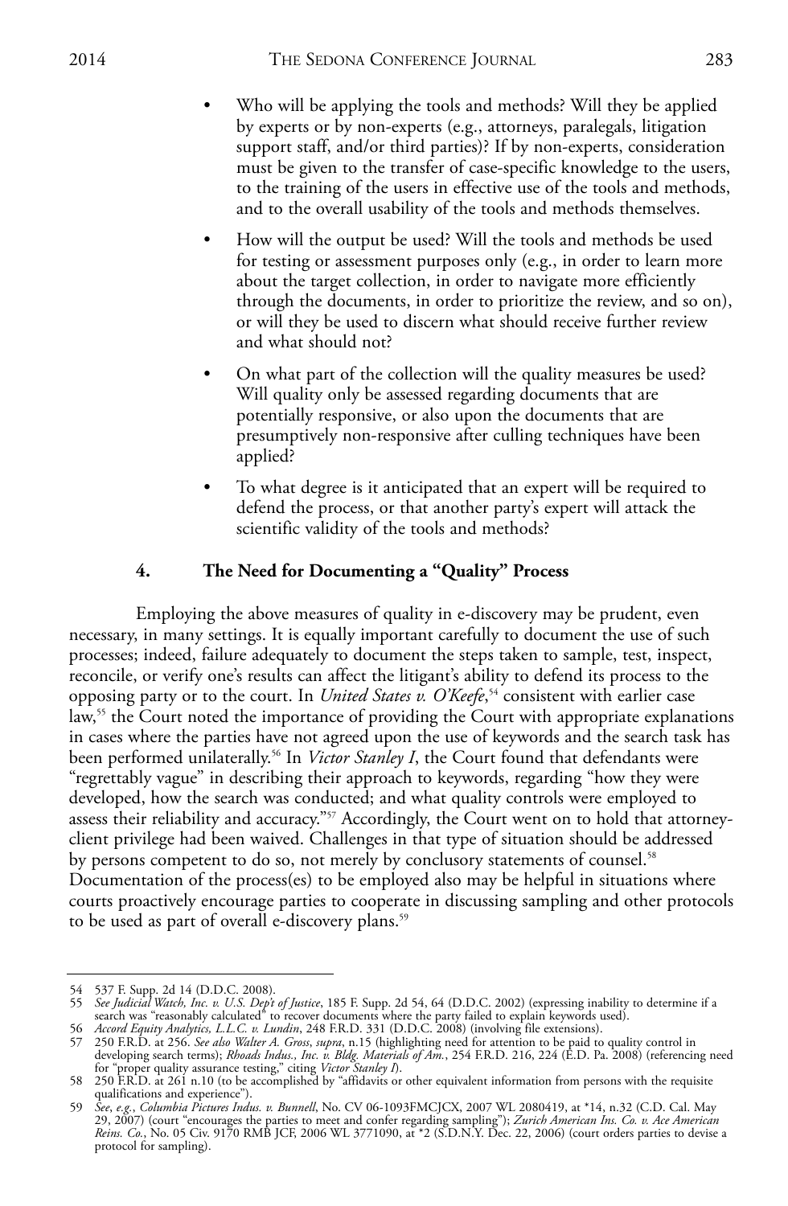- Who will be applying the tools and methods? Will they be applied by experts or by non-experts (e.g., attorneys, paralegals, litigation support staff, and/or third parties)? If by non-experts, consideration must be given to the transfer of case-specific knowledge to the users, to the training of the users in effective use of the tools and methods, and to the overall usability of the tools and methods themselves.

- How will the output be used? Will the tools and methods be used for testing or assessment purposes only (e.g., in order to learn more about the target collection, in order to navigate more efficiently through the documents, in order to prioritize the review, and so on), or will they be used to discern what should receive further review and what should not?

- On what part of the collection will the quality measures be used? Will quality only be assessed regarding documents that are potentially responsive, or also upon the documents that are presumptively non-responsive after culling techniques have been applied?

- To what degree is it anticipated that an expert will be required to defend the process, or that another party's expert will attack the scientific validity of the tools and methods?

#### 4. The Need for Documenting a "Quality" Process

Employing the above measures of quality in e-discovery may be prudent, even necessary, in many settings. It is equally important carefully to document the use of such processes; indeed, failure adequately to document the steps taken to sample, test, inspect, reconcile, or verify one's results can affect the litigant's ability to defend its process to the opposing party or to the court. In *United States v. O'Keefe*,[54] consistent with earlier case law,[55] the Court noted the importance of providing the Court with appropriate explanations in cases where the parties have not agreed upon the use of keywords and the search task has been performed unilaterally.[56] In *Victor Stanley I*, the Court found that defendants were "regrettably vague" in describing their approach to keywords, regarding "how they were developed, how the search was conducted; and what quality controls were employed to assess their reliability and accuracy."[57] Accordingly, the Court went on to hold that attorney-client privilege had been waived. Challenges in that type of situation should be addressed by persons competent to do so, not merely by conclusory statements of counsel.[58] Documentation of the process(es) to be employed also may be helpful in situations where courts proactively encourage parties to cooperate in discussing sampling and other protocols to be used as part of overall e-discovery plans.[59]

---

54 537 F. Supp. 2d 14 (D.D.C. 2008).

55 *See Judicial Watch, Inc. v. U.S. Dep't of Justice*, 185 F. Supp. 2d 54, 64 (D.D.C. 2002) (expressing inability to determine if a search was "reasonably calculated" to recover documents where the party failed to explain keywords used).

56 *Accord Equity Analytics, L.L.C. v. Lundin*, 248 F.R.D. 331 (D.D.C. 2008) (involving file extensions).

57 250 F.R.D. at 256. *See also Walter A. Gross*, *supra*, n.15 (highlighting need for attention to be paid to quality control in developing search terms); *Rhoads Indus., Inc. v. Bldg. Materials of Am.*, 254 F.R.D. 216, 224 (E.D. Pa. 2008) (referencing need for "proper quality assurance testing," citing *Victor Stanley I*).

58 250 F.R.D. at 261 n.10 (to be accomplished by "affidavits or other equivalent information from persons with the requisite qualifications and experience").

59 *See, e.g.*, *Columbia Pictures Indus. v. Bunnell*, No. CV 06-1093FMCJCX, 2007 WL 2080419, at *14, n.32 (C.D. Cal. May 29, 2007) (court "encourages the parties to meet and confer regarding sampling"); *Zurich American Ins. Co. v. Ace American Reins. Co.*, No. 05 Civ. 9170 RMB JCF, 2006 WL 3771090, at *2 (S.D.N.Y. Dec. 22, 2006) (court orders parties to devise a protocol for sampling).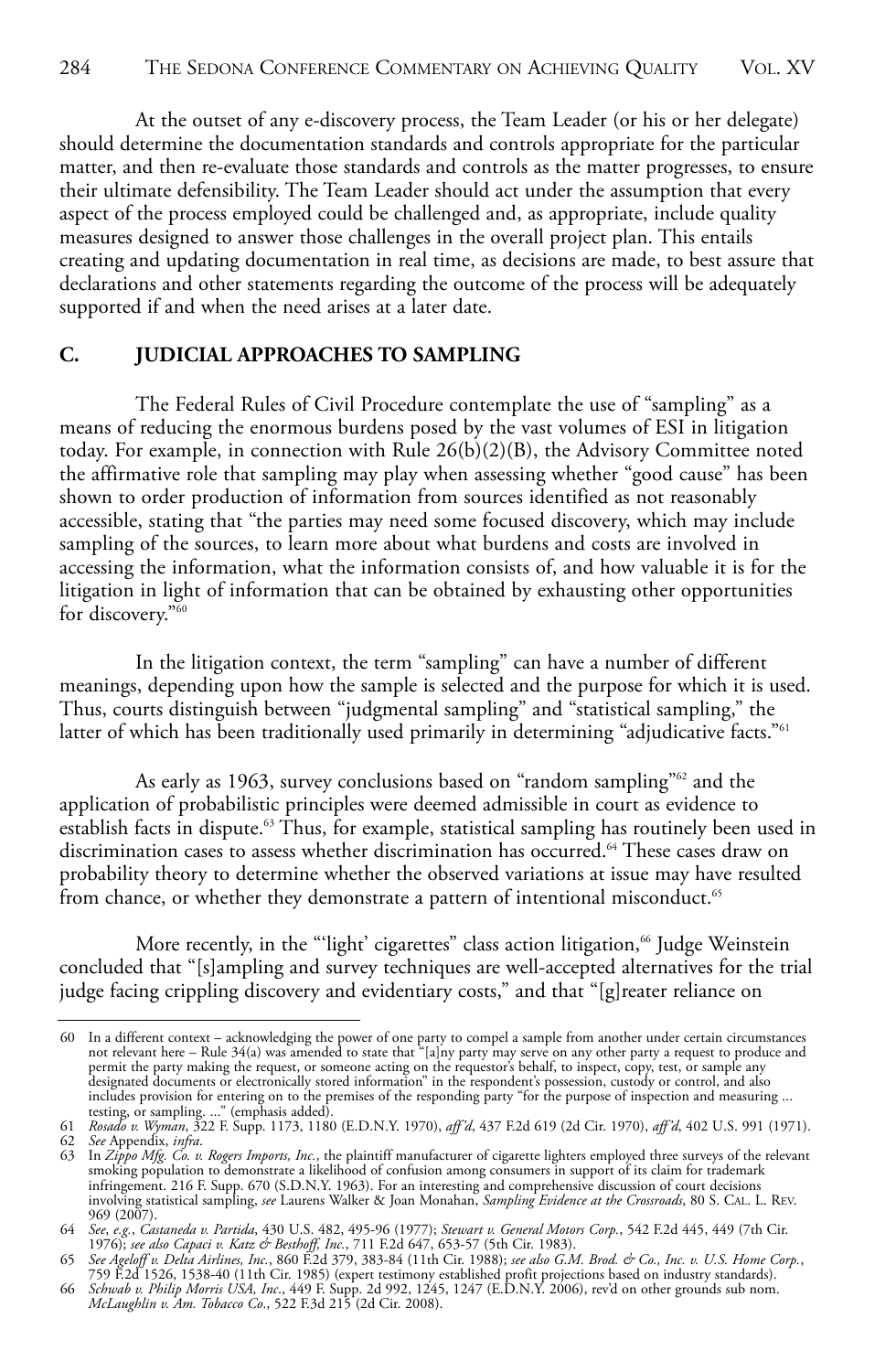At the outset of any e-discovery process, the Team Leader (or his or her delegate) should determine the documentation standards and controls appropriate for the particular matter, and then re-evaluate those standards and controls as the matter progresses, to ensure their ultimate defensibility. The Team Leader should act under the assumption that every aspect of the process employed could be challenged and, as appropriate, include quality measures designed to answer those challenges in the overall project plan. This entails creating and updating documentation in real time, as decisions are made, to best assure that declarations and other statements regarding the outcome of the process will be adequately supported if and when the need arises at a later date.

## C. JUDICIAL APPROACHES TO SAMPLING

The Federal Rules of Civil Procedure contemplate the use of "sampling" as a means of reducing the enormous burdens posed by the vast volumes of ESI in litigation today. For example, in connection with Rule 26(b)(2)(B), the Advisory Committee noted the affirmative role that sampling may play when assessing whether "good cause" has been shown to order production of information from sources identified as not reasonably accessible, stating that "the parties may need some focused discovery, which may include sampling of the sources, to learn more about what burdens and costs are involved in accessing the information, what the information consists of, and how valuable it is for the litigation in light of information that can be obtained by exhausting other opportunities for discovery."[60]

In the litigation context, the term "sampling" can have a number of different meanings, depending upon how the sample is selected and the purpose for which it is used. Thus, courts distinguish between "judgmental sampling" and "statistical sampling," the latter of which has been traditionally used primarily in determining "adjudicative facts."[61]

As early as 1963, survey conclusions based on "random sampling"[62] and the application of probabilistic principles were deemed admissible in court as evidence to establish facts in dispute.[63] Thus, for example, statistical sampling has routinely been used in discrimination cases to assess whether discrimination has occurred.[64] These cases draw on probability theory to determine whether the observed variations at issue may have resulted from chance, or whether they demonstrate a pattern of intentional misconduct.[65]

More recently, in the "'light' cigarettes" class action litigation,[66] Judge Weinstein concluded that "[s]ampling and survey techniques are well-accepted alternatives for the trial judge facing crippling discovery and evidentiary costs," and that "[g]reater reliance on

---

60 In a different context – acknowledging the power of one party to compel a sample from another under certain circumstances not relevant here – Rule 34(a) was amended to state that "[a]ny party may serve on any other party a request to produce and permit the party making the request, or someone acting on the requestor's behalf, to inspect, copy, test, or sample any designated documents or electronically stored information" in the respondent's possession, custody or control, and also includes provision for entering on to the premises of the responding party "for the purpose of inspection and measuring ... testing, or sampling. ..." (emphasis added).

61 *Rosado v. Wyman*, 322 F. Supp. 1173, 1180 (E.D.N.Y. 1970), *aff'd*, 437 F.2d 619 (2d Cir. 1970), *aff'd*, 402 U.S. 991 (1971).

62 *See* Appendix, *infra*.

63 In *Zippo Mfg. Co. v. Rogers Imports, Inc.*, the plaintiff manufacturer of cigarette lighters employed three surveys of the relevant smoking population to demonstrate a likelihood of confusion among consumers in support of its claim for trademark infringement. 216 F. Supp. 670 (S.D.N.Y. 1963). For an interesting and comprehensive discussion of court decisions involving statistical sampling, *see* Laurens Walker & Joan Monahan, *Sampling Evidence at the Crossroads*, 80 S. CAL. L. REV. 969 (2007).

64 *See*, *e.g.*, *Castaneda v. Partida*, 430 U.S. 482, 495-96 (1977); *Stewart v. General Motors Corp.*, 542 F.2d 445, 449 (7th Cir. 1976); *see also Capaci v. Katz & Besthoff, Inc.*, 711 F.2d 647, 653-57 (5th Cir. 1983).

65 *See Ageloff v. Delta Airlines, Inc.*, 860 F.2d 379, 383-84 (11th Cir. 1988); *see also G.M. Brod. & Co., Inc. v. U.S. Home Corp.*, 759 F.2d 1526, 1538-40 (11th Cir. 1985) (expert testimony established profit projections based on industry standards).

66 *Schwab v. Philip Morris USA, Inc.*, 449 F. Supp. 2d 992, 1245, 1247 (E.D.N.Y. 2006), rev'd on other grounds sub nom. *McLaughlin v. Am. Tobacco Co.*, 522 F.3d 215 (2d Cir. 2008).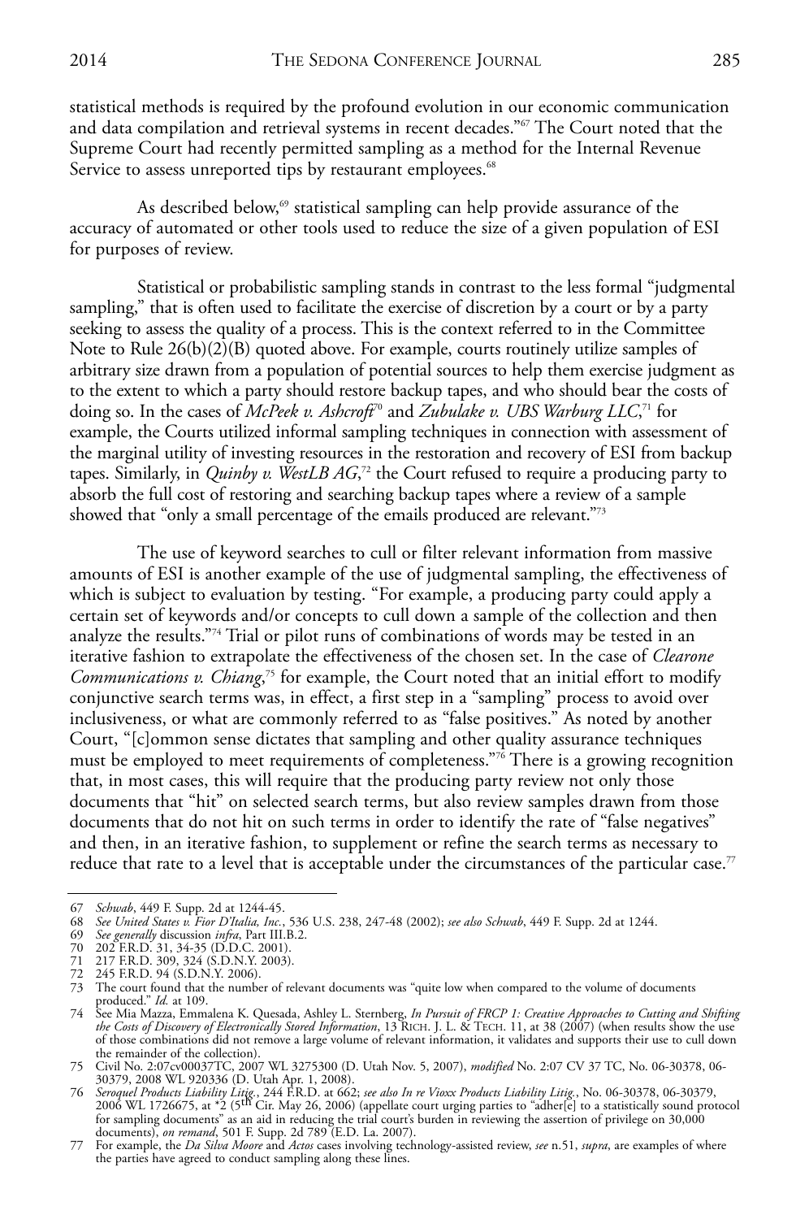statistical methods is required by the profound evolution in our economic communication and data compilation and retrieval systems in recent decades."[67] The Court noted that the Supreme Court had recently permitted sampling as a method for the Internal Revenue Service to assess unreported tips by restaurant employees.[68]

As described below,[69] statistical sampling can help provide assurance of the accuracy of automated or other tools used to reduce the size of a given population of ESI for purposes of review.

Statistical or probabilistic sampling stands in contrast to the less formal "judgmental sampling," that is often used to facilitate the exercise of discretion by a court or by a party seeking to assess the quality of a process. This is the context referred to in the Committee Note to Rule 26(b)(2)(B) quoted above. For example, courts routinely utilize samples of arbitrary size drawn from a population of potential sources to help them exercise judgment as to the extent to which a party should restore backup tapes, and who should bear the costs of doing so. In the cases of *McPeek v. Ashcroft*[70] and *Zubulake v. UBS Warburg LLC*,[71] for example, the Courts utilized informal sampling techniques in connection with assessment of the marginal utility of investing resources in the restoration and recovery of ESI from backup tapes. Similarly, in *Quinby v. WestLB AG*,[72] the Court refused to require a producing party to absorb the full cost of restoring and searching backup tapes where a review of a sample showed that "only a small percentage of the emails produced are relevant."[73]

The use of keyword searches to cull or filter relevant information from massive amounts of ESI is another example of the use of judgmental sampling, the effectiveness of which is subject to evaluation by testing. "For example, a producing party could apply a certain set of keywords and/or concepts to cull down a sample of the collection and then analyze the results."[74] Trial or pilot runs of combinations of words may be tested in an iterative fashion to extrapolate the effectiveness of the chosen set. In the case of *Clearone Communications v. Chiang*,[75] for example, the Court noted that an initial effort to modify conjunctive search terms was, in effect, a first step in a "sampling" process to avoid over inclusiveness, or what are commonly referred to as "false positives." As noted by another Court, "[c]ommon sense dictates that sampling and other quality assurance techniques must be employed to meet requirements of completeness."[76] There is a growing recognition that, in most cases, this will require that the producing party review not only those documents that "hit" on selected search terms, but also review samples drawn from those documents that do not hit on such terms in order to identify the rate of "false negatives" and then, in an iterative fashion, to supplement or refine the search terms as necessary to reduce that rate to a level that is acceptable under the circumstances of the particular case.[77]

---

67 *Schwab*, 449 F. Supp. 2d at 1244-45.

68 *See United States v. Fior D'Italia, Inc.*, 536 U.S. 238, 247-48 (2002); *see also Schwab*, 449 F. Supp. 2d at 1244.

69 *See generally* discussion *infra*, Part III.B.2.

70 202 F.R.D. 31, 34-35 (D.D.C. 2001).

71 217 F.R.D. 309, 324 (S.D.N.Y. 2003).

72 245 F.R.D. 94 (S.D.N.Y. 2006).

73 The court found that the number of relevant documents was "quite low when compared to the volume of documents produced." *Id.* at 109.

74 See Mia Mazza, Emmalena K. Quesada, Ashley L. Sternberg, *In Pursuit of FRCP 1: Creative Approaches to Cutting and Shifting the Costs of Discovery of Electronically Stored Information*, 13 RICH. J. L. & TECH. 11, at 38 (2007) (when results show the use of those combinations did not remove a large volume of relevant information, it validates and supports their use to cull down the remainder of the collection).

75 Civil No. 2:07cv00037TC, 2007 WL 3275300 (D. Utah Nov. 5, 2007), *modified* No. 2:07 CV 37 TC, No. 06-30378, 06-30379, 2008 WL 920336 (D. Utah Apr. 1, 2008).

76 *Seroquel Products Liability Litig.*, 244 F.R.D. at 662; *see also In re Vioxx Products Liability Litig.*, No. 06-30378, 06-30379, 2006 WL 1726675, at *2 (5th Cir. May 26, 2006) (appellate court urging parties to "adher[e] to a statistically sound protocol for sampling documents" as an aid in reducing the trial court's burden in reviewing the assertion of privilege on 30,000 documents), *on remand*, 501 F. Supp. 2d 789 (E.D. La. 2007).

77 For example, the *Da Silva Moore* and *Actos* cases involving technology-assisted review, *see* n.51, *supra*, are examples of where the parties have agreed to conduct sampling along these lines.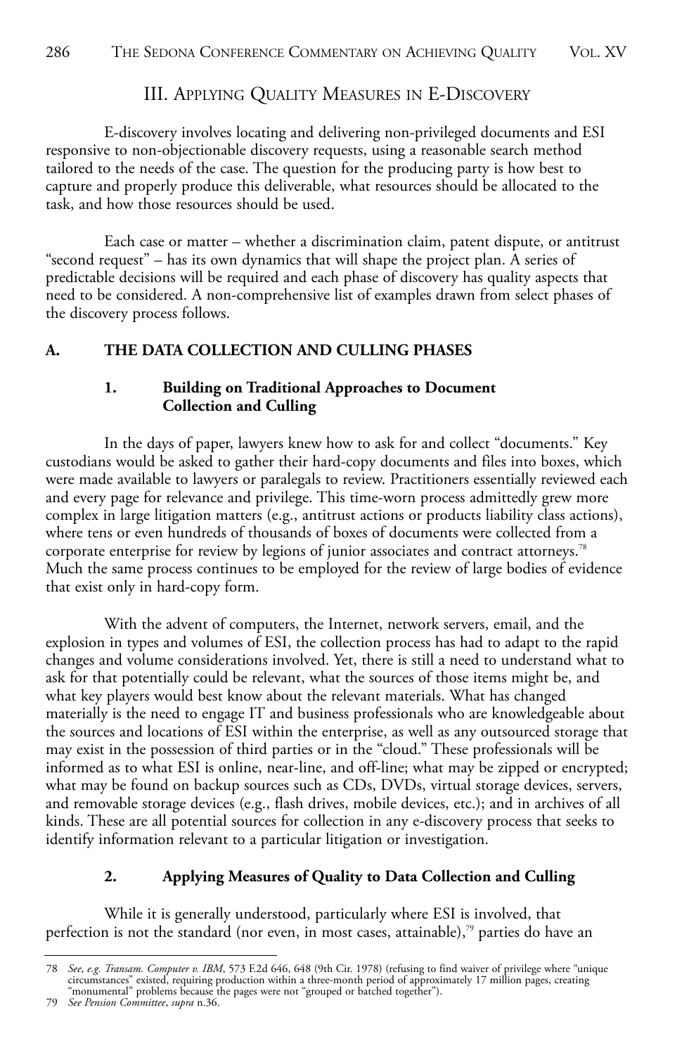## III. Applying Quality Measures in E-Discovery

E-discovery involves locating and delivering non-privileged documents and ESI responsive to non-objectionable discovery requests, using a reasonable search method tailored to the needs of the case. The question for the producing party is how best to capture and properly produce this deliverable, what resources should be allocated to the task, and how those resources should be used.

Each case or matter – whether a discrimination claim, patent dispute, or antitrust "second request" – has its own dynamics that will shape the project plan. A series of predictable decisions will be required and each phase of discovery has quality aspects that need to be considered. A non-comprehensive list of examples drawn from select phases of the discovery process follows.

### A. The Data Collection and Culling Phases

#### 1. Building on Traditional Approaches to Document Collection and Culling

In the days of paper, lawyers knew how to ask for and collect "documents." Key custodians would be asked to gather their hard-copy documents and files into boxes, which were made available to lawyers or paralegals to review. Practitioners essentially reviewed each and every page for relevance and privilege. This time-worn process admittedly grew more complex in large litigation matters (e.g., antitrust actions or products liability class actions), where tens or even hundreds of thousands of boxes of documents were collected from a corporate enterprise for review by legions of junior associates and contract attorneys.[78] Much the same process continues to be employed for the review of large bodies of evidence that exist only in hard-copy form.

With the advent of computers, the Internet, network servers, email, and the explosion in types and volumes of ESI, the collection process has had to adapt to the rapid changes and volume considerations involved. Yet, there is still a need to understand what to ask for that potentially could be relevant, what the sources of those items might be, and what key players would best know about the relevant materials. What has changed materially is the need to engage IT and business professionals who are knowledgeable about the sources and locations of ESI within the enterprise, as well as any outsourced storage that may exist in the possession of third parties or in the "cloud." These professionals will be informed as to what ESI is online, near-line, and off-line; what may be zipped or encrypted; what may be found on backup sources such as CDs, DVDs, virtual storage devices, servers, and removable storage devices (e.g., flash drives, mobile devices, etc.); and in archives of all kinds. These are all potential sources for collection in any e-discovery process that seeks to identify information relevant to a particular litigation or investigation.

#### 2. Applying Measures of Quality to Data Collection and Culling

While it is generally understood, particularly where ESI is involved, that perfection is not the standard (nor even, in most cases, attainable),[79] parties do have an

---

78 *See*, *e.g. Transam. Computer v. IBM*, 573 F.2d 646, 648 (9th Cir. 1978) (refusing to find waiver of privilege where "unique circumstances" existed, requiring production within a three-month period of approximately 17 million pages, creating "monumental" problems because the pages were not "grouped or batched together").

79 *See Pension Committee*, *supra* n.36.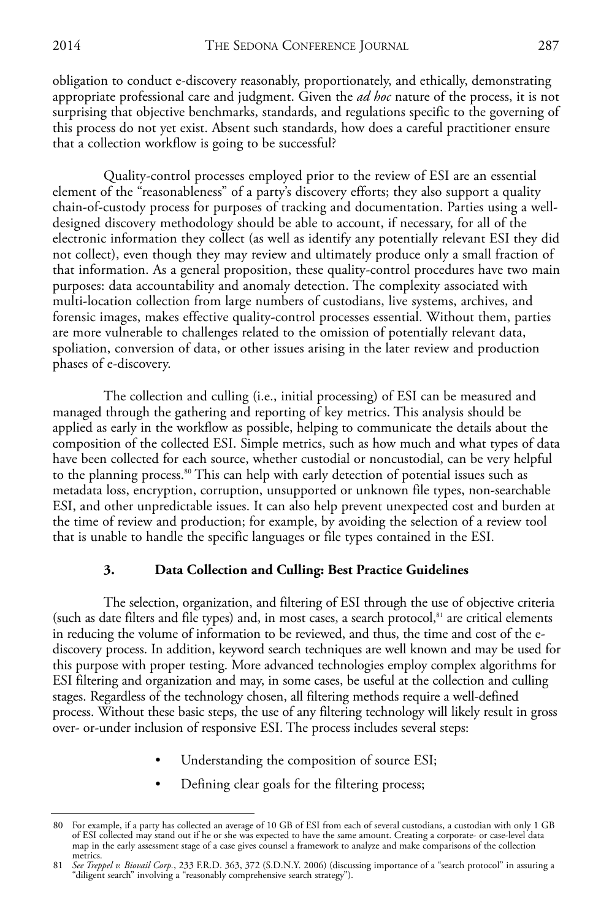obligation to conduct e-discovery reasonably, proportionately, and ethically, demonstrating appropriate professional care and judgment. Given the *ad hoc* nature of the process, it is not surprising that objective benchmarks, standards, and regulations specific to the governing of this process do not yet exist. Absent such standards, how does a careful practitioner ensure that a collection workflow is going to be successful?

Quality-control processes employed prior to the review of ESI are an essential element of the "reasonableness" of a party's discovery efforts; they also support a quality chain-of-custody process for purposes of tracking and documentation. Parties using a well-designed discovery methodology should be able to account, if necessary, for all of the electronic information they collect (as well as identify any potentially relevant ESI they did not collect), even though they may review and ultimately produce only a small fraction of that information. As a general proposition, these quality-control procedures have two main purposes: data accountability and anomaly detection. The complexity associated with multi-location collection from large numbers of custodians, live systems, archives, and forensic images, makes effective quality-control processes essential. Without them, parties are more vulnerable to challenges related to the omission of potentially relevant data, spoliation, conversion of data, or other issues arising in the later review and production phases of e-discovery.

The collection and culling (i.e., initial processing) of ESI can be measured and managed through the gathering and reporting of key metrics. This analysis should be applied as early in the workflow as possible, helping to communicate the details about the composition of the collected ESI. Simple metrics, such as how much and what types of data have been collected for each source, whether custodial or noncustodial, can be very helpful to the planning process.[80] This can help with early detection of potential issues such as metadata loss, encryption, corruption, unsupported or unknown file types, non-searchable ESI, and other unpredictable issues. It can also help prevent unexpected cost and burden at the time of review and production; for example, by avoiding the selection of a review tool that is unable to handle the specific languages or file types contained in the ESI.

### 3. Data Collection and Culling: Best Practice Guidelines

The selection, organization, and filtering of ESI through the use of objective criteria (such as date filters and file types) and, in most cases, a search protocol,[81] are critical elements in reducing the volume of information to be reviewed, and thus, the time and cost of the e-discovery process. In addition, keyword search techniques are well known and may be used for this purpose with proper testing. More advanced technologies employ complex algorithms for ESI filtering and organization and may, in some cases, be useful at the collection and culling stages. Regardless of the technology chosen, all filtering methods require a well-defined process. Without these basic steps, the use of any filtering technology will likely result in gross over- or-under inclusion of responsive ESI. The process includes several steps:

- Understanding the composition of source ESI;
- Defining clear goals for the filtering process;

---

80 For example, if a party has collected an average of 10 GB of ESI from each of several custodians, a custodian with only 1 GB of ESI collected may stand out if he or she was expected to have the same amount. Creating a corporate- or case-level data map in the early assessment stage of a case gives counsel a framework to analyze and make comparisons of the collection metrics.

81 *See Treppel v. Biovail Corp.*, 233 F.R.D. 363, 372 (S.D.N.Y. 2006) (discussing importance of a "search protocol" in assuring a "diligent search" involving a "reasonably comprehensive search strategy").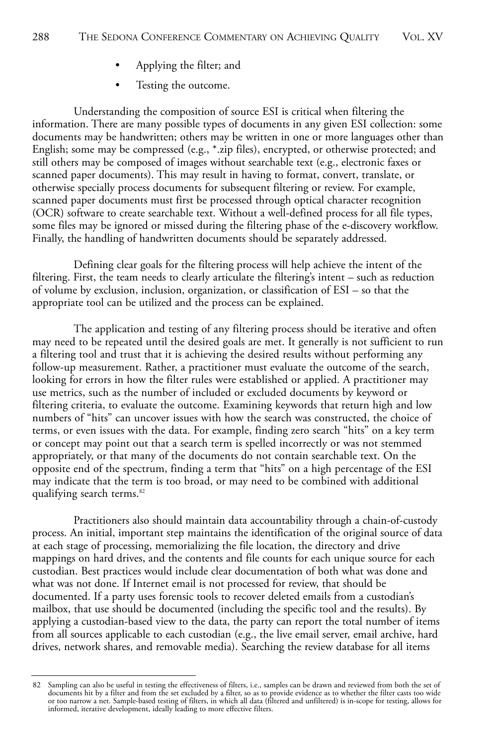- Applying the filter; and
- Testing the outcome.

Understanding the composition of source ESI is critical when filtering the information. There are many possible types of documents in any given ESI collection: some documents may be handwritten; others may be written in one or more languages other than English; some may be compressed (e.g., *.zip files), encrypted, or otherwise protected; and still others may be composed of images without searchable text (e.g., electronic faxes or scanned paper documents). This may result in having to format, convert, translate, or otherwise specially process documents for subsequent filtering or review. For example, scanned paper documents must first be processed through optical character recognition (OCR) software to create searchable text. Without a well-defined process for all file types, some files may be ignored or missed during the filtering phase of the e-discovery workflow. Finally, the handling of handwritten documents should be separately addressed.

Defining clear goals for the filtering process will help achieve the intent of the filtering. First, the team needs to clearly articulate the filtering's intent – such as reduction of volume by exclusion, inclusion, organization, or classification of ESI – so that the appropriate tool can be utilized and the process can be explained.

The application and testing of any filtering process should be iterative and often may need to be repeated until the desired goals are met. It generally is not sufficient to run a filtering tool and trust that it is achieving the desired results without performing any follow-up measurement. Rather, a practitioner must evaluate the outcome of the search, looking for errors in how the filter rules were established or applied. A practitioner may use metrics, such as the number of included or excluded documents by keyword or filtering criteria, to evaluate the outcome. Examining keywords that return high and low numbers of "hits" can uncover issues with how the search was constructed, the choice of terms, or even issues with the data. For example, finding zero search "hits" on a key term or concept may point out that a search term is spelled incorrectly or was not stemmed appropriately, or that many of the documents do not contain searchable text. On the opposite end of the spectrum, finding a term that "hits" on a high percentage of the ESI may indicate that the term is too broad, or may need to be combined with additional qualifying search terms.[82]

Practitioners also should maintain data accountability through a chain-of-custody process. An initial, important step maintains the identification of the original source of data at each stage of processing, memorializing the file location, the directory and drive mappings on hard drives, and the contents and file counts for each unique source for each custodian. Best practices would include clear documentation of both what was done and what was not done. If Internet email is not processed for review, that should be documented. If a party uses forensic tools to recover deleted emails from a custodian's mailbox, that use should be documented (including the specific tool and the results). By applying a custodian-based view to the data, the party can report the total number of items from all sources applicable to each custodian (e.g., the live email server, email archive, hard drives, network shares, and removable media). Searching the review database for all items

---

82 Sampling can also be useful in testing the effectiveness of filters, i.e., samples can be drawn and reviewed from both the set of documents hit by a filter and from the set excluded by a filter, so as to provide evidence as to whether the filter casts too wide or too narrow a net. Sample-based testing of filters, in which all data (filtered and unfiltered) is in-scope for testing, allows for informed, iterative development, ideally leading to more effective filters.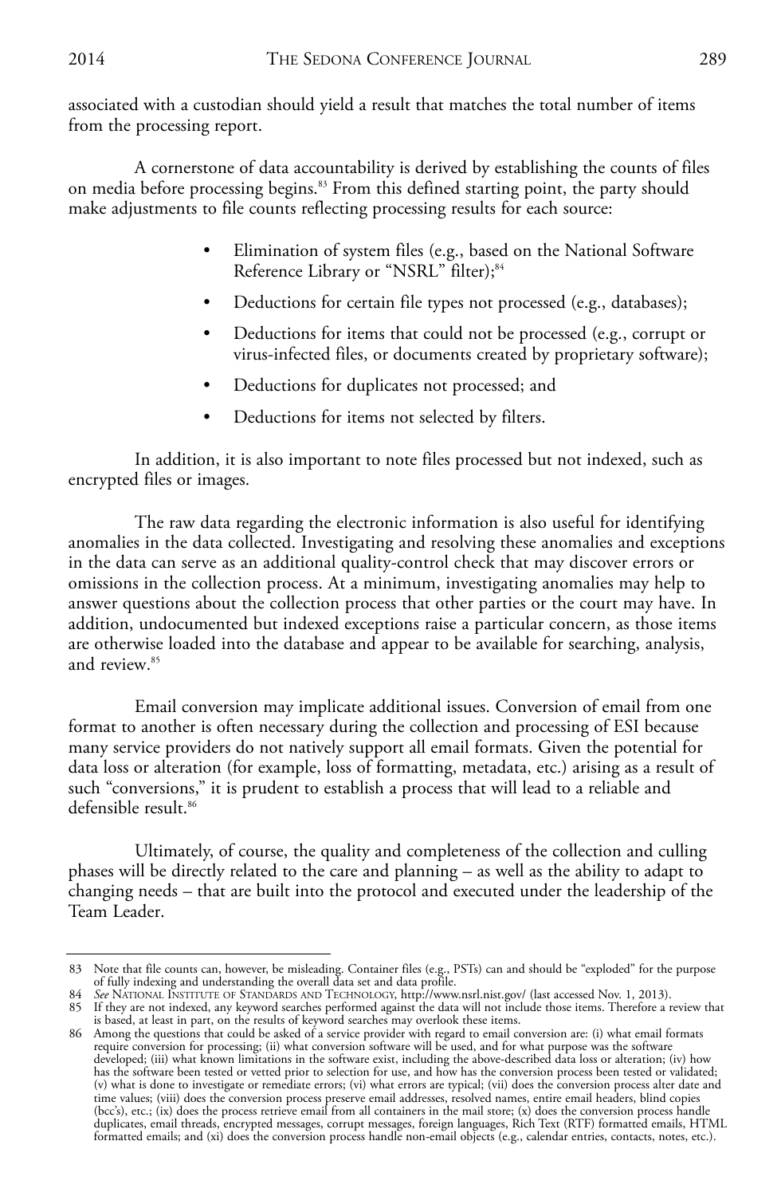associated with a custodian should yield a result that matches the total number of items from the processing report.

A cornerstone of data accountability is derived by establishing the counts of files on media before processing begins.[83] From this defined starting point, the party should make adjustments to file counts reflecting processing results for each source:

- Elimination of system files (e.g., based on the National Software Reference Library or "NSRL" filter);[84]
- Deductions for certain file types not processed (e.g., databases);
- Deductions for items that could not be processed (e.g., corrupt or virus-infected files, or documents created by proprietary software);
- Deductions for duplicates not processed; and
- Deductions for items not selected by filters.

In addition, it is also important to note files processed but not indexed, such as encrypted files or images.

The raw data regarding the electronic information is also useful for identifying anomalies in the data collected. Investigating and resolving these anomalies and exceptions in the data can serve as an additional quality-control check that may discover errors or omissions in the collection process. At a minimum, investigating anomalies may help to answer questions about the collection process that other parties or the court may have. In addition, undocumented but indexed exceptions raise a particular concern, as those items are otherwise loaded into the database and appear to be available for searching, analysis, and review.[85]

Email conversion may implicate additional issues. Conversion of email from one format to another is often necessary during the collection and processing of ESI because many service providers do not natively support all email formats. Given the potential for data loss or alteration (for example, loss of formatting, metadata, etc.) arising as a result of such "conversions," it is prudent to establish a process that will lead to a reliable and defensible result.[86]

Ultimately, of course, the quality and completeness of the collection and culling phases will be directly related to the care and planning – as well as the ability to adapt to changing needs – that are built into the protocol and executed under the leadership of the Team Leader.

---

83 Note that file counts can, however, be misleading. Container files (e.g., PSTs) can and should be "exploded" for the purpose of fully indexing and understanding the overall data set and data profile.

84 *See* National Institute of Standards and Technology, http://www.nsrl.nist.gov/ (last accessed Nov. 1, 2013).

85 If they are not indexed, any keyword searches performed against the data will not include those items. Therefore a review that is based, at least in part, on the results of keyword searches may overlook these items.

86 Among the questions that could be asked of a service provider with regard to email conversion are: (i) what email formats require conversion for processing; (ii) what conversion software will be used, and for what purpose was the software developed; (iii) what known limitations in the software exist, including the above-described data loss or alteration; (iv) how has the software been tested or vetted prior to selection for use, and how has the conversion process been tested or validated; (v) what is done to investigate or remediate errors; (vi) what errors are typical; (vii) does the conversion process alter date and time values; (viii) does the conversion process preserve email addresses, resolved names, entire email headers, blind copies (bcc's), etc.; (ix) does the process retrieve email from all containers in the mail store; (x) does the conversion process handle duplicates, email threads, encrypted messages, corrupt messages, foreign languages, Rich Text (RTF) formatted emails, HTML formatted emails; and (xi) does the conversion process handle non-email objects (e.g., calendar entries, contacts, notes, etc.).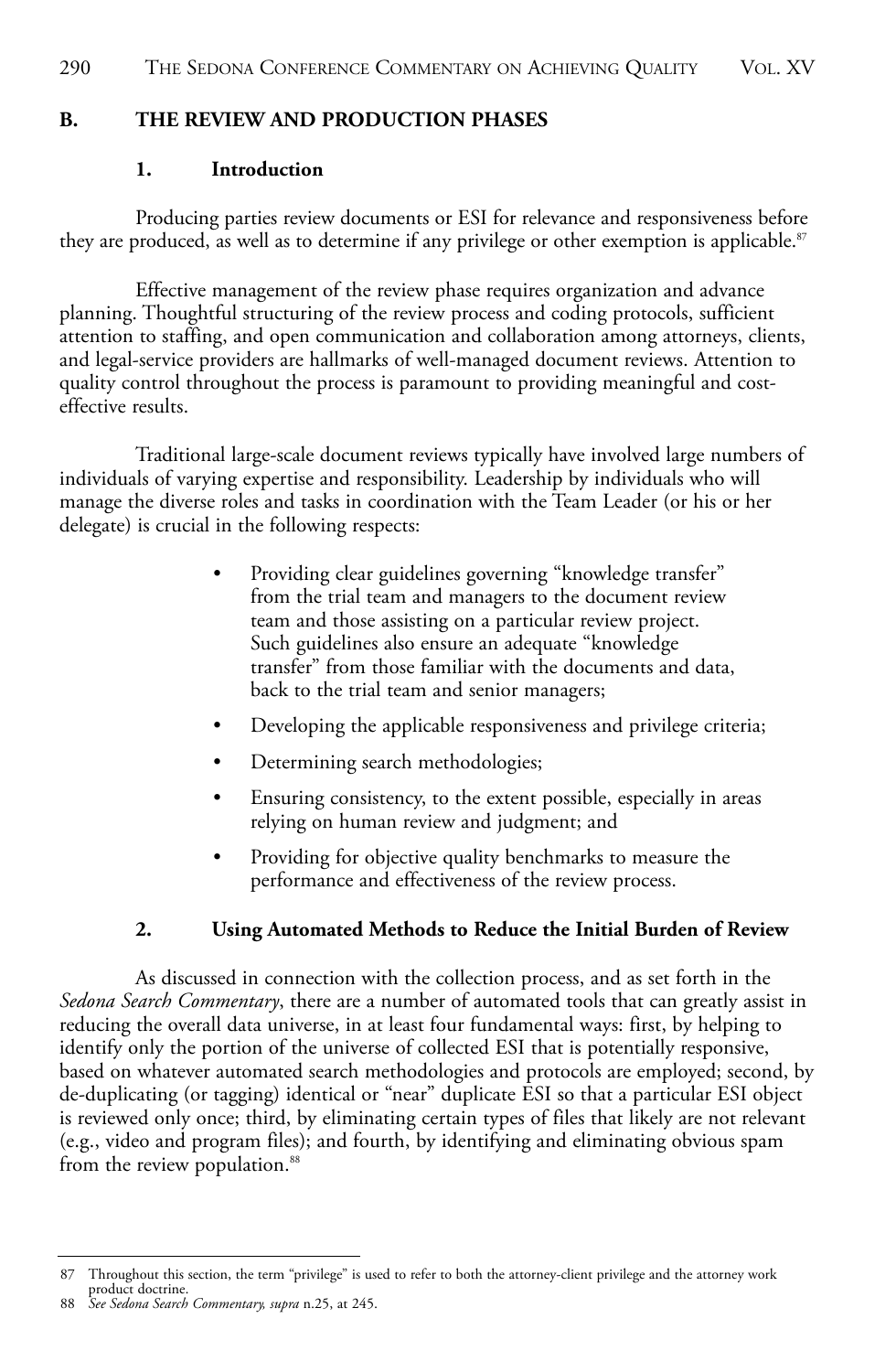## B. THE REVIEW AND PRODUCTION PHASES

### 1. Introduction

Producing parties review documents or ESI for relevance and responsiveness before they are produced, as well as to determine if any privilege or other exemption is applicable.[87]

Effective management of the review phase requires organization and advance planning. Thoughtful structuring of the review process and coding protocols, sufficient attention to staffing, and open communication and collaboration among attorneys, clients, and legal-service providers are hallmarks of well-managed document reviews. Attention to quality control throughout the process is paramount to providing meaningful and cost-effective results.

Traditional large-scale document reviews typically have involved large numbers of individuals of varying expertise and responsibility. Leadership by individuals who will manage the diverse roles and tasks in coordination with the Team Leader (or his or her delegate) is crucial in the following respects:

- Providing clear guidelines governing "knowledge transfer" from the trial team and managers to the document review team and those assisting on a particular review project. Such guidelines also ensure an adequate "knowledge transfer" from those familiar with the documents and data, back to the trial team and senior managers;
- Developing the applicable responsiveness and privilege criteria;
- Determining search methodologies;
- Ensuring consistency, to the extent possible, especially in areas relying on human review and judgment; and
- Providing for objective quality benchmarks to measure the performance and effectiveness of the review process.

### 2. Using Automated Methods to Reduce the Initial Burden of Review

As discussed in connection with the collection process, and as set forth in the *Sedona Search Commentary*, there are a number of automated tools that can greatly assist in reducing the overall data universe, in at least four fundamental ways: first, by helping to identify only the portion of the universe of collected ESI that is potentially responsive, based on whatever automated search methodologies and protocols are employed; second, by de-duplicating (or tagging) identical or "near" duplicate ESI so that a particular ESI object is reviewed only once; third, by eliminating certain types of files that likely are not relevant (e.g., video and program files); and fourth, by identifying and eliminating obvious spam from the review population.[88]

---

87 Throughout this section, the term "privilege" is used to refer to both the attorney-client privilege and the attorney work product doctrine.

88 *See Sedona Search Commentary, supra* n.25, at 245.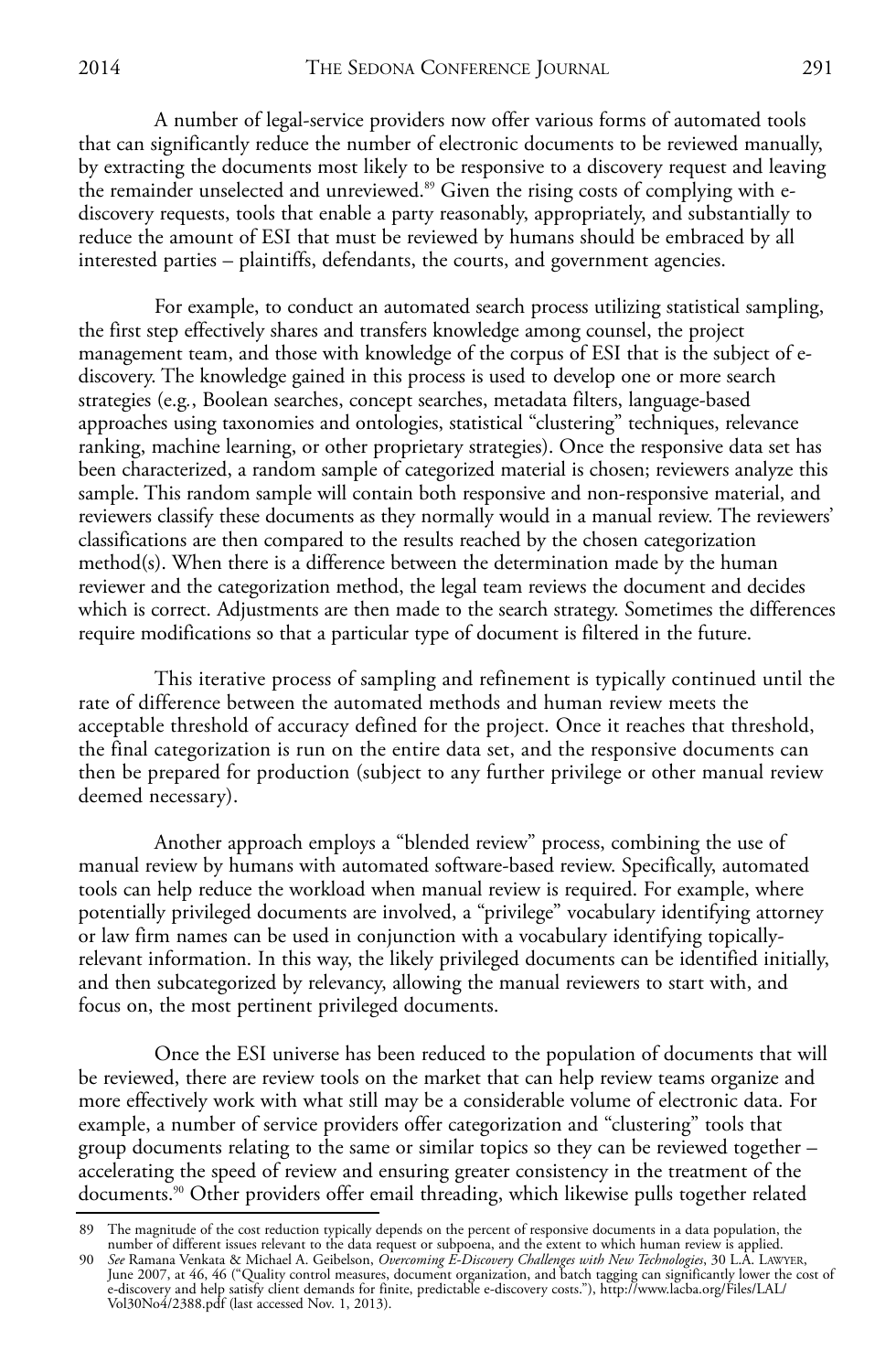A number of legal-service providers now offer various forms of automated tools that can significantly reduce the number of electronic documents to be reviewed manually, by extracting the documents most likely to be responsive to a discovery request and leaving the remainder unselected and unreviewed.[89] Given the rising costs of complying with e-discovery requests, tools that enable a party reasonably, appropriately, and substantially to reduce the amount of ESI that must be reviewed by humans should be embraced by all interested parties – plaintiffs, defendants, the courts, and government agencies.

For example, to conduct an automated search process utilizing statistical sampling, the first step effectively shares and transfers knowledge among counsel, the project management team, and those with knowledge of the corpus of ESI that is the subject of e-discovery. The knowledge gained in this process is used to develop one or more search strategies (e.g., Boolean searches, concept searches, metadata filters, language-based approaches using taxonomies and ontologies, statistical "clustering" techniques, relevance ranking, machine learning, or other proprietary strategies). Once the responsive data set has been characterized, a random sample of categorized material is chosen; reviewers analyze this sample. This random sample will contain both responsive and non-responsive material, and reviewers classify these documents as they normally would in a manual review. The reviewers' classifications are then compared to the results reached by the chosen categorization method(s). When there is a difference between the determination made by the human reviewer and the categorization method, the legal team reviews the document and decides which is correct. Adjustments are then made to the search strategy. Sometimes the differences require modifications so that a particular type of document is filtered in the future.

This iterative process of sampling and refinement is typically continued until the rate of difference between the automated methods and human review meets the acceptable threshold of accuracy defined for the project. Once it reaches that threshold, the final categorization is run on the entire data set, and the responsive documents can then be prepared for production (subject to any further privilege or other manual review deemed necessary).

Another approach employs a "blended review" process, combining the use of manual review by humans with automated software-based review. Specifically, automated tools can help reduce the workload when manual review is required. For example, where potentially privileged documents are involved, a "privilege" vocabulary identifying attorney or law firm names can be used in conjunction with a vocabulary identifying topically-relevant information. In this way, the likely privileged documents can be identified initially, and then subcategorized by relevancy, allowing the manual reviewers to start with, and focus on, the most pertinent privileged documents.

Once the ESI universe has been reduced to the population of documents that will be reviewed, there are review tools on the market that can help review teams organize and more effectively work with what still may be a considerable volume of electronic data. For example, a number of service providers offer categorization and "clustering" tools that group documents relating to the same or similar topics so they can be reviewed together – accelerating the speed of review and ensuring greater consistency in the treatment of the documents.[90] Other providers offer email threading, which likewise pulls together related

---

89 The magnitude of the cost reduction typically depends on the percent of responsive documents in a data population, the number of different issues relevant to the data request or subpoena, and the extent to which human review is applied.

90 *See* Ramana Venkata & Michael A. Geibelson, *Overcoming E-Discovery Challenges with New Technologies*, 30 L.A. Lawyer, June 2007, at 46, 46 ("Quality control measures, document organization, and batch tagging can significantly lower the cost of e-discovery and help satisfy client demands for finite, predictable e-discovery costs."), http://www.lacba.org/Files/LAL/Vol30No4/2388.pdf (last accessed Nov. 1, 2013).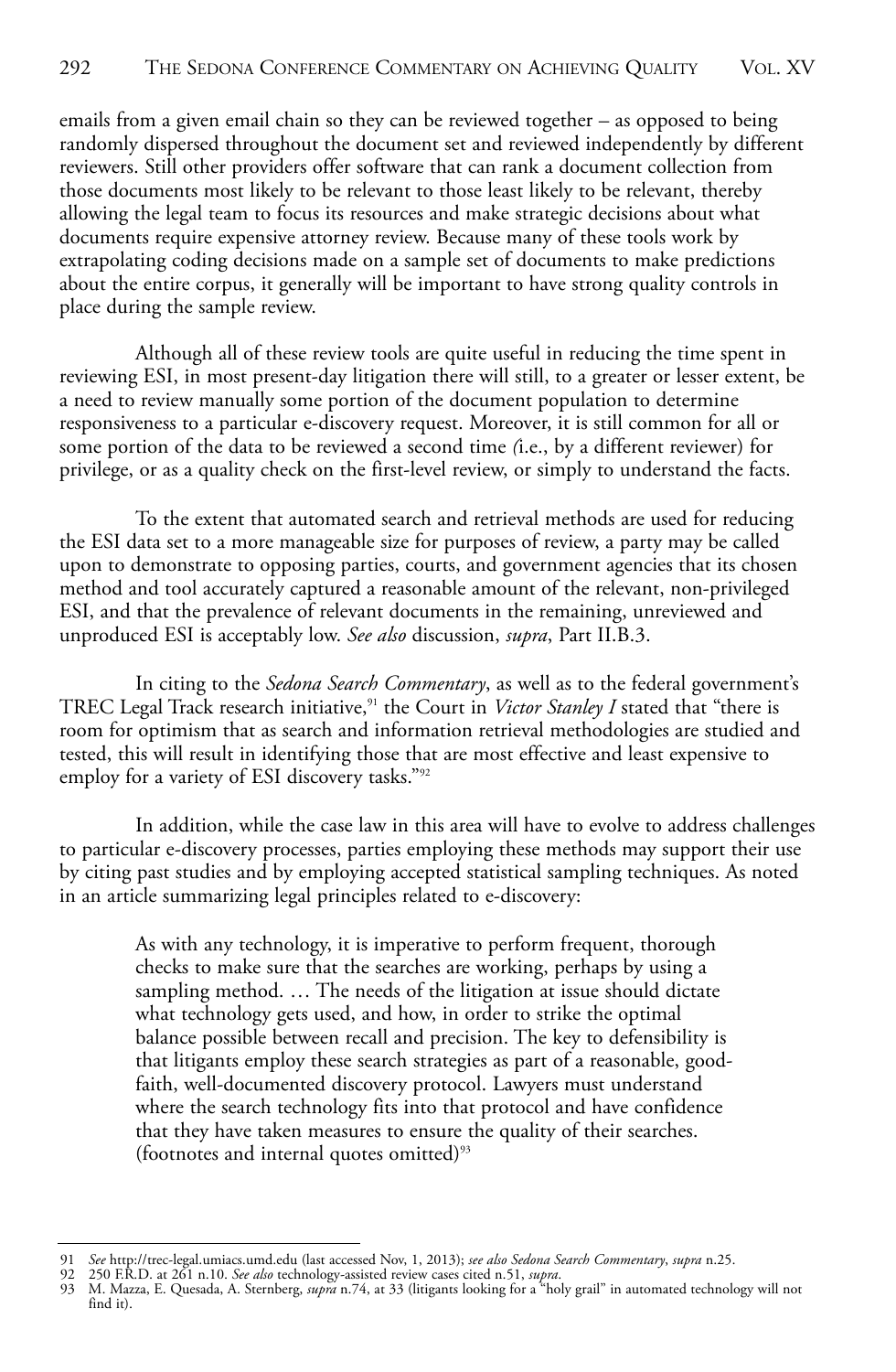emails from a given email chain so they can be reviewed together – as opposed to being randomly dispersed throughout the document set and reviewed independently by different reviewers. Still other providers offer software that can rank a document collection from those documents most likely to be relevant to those least likely to be relevant, thereby allowing the legal team to focus its resources and make strategic decisions about what documents require expensive attorney review. Because many of these tools work by extrapolating coding decisions made on a sample set of documents to make predictions about the entire corpus, it generally will be important to have strong quality controls in place during the sample review.

Although all of these review tools are quite useful in reducing the time spent in reviewing ESI, in most present-day litigation there will still, to a greater or lesser extent, be a need to review manually some portion of the document population to determine responsiveness to a particular e-discovery request. Moreover, it is still common for all or some portion of the data to be reviewed a second time *(*i.e., by a different reviewer) for privilege, or as a quality check on the first-level review, or simply to understand the facts.

To the extent that automated search and retrieval methods are used for reducing the ESI data set to a more manageable size for purposes of review, a party may be called upon to demonstrate to opposing parties, courts, and government agencies that its chosen method and tool accurately captured a reasonable amount of the relevant, non-privileged ESI, and that the prevalence of relevant documents in the remaining, unreviewed and unproduced ESI is acceptably low. *See also* discussion, *supra*, Part II.B.3.

In citing to the *Sedona Search Commentary*, as well as to the federal government's TREC Legal Track research initiative,[91] the Court in *Victor Stanley I* stated that "there is room for optimism that as search and information retrieval methodologies are studied and tested, this will result in identifying those that are most effective and least expensive to employ for a variety of ESI discovery tasks."[92]

In addition, while the case law in this area will have to evolve to address challenges to particular e-discovery processes, parties employing these methods may support their use by citing past studies and by employing accepted statistical sampling techniques. As noted in an article summarizing legal principles related to e-discovery:

> As with any technology, it is imperative to perform frequent, thorough checks to make sure that the searches are working, perhaps by using a sampling method. … The needs of the litigation at issue should dictate what technology gets used, and how, in order to strike the optimal balance possible between recall and precision. The key to defensibility is that litigants employ these search strategies as part of a reasonable, good-faith, well-documented discovery protocol. Lawyers must understand where the search technology fits into that protocol and have confidence that they have taken measures to ensure the quality of their searches. (footnotes and internal quotes omitted)[93]

---

91 *See* http://trec-legal.umiacs.umd.edu (last accessed Nov, 1, 2013); *see also Sedona Search Commentary*, *supra* n.25.

92 250 F.R.D. at 261 n.10. *See also* technology-assisted review cases cited n.51, *supra*.

93 M. Mazza, E. Quesada, A. Sternberg, *supra* n.74, at 33 (litigants looking for a "holy grail" in automated technology will not find it).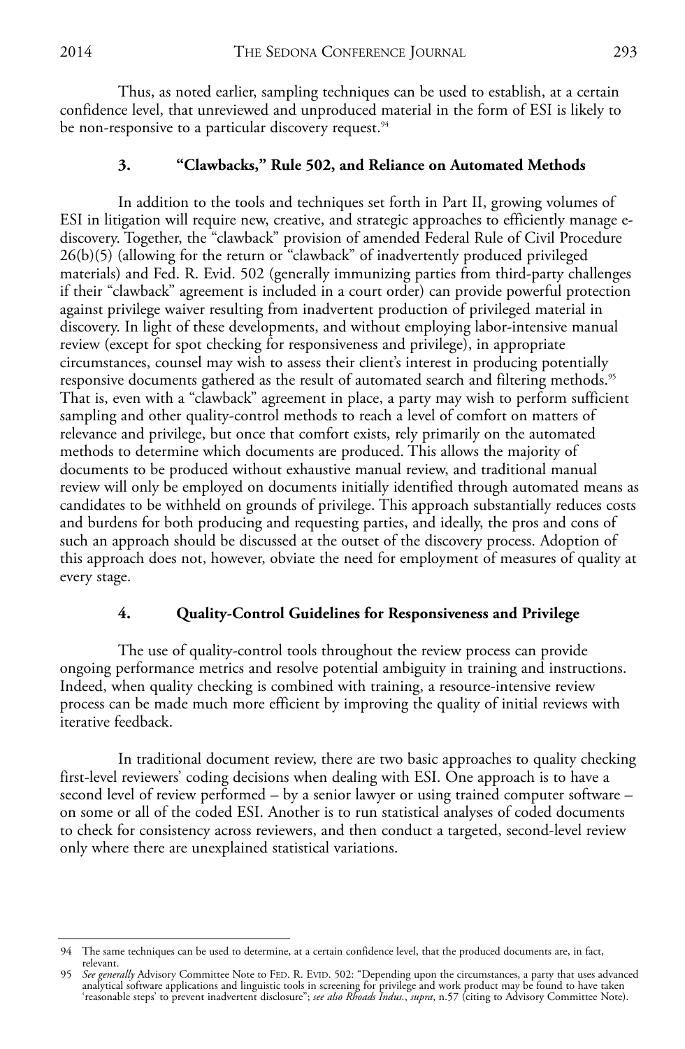Thus, as noted earlier, sampling techniques can be used to establish, at a certain confidence level, that unreviewed and unproduced material in the form of ESI is likely to be non-responsive to a particular discovery request.[94]

### 3. "Clawbacks," Rule 502, and Reliance on Automated Methods

In addition to the tools and techniques set forth in Part II, growing volumes of ESI in litigation will require new, creative, and strategic approaches to efficiently manage e-discovery. Together, the "clawback" provision of amended Federal Rule of Civil Procedure 26(b)(5) (allowing for the return or "clawback" of inadvertently produced privileged materials) and Fed. R. Evid. 502 (generally immunizing parties from third-party challenges if their "clawback" agreement is included in a court order) can provide powerful protection against privilege waiver resulting from inadvertent production of privileged material in discovery. In light of these developments, and without employing labor-intensive manual review (except for spot checking for responsiveness and privilege), in appropriate circumstances, counsel may wish to assess their client's interest in producing potentially responsive documents gathered as the result of automated search and filtering methods.[95] That is, even with a "clawback" agreement in place, a party may wish to perform sufficient sampling and other quality-control methods to reach a level of comfort on matters of relevance and privilege, but once that comfort exists, rely primarily on the automated methods to determine which documents are produced. This allows the majority of documents to be produced without exhaustive manual review, and traditional manual review will only be employed on documents initially identified through automated means as candidates to be withheld on grounds of privilege. This approach substantially reduces costs and burdens for both producing and requesting parties, and ideally, the pros and cons of such an approach should be discussed at the outset of the discovery process. Adoption of this approach does not, however, obviate the need for employment of measures of quality at every stage.

### 4. Quality-Control Guidelines for Responsiveness and Privilege

The use of quality-control tools throughout the review process can provide ongoing performance metrics and resolve potential ambiguity in training and instructions. Indeed, when quality checking is combined with training, a resource-intensive review process can be made much more efficient by improving the quality of initial reviews with iterative feedback.

In traditional document review, there are two basic approaches to quality checking first-level reviewers' coding decisions when dealing with ESI. One approach is to have a second level of review performed – by a senior lawyer or using trained computer software – on some or all of the coded ESI. Another is to run statistical analyses of coded documents to check for consistency across reviewers, and then conduct a targeted, second-level review only where there are unexplained statistical variations.

---

94 The same techniques can be used to determine, at a certain confidence level, that the produced documents are, in fact, relevant.

95 *See generally* Advisory Committee Note to FED. R. EVID. 502: "Depending upon the circumstances, a party that uses advanced analytical software applications and linguistic tools in screening for privilege and work product may be found to have taken 'reasonable steps' to prevent inadvertent disclosure"; *see also Rhoads Indus.*, *supra*, n.57 (citing to Advisory Committee Note).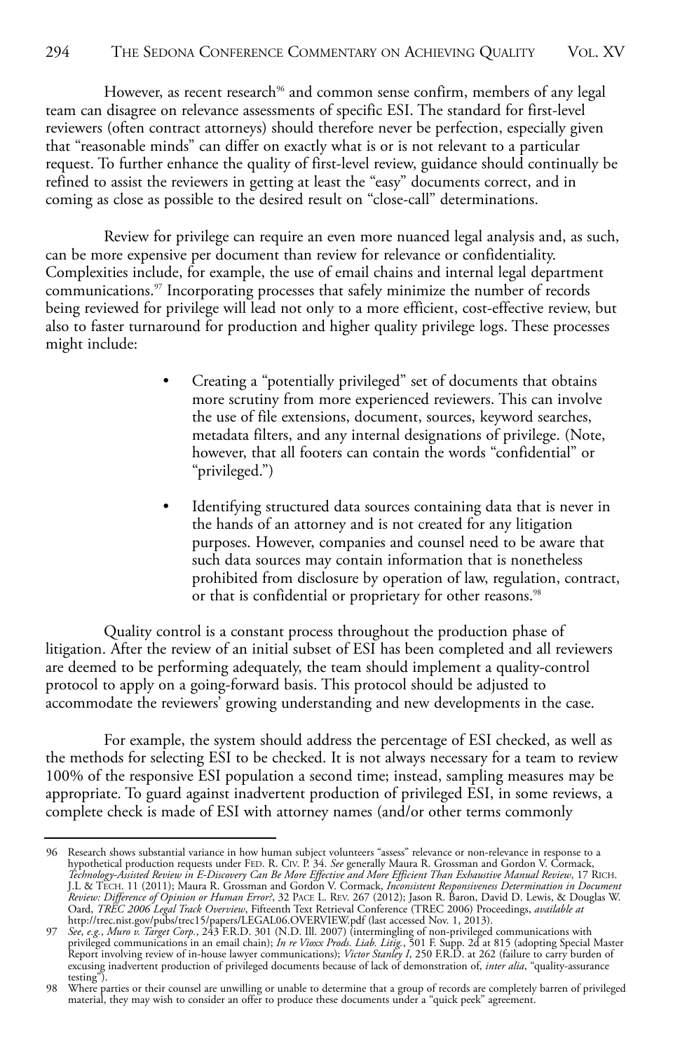However, as recent research[96] and common sense confirm, members of any legal team can disagree on relevance assessments of specific ESI. The standard for first-level reviewers (often contract attorneys) should therefore never be perfection, especially given that "reasonable minds" can differ on exactly what is or is not relevant to a particular request. To further enhance the quality of first-level review, guidance should continually be refined to assist the reviewers in getting at least the "easy" documents correct, and in coming as close as possible to the desired result on "close-call" determinations.

Review for privilege can require an even more nuanced legal analysis and, as such, can be more expensive per document than review for relevance or confidentiality. Complexities include, for example, the use of email chains and internal legal department communications.[97] Incorporating processes that safely minimize the number of records being reviewed for privilege will lead not only to a more efficient, cost-effective review, but also to faster turnaround for production and higher quality privilege logs. These processes might include:

- Creating a "potentially privileged" set of documents that obtains more scrutiny from more experienced reviewers. This can involve the use of file extensions, document, sources, keyword searches, metadata filters, and any internal designations of privilege. (Note, however, that all footers can contain the words "confidential" or "privileged.")

- Identifying structured data sources containing data that is never in the hands of an attorney and is not created for any litigation purposes. However, companies and counsel need to be aware that such data sources may contain information that is nonetheless prohibited from disclosure by operation of law, regulation, contract, or that is confidential or proprietary for other reasons.[98]

Quality control is a constant process throughout the production phase of litigation. After the review of an initial subset of ESI has been completed and all reviewers are deemed to be performing adequately, the team should implement a quality-control protocol to apply on a going-forward basis. This protocol should be adjusted to accommodate the reviewers' growing understanding and new developments in the case.

For example, the system should address the percentage of ESI checked, as well as the methods for selecting ESI to be checked. It is not always necessary for a team to review 100% of the responsive ESI population a second time; instead, sampling measures may be appropriate. To guard against inadvertent production of privileged ESI, in some reviews, a complete check is made of ESI with attorney names (and/or other terms commonly

---

96 Research shows substantial variance in how human subject volunteers "assess" relevance or non-relevance in response to a hypothetical production requests under Fed. R. Civ. P. 34. *See* generally Maura R. Grossman and Gordon V. Cormack, *Technology-Assisted Review in E-Discovery Can Be More Effective and More Efficient Than Exhaustive Manual Review*, 17 Rich. J.L & Tech. 11 (2011); Maura R. Grossman and Gordon V. Cormack, *Inconsistent Responsiveness Determination in Document Review: Difference of Opinion or Human Error?*, 32 Pace L. Rev. 267 (2012); Jason R. Baron, David D. Lewis, & Douglas W. Oard, *TREC 2006 Legal Track Overview*, Fifteenth Text Retrieval Conference (TREC 2006) Proceedings, *available at* http://trec.nist.gov/pubs/trec15/papers/LEGAL06.OVERVIEW.pdf (last accessed Nov. 1, 2013).

97 *See*, *e.g.*, *Muro v. Target Corp.*, 243 F.R.D. 301 (N.D. Ill. 2007) (intermingling of non-privileged communications with privileged communications in an email chain); *In re Vioxx Prods. Liab. Litig.*, 501 F. Supp. 2d at 815 (adopting Special Master Report involving review of in-house lawyer communications); *Victor Stanley I*, 250 F.R.D. at 262 (failure to carry burden of excusing inadvertent production of privileged documents because of lack of demonstration of, *inter alia*, "quality-assurance testing").

98 Where parties or their counsel are unwilling or unable to determine that a group of records are completely barren of privileged material, they may wish to consider an offer to produce these documents under a "quick peek" agreement.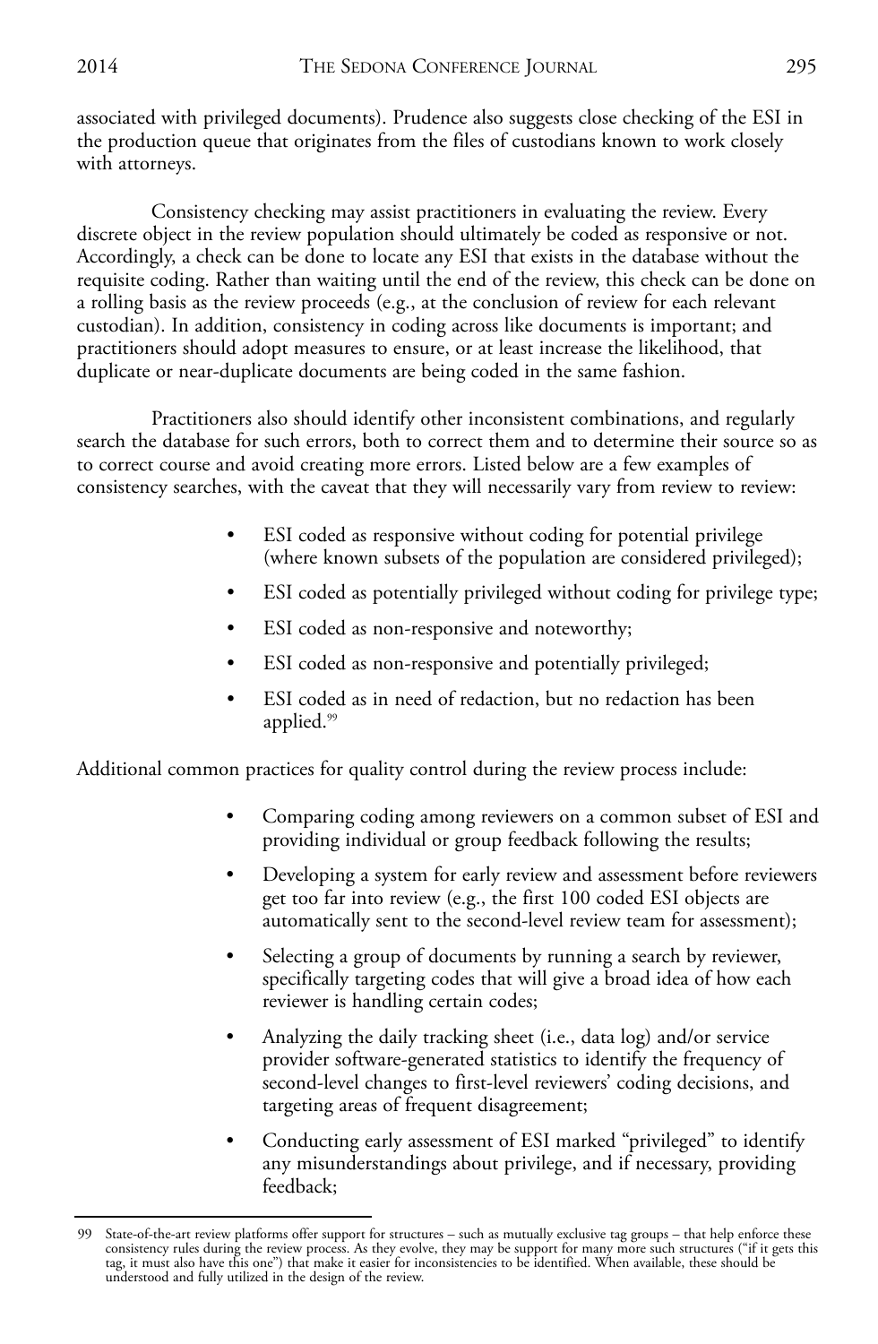associated with privileged documents). Prudence also suggests close checking of the ESI in the production queue that originates from the files of custodians known to work closely with attorneys.

Consistency checking may assist practitioners in evaluating the review. Every discrete object in the review population should ultimately be coded as responsive or not. Accordingly, a check can be done to locate any ESI that exists in the database without the requisite coding. Rather than waiting until the end of the review, this check can be done on a rolling basis as the review proceeds (e.g., at the conclusion of review for each relevant custodian). In addition, consistency in coding across like documents is important; and practitioners should adopt measures to ensure, or at least increase the likelihood, that duplicate or near-duplicate documents are being coded in the same fashion.

Practitioners also should identify other inconsistent combinations, and regularly search the database for such errors, both to correct them and to determine their source so as to correct course and avoid creating more errors. Listed below are a few examples of consistency searches, with the caveat that they will necessarily vary from review to review:

- ESI coded as responsive without coding for potential privilege (where known subsets of the population are considered privileged);
- ESI coded as potentially privileged without coding for privilege type;
- ESI coded as non-responsive and noteworthy;
- ESI coded as non-responsive and potentially privileged;
- ESI coded as in need of redaction, but no redaction has been applied.[99]

Additional common practices for quality control during the review process include:

- Comparing coding among reviewers on a common subset of ESI and providing individual or group feedback following the results;
- Developing a system for early review and assessment before reviewers get too far into review (e.g., the first 100 coded ESI objects are automatically sent to the second-level review team for assessment);
- Selecting a group of documents by running a search by reviewer, specifically targeting codes that will give a broad idea of how each reviewer is handling certain codes;
- Analyzing the daily tracking sheet (i.e., data log) and/or service provider software-generated statistics to identify the frequency of second-level changes to first-level reviewers' coding decisions, and targeting areas of frequent disagreement;
- Conducting early assessment of ESI marked "privileged" to identify any misunderstandings about privilege, and if necessary, providing feedback;

---

99 State-of-the-art review platforms offer support for structures – such as mutually exclusive tag groups – that help enforce these consistency rules during the review process. As they evolve, they may be support for many more such structures ("if it gets this tag, it must also have this one") that make it easier for inconsistencies to be identified. When available, these should be understood and fully utilized in the design of the review.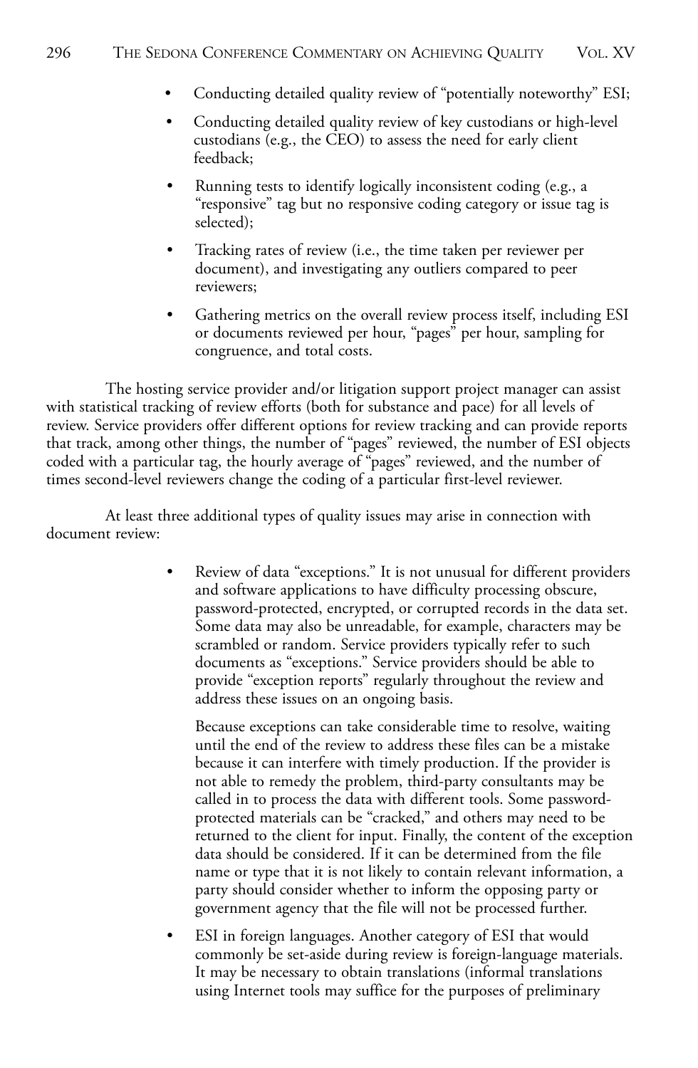- Conducting detailed quality review of "potentially noteworthy" ESI;
- Conducting detailed quality review of key custodians or high-level custodians (e.g., the CEO) to assess the need for early client feedback;
- Running tests to identify logically inconsistent coding (e.g., a "responsive" tag but no responsive coding category or issue tag is selected);
- Tracking rates of review (i.e., the time taken per reviewer per document), and investigating any outliers compared to peer reviewers;
- Gathering metrics on the overall review process itself, including ESI or documents reviewed per hour, "pages" per hour, sampling for congruence, and total costs.

The hosting service provider and/or litigation support project manager can assist with statistical tracking of review efforts (both for substance and pace) for all levels of review. Service providers offer different options for review tracking and can provide reports that track, among other things, the number of "pages" reviewed, the number of ESI objects coded with a particular tag, the hourly average of "pages" reviewed, and the number of times second-level reviewers change the coding of a particular first-level reviewer.

At least three additional types of quality issues may arise in connection with document review:

- Review of data "exceptions." It is not unusual for different providers and software applications to have difficulty processing obscure, password-protected, encrypted, or corrupted records in the data set. Some data may also be unreadable, for example, characters may be scrambled or random. Service providers typically refer to such documents as "exceptions." Service providers should be able to provide "exception reports" regularly throughout the review and address these issues on an ongoing basis.

  Because exceptions can take considerable time to resolve, waiting until the end of the review to address these files can be a mistake because it can interfere with timely production. If the provider is not able to remedy the problem, third-party consultants may be called in to process the data with different tools. Some password-protected materials can be "cracked," and others may need to be returned to the client for input. Finally, the content of the exception data should be considered. If it can be determined from the file name or type that it is not likely to contain relevant information, a party should consider whether to inform the opposing party or government agency that the file will not be processed further.

- ESI in foreign languages. Another category of ESI that would commonly be set-aside during review is foreign-language materials. It may be necessary to obtain translations (informal translations using Internet tools may suffice for the purposes of preliminary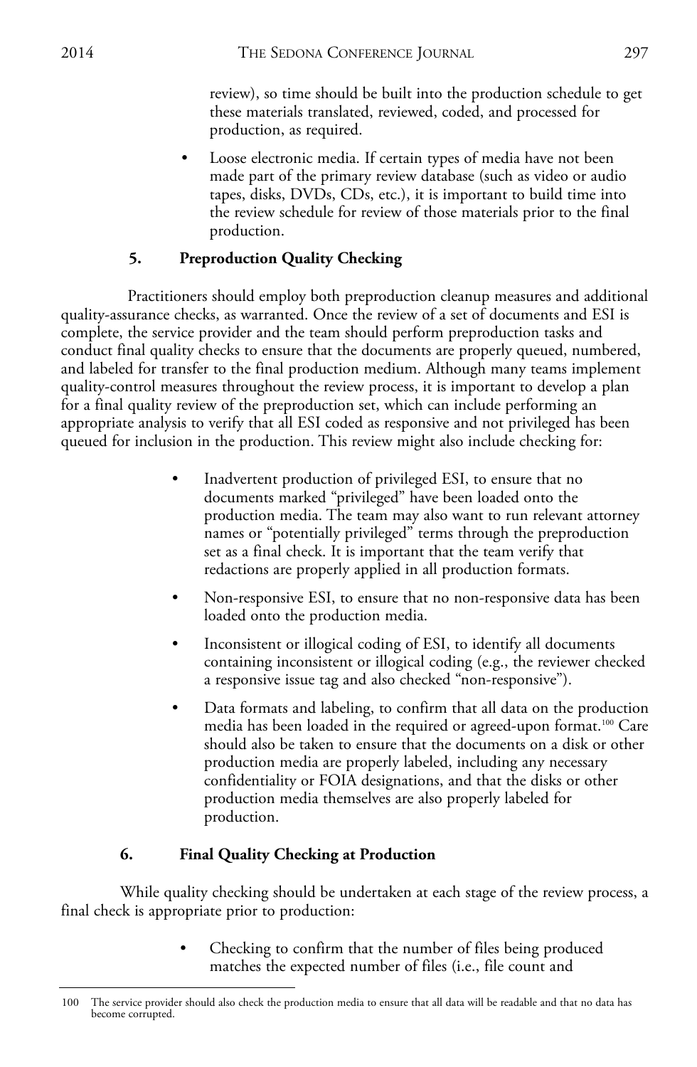review), so time should be built into the production schedule to get these materials translated, reviewed, coded, and processed for production, as required.

- Loose electronic media. If certain types of media have not been made part of the primary review database (such as video or audio tapes, disks, DVDs, CDs, etc.), it is important to build time into the review schedule for review of those materials prior to the final production.

### 5. Preproduction Quality Checking

Practitioners should employ both preproduction cleanup measures and additional quality-assurance checks, as warranted. Once the review of a set of documents and ESI is complete, the service provider and the team should perform preproduction tasks and conduct final quality checks to ensure that the documents are properly queued, numbered, and labeled for transfer to the final production medium. Although many teams implement quality-control measures throughout the review process, it is important to develop a plan for a final quality review of the preproduction set, which can include performing an appropriate analysis to verify that all ESI coded as responsive and not privileged has been queued for inclusion in the production. This review might also include checking for:

- Inadvertent production of privileged ESI, to ensure that no documents marked "privileged" have been loaded onto the production media. The team may also want to run relevant attorney names or "potentially privileged" terms through the preproduction set as a final check. It is important that the team verify that redactions are properly applied in all production formats.
- Non-responsive ESI, to ensure that no non-responsive data has been loaded onto the production media.
- Inconsistent or illogical coding of ESI, to identify all documents containing inconsistent or illogical coding (e.g., the reviewer checked a responsive issue tag and also checked "non-responsive").
- Data formats and labeling, to confirm that all data on the production media has been loaded in the required or agreed-upon format.[100] Care should also be taken to ensure that the documents on a disk or other production media are properly labeled, including any necessary confidentiality or FOIA designations, and that the disks or other production media themselves are also properly labeled for production.

### 6. Final Quality Checking at Production

While quality checking should be undertaken at each stage of the review process, a final check is appropriate prior to production:

- Checking to confirm that the number of files being produced matches the expected number of files (i.e., file count and

---

100 The service provider should also check the production media to ensure that all data will be readable and that no data has become corrupted.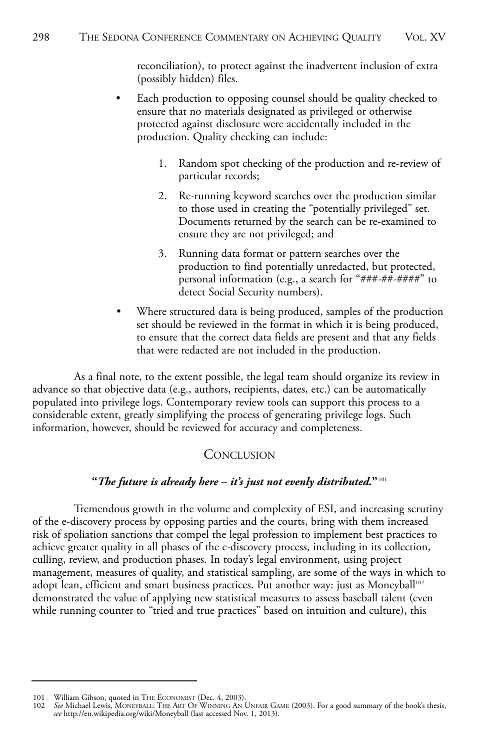reconciliation), to protect against the inadvertent inclusion of extra (possibly hidden) files.

- Each production to opposing counsel should be quality checked to ensure that no materials designated as privileged or otherwise protected against disclosure were accidentally included in the production. Quality checking can include:

    1. Random spot checking of the production and re-review of particular records;

    2. Re-running keyword searches over the production similar to those used in creating the "potentially privileged" set. Documents returned by the search can be re-examined to ensure they are not privileged; and

    3. Running data format or pattern searches over the production to find potentially unredacted, but protected, personal information (e.g., a search for "###-##-####" to detect Social Security numbers).

- Where structured data is being produced, samples of the production set should be reviewed in the format in which it is being produced, to ensure that the correct data fields are present and that any fields that were redacted are not included in the production.

As a final note, to the extent possible, the legal team should organize its review in advance so that objective data (e.g., authors, recipients, dates, etc.) can be automatically populated into privilege logs. Contemporary review tools can support this process to a considerable extent, greatly simplifying the process of generating privilege logs. Such information, however, should be reviewed for accuracy and completeness.

## Conclusion

**"*The future is already here – it's just not evenly distributed.*"**[101]

Tremendous growth in the volume and complexity of ESI, and increasing scrutiny of the e-discovery process by opposing parties and the courts, bring with them increased risk of spoliation sanctions that compel the legal profession to implement best practices to achieve greater quality in all phases of the e-discovery process, including in its collection, culling, review, and production phases. In today's legal environment, using project management, measures of quality, and statistical sampling, are some of the ways in which to adopt lean, efficient and smart business practices. Put another way: just as Moneyball[102] demonstrated the value of applying new statistical measures to assess baseball talent (even while running counter to "tried and true practices" based on intuition and culture), this

---

101 William Gibson, quoted in The Economist (Dec. 4, 2003).

102 *See* Michael Lewis, Moneyball: The Art Of Winning An Unfair Game (2003). For a good summary of the book's thesis, *see* http://en.wikipedia.org/wiki/Moneyball (last accessed Nov. 1, 2013).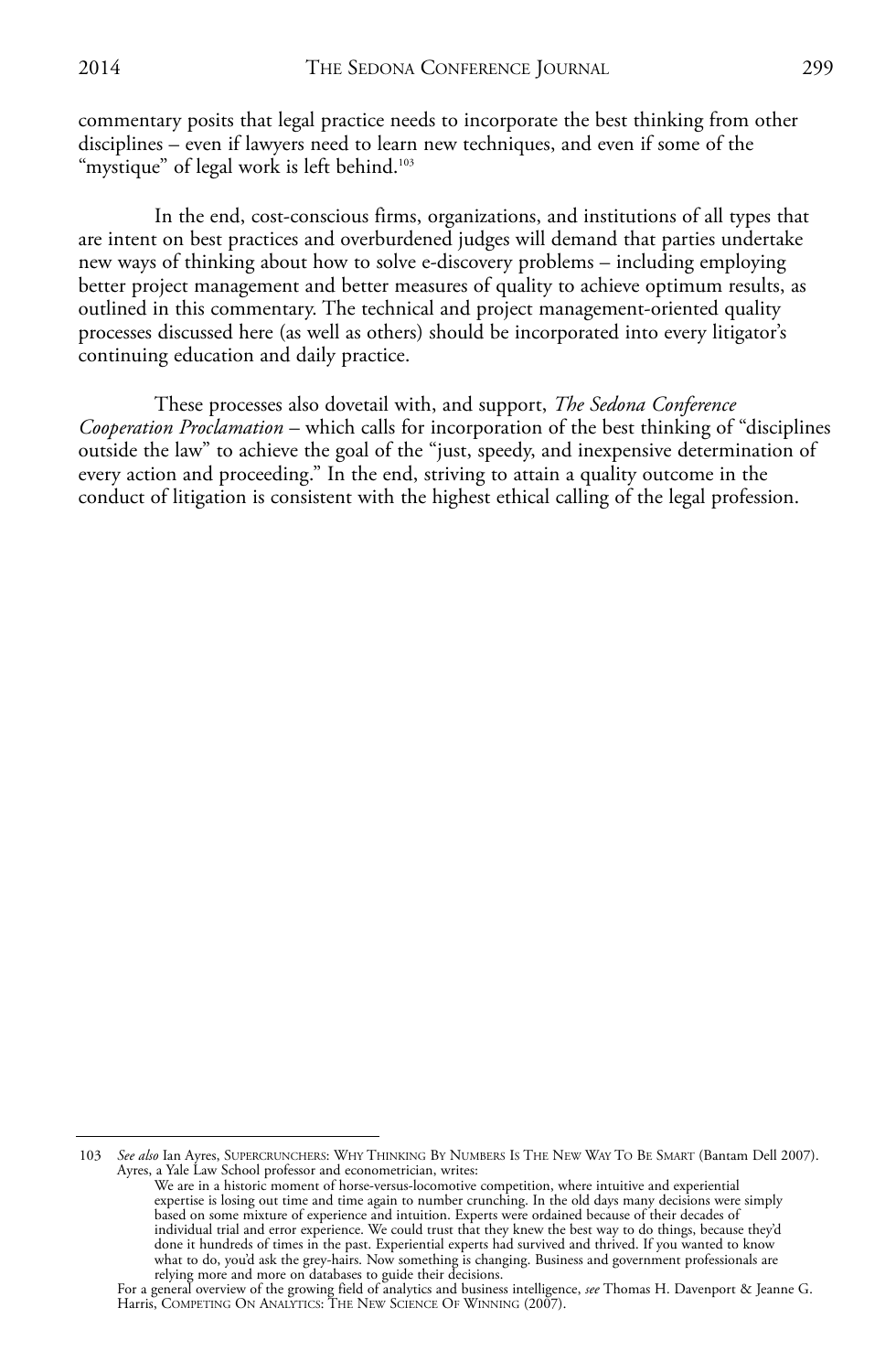commentary posits that legal practice needs to incorporate the best thinking from other disciplines – even if lawyers need to learn new techniques, and even if some of the "mystique" of legal work is left behind.[103]

In the end, cost-conscious firms, organizations, and institutions of all types that are intent on best practices and overburdened judges will demand that parties undertake new ways of thinking about how to solve e-discovery problems – including employing better project management and better measures of quality to achieve optimum results, as outlined in this commentary. The technical and project management-oriented quality processes discussed here (as well as others) should be incorporated into every litigator's continuing education and daily practice.

These processes also dovetail with, and support, *The Sedona Conference Cooperation Proclamation* – which calls for incorporation of the best thinking of "disciplines outside the law" to achieve the goal of the "just, speedy, and inexpensive determination of every action and proceeding." In the end, striving to attain a quality outcome in the conduct of litigation is consistent with the highest ethical calling of the legal profession.

---

103 *See also* Ian Ayres, SUPERCRUNCHERS: WHY THINKING BY NUMBERS IS THE NEW WAY TO BE SMART (Bantam Dell 2007). Ayres, a Yale Law School professor and econometrician, writes:

> We are in a historic moment of horse-versus-locomotive competition, where intuitive and experiential expertise is losing out time and time again to number crunching. In the old days many decisions were simply based on some mixture of experience and intuition. Experts were ordained because of their decades of individual trial and error experience. We could trust that they knew the best way to do things, because they'd done it hundreds of times in the past. Experiential experts had survived and thrived. If you wanted to know what to do, you'd ask the grey-hairs. Now something is changing. Business and government professionals are relying more and more on databases to guide their decisions.

For a general overview of the growing field of analytics and business intelligence, *see* Thomas H. Davenport & Jeanne G. Harris, COMPETING ON ANALYTICS: THE NEW SCIENCE OF WINNING (2007).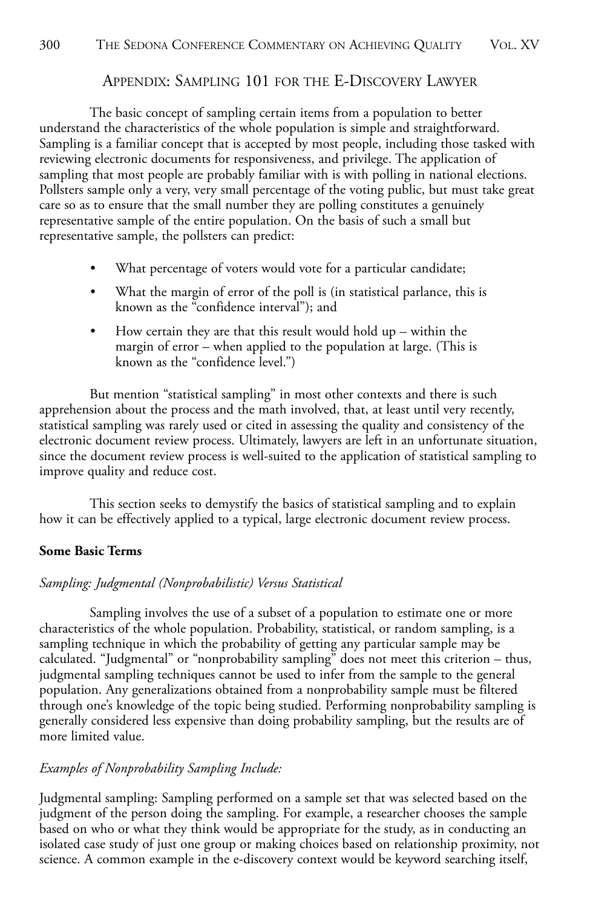## Appendix: Sampling 101 for the E-Discovery Lawyer

The basic concept of sampling certain items from a population to better understand the characteristics of the whole population is simple and straightforward. Sampling is a familiar concept that is accepted by most people, including those tasked with reviewing electronic documents for responsiveness, and privilege. The application of sampling that most people are probably familiar with is with polling in national elections. Pollsters sample only a very, very small percentage of the voting public, but must take great care so as to ensure that the small number they are polling constitutes a genuinely representative sample of the entire population. On the basis of such a small but representative sample, the pollsters can predict:

- What percentage of voters would vote for a particular candidate;
- What the margin of error of the poll is (in statistical parlance, this is known as the "confidence interval"); and
- How certain they are that this result would hold up – within the margin of error – when applied to the population at large. (This is known as the "confidence level.")

But mention "statistical sampling" in most other contexts and there is such apprehension about the process and the math involved, that, at least until very recently, statistical sampling was rarely used or cited in assessing the quality and consistency of the electronic document review process. Ultimately, lawyers are left in an unfortunate situation, since the document review process is well-suited to the application of statistical sampling to improve quality and reduce cost.

This section seeks to demystify the basics of statistical sampling and to explain how it can be effectively applied to a typical, large electronic document review process.

**Some Basic Terms**

*Sampling: Judgmental (Nonprobabilistic) Versus Statistical*

Sampling involves the use of a subset of a population to estimate one or more characteristics of the whole population. Probability, statistical, or random sampling, is a sampling technique in which the probability of getting any particular sample may be calculated. "Judgmental" or "nonprobability sampling" does not meet this criterion – thus, judgmental sampling techniques cannot be used to infer from the sample to the general population. Any generalizations obtained from a nonprobability sample must be filtered through one's knowledge of the topic being studied. Performing nonprobability sampling is generally considered less expensive than doing probability sampling, but the results are of more limited value.

*Examples of Nonprobability Sampling Include:*

Judgmental sampling: Sampling performed on a sample set that was selected based on the judgment of the person doing the sampling. For example, a researcher chooses the sample based on who or what they think would be appropriate for the study, as in conducting an isolated case study of just one group or making choices based on relationship proximity, not science. A common example in the e-discovery context would be keyword searching itself,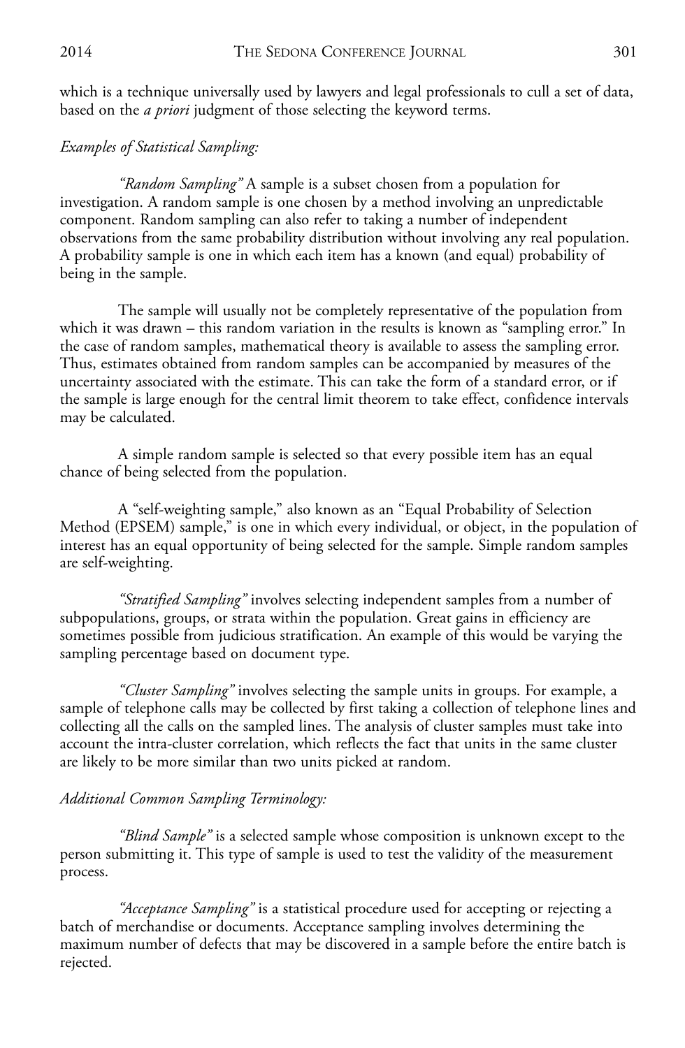which is a technique universally used by lawyers and legal professionals to cull a set of data, based on the *a priori* judgment of those selecting the keyword terms.

*Examples of Statistical Sampling:*

*"Random Sampling"* A sample is a subset chosen from a population for investigation. A random sample is one chosen by a method involving an unpredictable component. Random sampling can also refer to taking a number of independent observations from the same probability distribution without involving any real population. A probability sample is one in which each item has a known (and equal) probability of being in the sample.

The sample will usually not be completely representative of the population from which it was drawn – this random variation in the results is known as "sampling error." In the case of random samples, mathematical theory is available to assess the sampling error. Thus, estimates obtained from random samples can be accompanied by measures of the uncertainty associated with the estimate. This can take the form of a standard error, or if the sample is large enough for the central limit theorem to take effect, confidence intervals may be calculated.

A simple random sample is selected so that every possible item has an equal chance of being selected from the population.

A "self-weighting sample," also known as an "Equal Probability of Selection Method (EPSEM) sample," is one in which every individual, or object, in the population of interest has an equal opportunity of being selected for the sample. Simple random samples are self-weighting.

*"Stratified Sampling"* involves selecting independent samples from a number of subpopulations, groups, or strata within the population. Great gains in efficiency are sometimes possible from judicious stratification. An example of this would be varying the sampling percentage based on document type.

*"Cluster Sampling"* involves selecting the sample units in groups. For example, a sample of telephone calls may be collected by first taking a collection of telephone lines and collecting all the calls on the sampled lines. The analysis of cluster samples must take into account the intra-cluster correlation, which reflects the fact that units in the same cluster are likely to be more similar than two units picked at random.

*Additional Common Sampling Terminology:*

*"Blind Sample"* is a selected sample whose composition is unknown except to the person submitting it. This type of sample is used to test the validity of the measurement process.

*"Acceptance Sampling"* is a statistical procedure used for accepting or rejecting a batch of merchandise or documents. Acceptance sampling involves determining the maximum number of defects that may be discovered in a sample before the entire batch is rejected.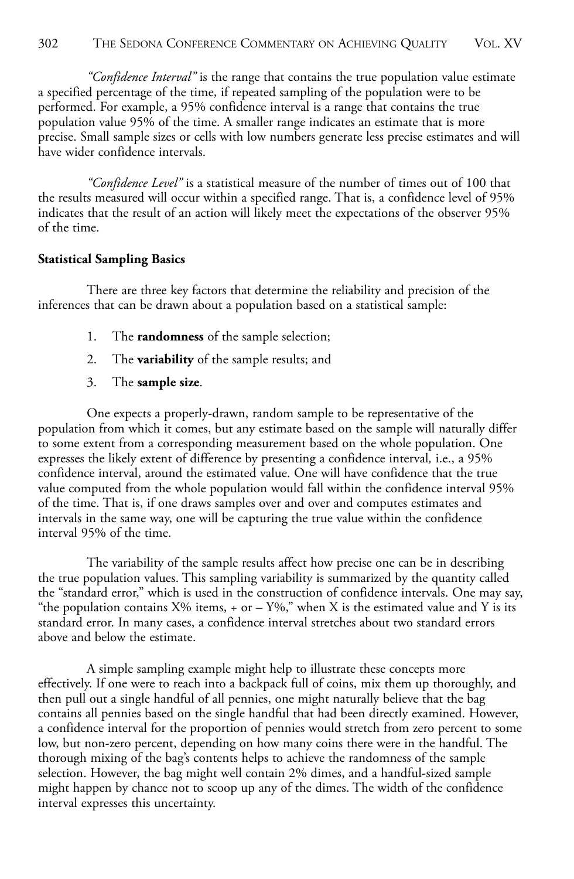*"Confidence Interval"* is the range that contains the true population value estimate a specified percentage of the time, if repeated sampling of the population were to be performed. For example, a 95% confidence interval is a range that contains the true population value 95% of the time. A smaller range indicates an estimate that is more precise. Small sample sizes or cells with low numbers generate less precise estimates and will have wider confidence intervals.

*"Confidence Level"* is a statistical measure of the number of times out of 100 that the results measured will occur within a specified range. That is, a confidence level of 95% indicates that the result of an action will likely meet the expectations of the observer 95% of the time.

**Statistical Sampling Basics**

There are three key factors that determine the reliability and precision of the inferences that can be drawn about a population based on a statistical sample:

1. The **randomness** of the sample selection;
2. The **variability** of the sample results; and
3. The **sample size**.

One expects a properly-drawn, random sample to be representative of the population from which it comes, but any estimate based on the sample will naturally differ to some extent from a corresponding measurement based on the whole population. One expresses the likely extent of difference by presenting a confidence interval*,* i.e., a 95% confidence interval, around the estimated value. One will have confidence that the true value computed from the whole population would fall within the confidence interval 95% of the time. That is, if one draws samples over and over and computes estimates and intervals in the same way, one will be capturing the true value within the confidence interval 95% of the time.

The variability of the sample results affect how precise one can be in describing the true population values. This sampling variability is summarized by the quantity called the "standard error," which is used in the construction of confidence intervals. One may say, "the population contains X% items, + or – Y%," when X is the estimated value and Y is its standard error. In many cases, a confidence interval stretches about two standard errors above and below the estimate.

A simple sampling example might help to illustrate these concepts more effectively. If one were to reach into a backpack full of coins, mix them up thoroughly, and then pull out a single handful of all pennies, one might naturally believe that the bag contains all pennies based on the single handful that had been directly examined. However, a confidence interval for the proportion of pennies would stretch from zero percent to some low, but non-zero percent, depending on how many coins there were in the handful. The thorough mixing of the bag's contents helps to achieve the randomness of the sample selection. However, the bag might well contain 2% dimes, and a handful-sized sample might happen by chance not to scoop up any of the dimes. The width of the confidence interval expresses this uncertainty.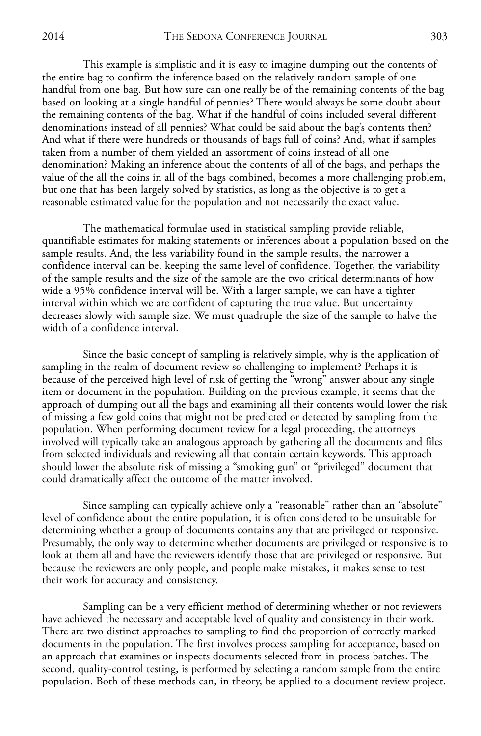This example is simplistic and it is easy to imagine dumping out the contents of the entire bag to confirm the inference based on the relatively random sample of one handful from one bag. But how sure can one really be of the remaining contents of the bag based on looking at a single handful of pennies? There would always be some doubt about the remaining contents of the bag. What if the handful of coins included several different denominations instead of all pennies? What could be said about the bag's contents then? And what if there were hundreds or thousands of bags full of coins? And, what if samples taken from a number of them yielded an assortment of coins instead of all one denomination? Making an inference about the contents of all of the bags, and perhaps the value of the all the coins in all of the bags combined, becomes a more challenging problem, but one that has been largely solved by statistics, as long as the objective is to get a reasonable estimated value for the population and not necessarily the exact value.

The mathematical formulae used in statistical sampling provide reliable, quantifiable estimates for making statements or inferences about a population based on the sample results. And, the less variability found in the sample results, the narrower a confidence interval can be, keeping the same level of confidence. Together, the variability of the sample results and the size of the sample are the two critical determinants of how wide a 95% confidence interval will be. With a larger sample, we can have a tighter interval within which we are confident of capturing the true value. But uncertainty decreases slowly with sample size. We must quadruple the size of the sample to halve the width of a confidence interval.

Since the basic concept of sampling is relatively simple, why is the application of sampling in the realm of document review so challenging to implement? Perhaps it is because of the perceived high level of risk of getting the "wrong" answer about any single item or document in the population. Building on the previous example, it seems that the approach of dumping out all the bags and examining all their contents would lower the risk of missing a few gold coins that might not be predicted or detected by sampling from the population. When performing document review for a legal proceeding, the attorneys involved will typically take an analogous approach by gathering all the documents and files from selected individuals and reviewing all that contain certain keywords. This approach should lower the absolute risk of missing a "smoking gun" or "privileged" document that could dramatically affect the outcome of the matter involved.

Since sampling can typically achieve only a "reasonable" rather than an "absolute" level of confidence about the entire population, it is often considered to be unsuitable for determining whether a group of documents contains any that are privileged or responsive. Presumably, the only way to determine whether documents are privileged or responsive is to look at them all and have the reviewers identify those that are privileged or responsive. But because the reviewers are only people, and people make mistakes, it makes sense to test their work for accuracy and consistency.

Sampling can be a very efficient method of determining whether or not reviewers have achieved the necessary and acceptable level of quality and consistency in their work. There are two distinct approaches to sampling to find the proportion of correctly marked documents in the population. The first involves process sampling for acceptance, based on an approach that examines or inspects documents selected from in-process batches. The second, quality-control testing, is performed by selecting a random sample from the entire population. Both of these methods can, in theory, be applied to a document review project.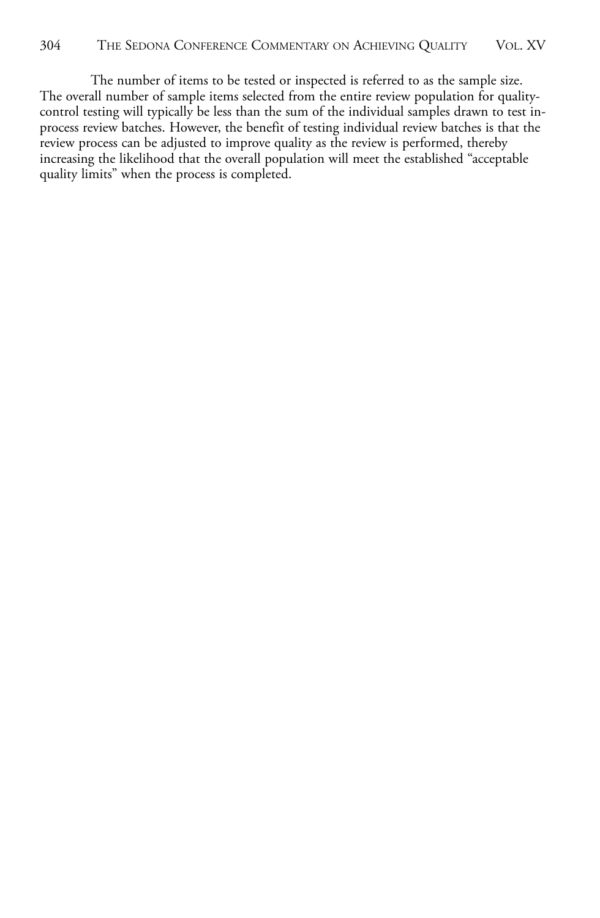The number of items to be tested or inspected is referred to as the sample size. The overall number of sample items selected from the entire review population for quality-control testing will typically be less than the sum of the individual samples drawn to test in-process review batches. However, the benefit of testing individual review batches is that the review process can be adjusted to improve quality as the review is performed, thereby increasing the likelihood that the overall population will meet the established "acceptable quality limits" when the process is completed.